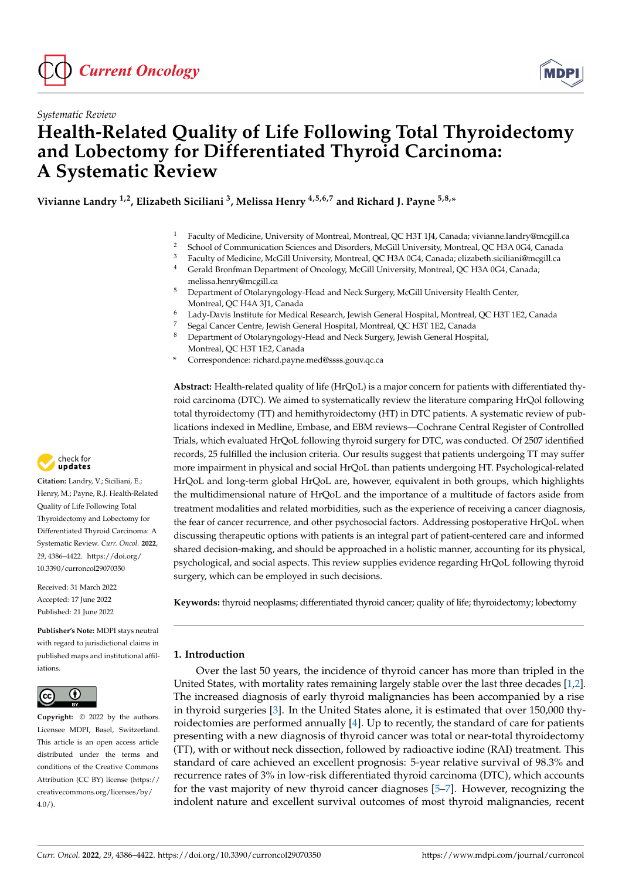*Systematic Review*

# Health-Related Quality of Life Following Total Thyroidectomy and Lobectomy for Differentiated Thyroid Carcinoma: A Systematic Review

**Vivianne Landry [1,2], Elizabeth Siciliani [3], Melissa Henry [4,5,6,7] and Richard J. Payne [5,8,*]**

[1] Faculty of Medicine, University of Montreal, Montreal, QC H3T 1J4, Canada; vivianne.landry@mcgill.ca
[2] School of Communication Sciences and Disorders, McGill University, Montreal, QC H3A 0G4, Canada
[3] Faculty of Medicine, McGill University, Montreal, QC H3A 0G4, Canada; elizabeth.siciliani@mcgill.ca
[4] Gerald Bronfman Department of Oncology, McGill University, Montreal, QC H3A 0G4, Canada; melissa.henry@mcgill.ca
[5] Department of Otolaryngology-Head and Neck Surgery, McGill University Health Center, Montreal, QC H4A 3J1, Canada
[6] Lady-Davis Institute for Medical Research, Jewish General Hospital, Montreal, QC H3T 1E2, Canada
[7] Segal Cancer Centre, Jewish General Hospital, Montreal, QC H3T 1E2, Canada
[8] Department of Otolaryngology-Head and Neck Surgery, Jewish General Hospital, Montreal, QC H3T 1E2, Canada
[*] Correspondence: richard.payne.med@ssss.gouv.qc.ca

**Citation:** Landry, V.; Siciliani, E.; Henry, M.; Payne, R.J. Health-Related Quality of Life Following Total Thyroidectomy and Lobectomy for Differentiated Thyroid Carcinoma: A Systematic Review. *Curr. Oncol.* **2022**, *29*, 4386–4422. https://doi.org/10.3390/curroncol29070350

Received: 31 March 2022
Accepted: 17 June 2022
Published: 21 June 2022

**Publisher's Note:** MDPI stays neutral with regard to jurisdictional claims in published maps and institutional affiliations.

**Copyright:** © 2022 by the authors. Licensee MDPI, Basel, Switzerland. This article is an open access article distributed under the terms and conditions of the Creative Commons Attribution (CC BY) license (https://creativecommons.org/licenses/by/4.0/).

**Abstract:** Health-related quality of life (HrQoL) is a major concern for patients with differentiated thyroid carcinoma (DTC). We aimed to systematically review the literature comparing HrQol following total thyroidectomy (TT) and hemithyroidectomy (HT) in DTC patients. A systematic review of publications indexed in Medline, Embase, and EBM reviews—Cochrane Central Register of Controlled Trials, which evaluated HrQoL following thyroid surgery for DTC, was conducted. Of 2507 identified records, 25 fulfilled the inclusion criteria. Our results suggest that patients undergoing TT may suffer more impairment in physical and social HrQoL than patients undergoing HT. Psychological-related HrQoL and long-term global HrQoL are, however, equivalent in both groups, which highlights the multidimensional nature of HrQoL and the importance of a multitude of factors aside from treatment modalities and related morbidities, such as the experience of receiving a cancer diagnosis, the fear of cancer recurrence, and other psychosocial factors. Addressing postoperative HrQoL when discussing therapeutic options with patients is an integral part of patient-centered care and informed shared decision-making, and should be approached in a holistic manner, accounting for its physical, psychological, and social aspects. This review supplies evidence regarding HrQoL following thyroid surgery, which can be employed in such decisions.

**Keywords:** thyroid neoplasms; differentiated thyroid cancer; quality of life; thyroidectomy; lobectomy

## 1. Introduction

Over the last 50 years, the incidence of thyroid cancer has more than tripled in the United States, with mortality rates remaining largely stable over the last three decades [1,2]. The increased diagnosis of early thyroid malignancies has been accompanied by a rise in thyroid surgeries [3]. In the United States alone, it is estimated that over 150,000 thyroidectomies are performed annually [4]. Up to recently, the standard of care for patients presenting with a new diagnosis of thyroid cancer was total or near-total thyroidectomy (TT), with or without neck dissection, followed by radioactive iodine (RAI) treatment. This standard of care achieved an excellent prognosis: 5-year relative survival of 98.3% and recurrence rates of 3% in low-risk differentiated thyroid carcinoma (DTC), which accounts for the vast majority of new thyroid cancer diagnoses [5–7]. However, recognizing the indolent nature and excellent survival outcomes of most thyroid malignancies, recent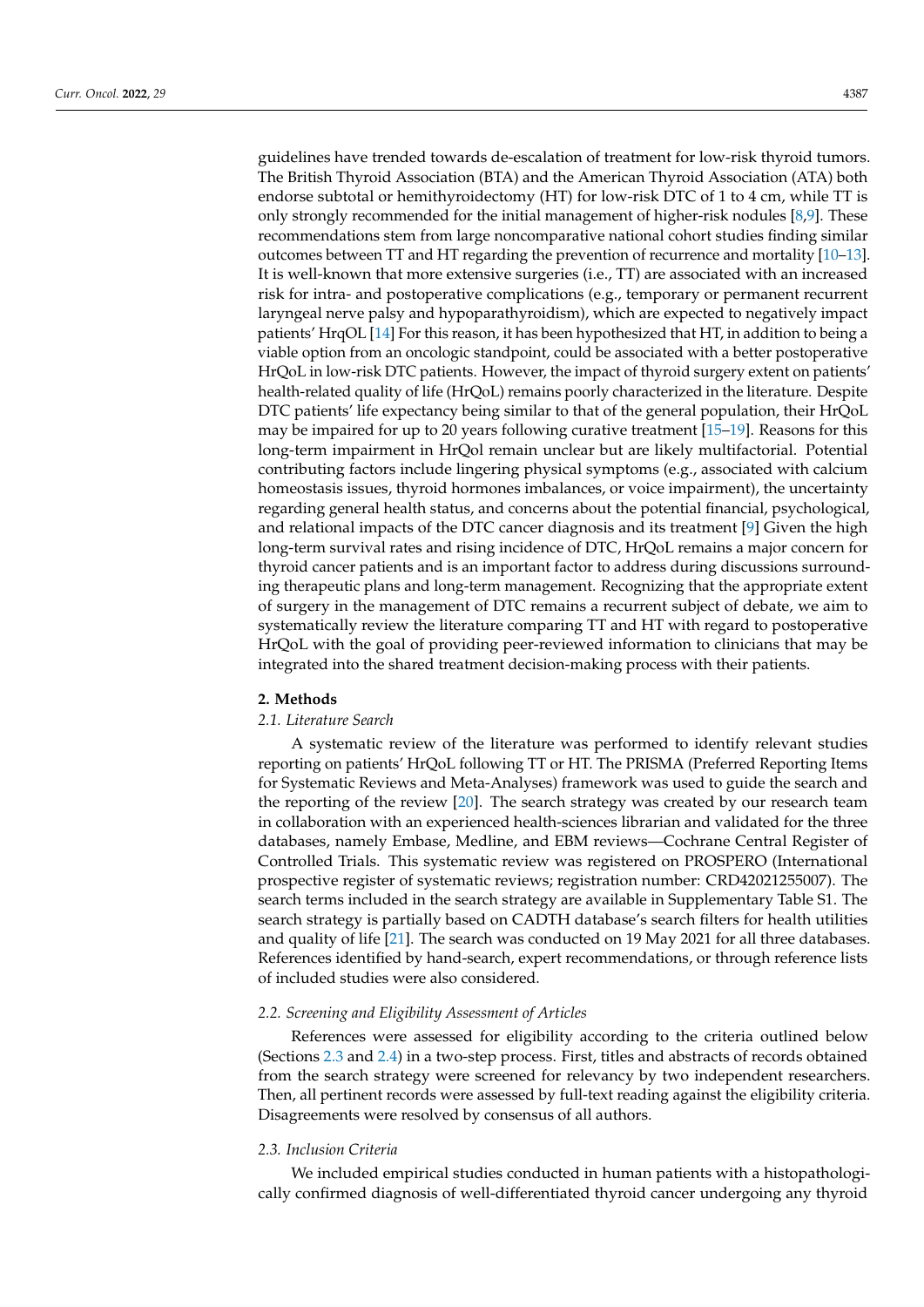guidelines have trended towards de-escalation of treatment for low-risk thyroid tumors. The British Thyroid Association (BTA) and the American Thyroid Association (ATA) both endorse subtotal or hemithyroidectomy (HT) for low-risk DTC of 1 to 4 cm, while TT is only strongly recommended for the initial management of higher-risk nodules [8,9]. These recommendations stem from large noncomparative national cohort studies finding similar outcomes between TT and HT regarding the prevention of recurrence and mortality [10–13]. It is well-known that more extensive surgeries (i.e., TT) are associated with an increased risk for intra- and postoperative complications (e.g., temporary or permanent recurrent laryngeal nerve palsy and hypoparathyroidism), which are expected to negatively impact patients' HrqOL [14] For this reason, it has been hypothesized that HT, in addition to being a viable option from an oncologic standpoint, could be associated with a better postoperative HrQoL in low-risk DTC patients. However, the impact of thyroid surgery extent on patients' health-related quality of life (HrQoL) remains poorly characterized in the literature. Despite DTC patients' life expectancy being similar to that of the general population, their HrQoL may be impaired for up to 20 years following curative treatment [15–19]. Reasons for this long-term impairment in HrQol remain unclear but are likely multifactorial. Potential contributing factors include lingering physical symptoms (e.g., associated with calcium homeostasis issues, thyroid hormones imbalances, or voice impairment), the uncertainty regarding general health status, and concerns about the potential financial, psychological, and relational impacts of the DTC cancer diagnosis and its treatment [9] Given the high long-term survival rates and rising incidence of DTC, HrQoL remains a major concern for thyroid cancer patients and is an important factor to address during discussions surrounding therapeutic plans and long-term management. Recognizing that the appropriate extent of surgery in the management of DTC remains a recurrent subject of debate, we aim to systematically review the literature comparing TT and HT with regard to postoperative HrQoL with the goal of providing peer-reviewed information to clinicians that may be integrated into the shared treatment decision-making process with their patients.

## 2. Methods

### *2.1. Literature Search*

A systematic review of the literature was performed to identify relevant studies reporting on patients' HrQoL following TT or HT. The PRISMA (Preferred Reporting Items for Systematic Reviews and Meta-Analyses) framework was used to guide the search and the reporting of the review [20]. The search strategy was created by our research team in collaboration with an experienced health-sciences librarian and validated for the three databases, namely Embase, Medline, and EBM reviews—Cochrane Central Register of Controlled Trials. This systematic review was registered on PROSPERO (International prospective register of systematic reviews; registration number: CRD42021255007). The search terms included in the search strategy are available in Supplementary Table S1. The search strategy is partially based on CADTH database's search filters for health utilities and quality of life [21]. The search was conducted on 19 May 2021 for all three databases. References identified by hand-search, expert recommendations, or through reference lists of included studies were also considered.

### *2.2. Screening and Eligibility Assessment of Articles*

References were assessed for eligibility according to the criteria outlined below (Sections 2.3 and 2.4) in a two-step process. First, titles and abstracts of records obtained from the search strategy were screened for relevancy by two independent researchers. Then, all pertinent records were assessed by full-text reading against the eligibility criteria. Disagreements were resolved by consensus of all authors.

### *2.3. Inclusion Criteria*

We included empirical studies conducted in human patients with a histopathologically confirmed diagnosis of well-differentiated thyroid cancer undergoing any thyroid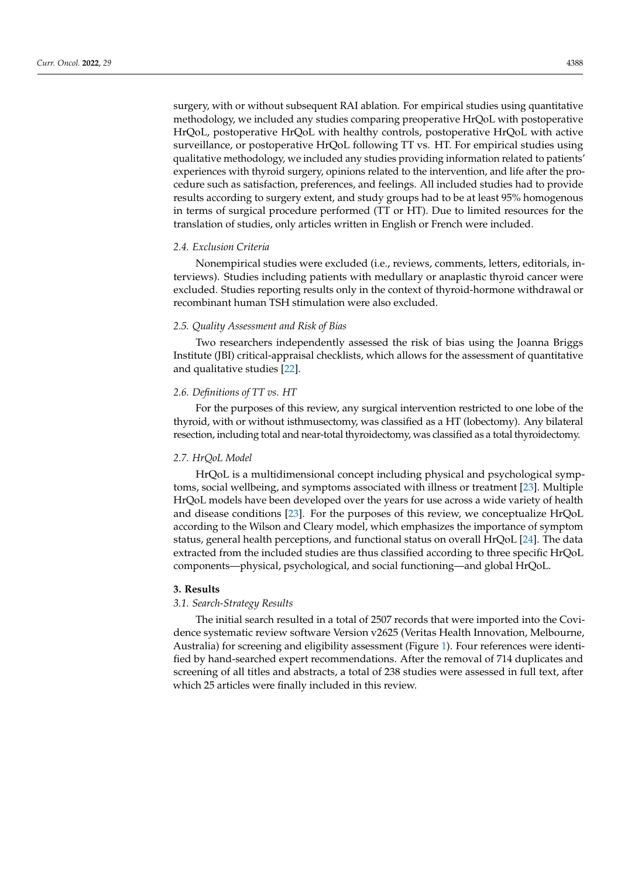surgery, with or without subsequent RAI ablation. For empirical studies using quantitative methodology, we included any studies comparing preoperative HrQoL with postoperative HrQoL, postoperative HrQoL with healthy controls, postoperative HrQoL with active surveillance, or postoperative HrQoL following TT vs. HT. For empirical studies using qualitative methodology, we included any studies providing information related to patients' experiences with thyroid surgery, opinions related to the intervention, and life after the procedure such as satisfaction, preferences, and feelings. All included studies had to provide results according to surgery extent, and study groups had to be at least 95% homogenous in terms of surgical procedure performed (TT or HT). Due to limited resources for the translation of studies, only articles written in English or French were included.

### 2.4. Exclusion Criteria

Nonempirical studies were excluded (i.e., reviews, comments, letters, editorials, interviews). Studies including patients with medullary or anaplastic thyroid cancer were excluded. Studies reporting results only in the context of thyroid-hormone withdrawal or recombinant human TSH stimulation were also excluded.

### 2.5. Quality Assessment and Risk of Bias

Two researchers independently assessed the risk of bias using the Joanna Briggs Institute (JBI) critical-appraisal checklists, which allows for the assessment of quantitative and qualitative studies [22].

### 2.6. Definitions of TT vs. HT

For the purposes of this review, any surgical intervention restricted to one lobe of the thyroid, with or without isthmusectomy, was classified as a HT (lobectomy). Any bilateral resection, including total and near-total thyroidectomy, was classified as a total thyroidectomy.

### 2.7. HrQoL Model

HrQoL is a multidimensional concept including physical and psychological symptoms, social wellbeing, and symptoms associated with illness or treatment [23]. Multiple HrQoL models have been developed over the years for use across a wide variety of health and disease conditions [23]. For the purposes of this review, we conceptualize HrQoL according to the Wilson and Cleary model, which emphasizes the importance of symptom status, general health perceptions, and functional status on overall HrQoL [24]. The data extracted from the included studies are thus classified according to three specific HrQoL components—physical, psychological, and social functioning—and global HrQoL.

## 3. Results

### 3.1. Search-Strategy Results

The initial search resulted in a total of 2507 records that were imported into the Covidence systematic review software Version v2625 (Veritas Health Innovation, Melbourne, Australia) for screening and eligibility assessment (Figure 1). Four references were identified by hand-searched expert recommendations. After the removal of 714 duplicates and screening of all titles and abstracts, a total of 238 studies were assessed in full text, after which 25 articles were finally included in this review.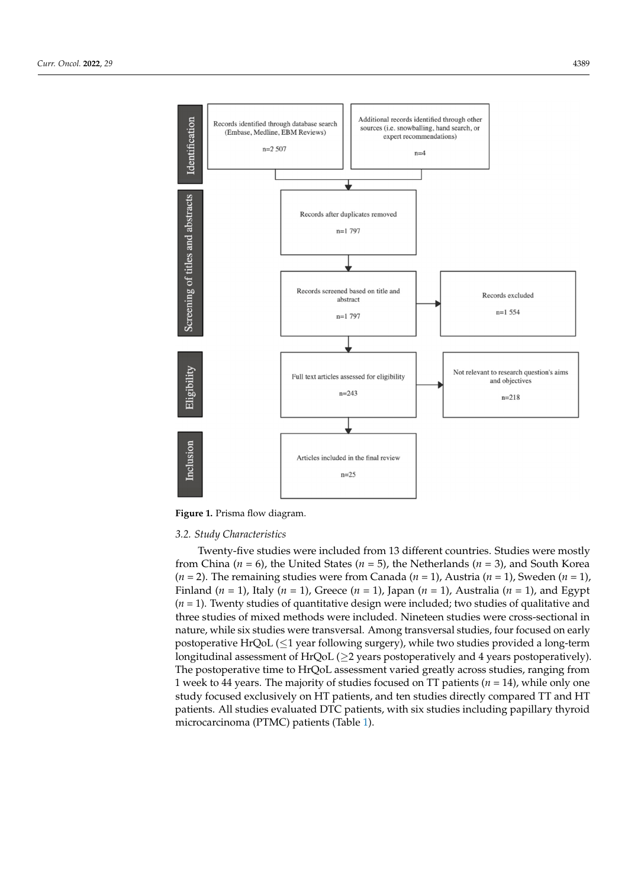Identification

Records identified through database search (Embase, Medline, EBM Reviews)

n=2 507

Additional records identified through other sources (i.e. snowballing, hand search, or expert recommendations)

n=4

Screening of titles and abstracts

Records after duplicates removed

n=1 797

Records screened based on title and abstract

n=1 797

Records excluded

n=1 554

Eligibility

Full text articles assessed for eligibility

n=243

Not relevant to research question's aims and objectives

n=218

Inclusion

Articles included in the final review

n=25

**Figure 1.** Prisma flow diagram.

### *3.2. Study Characteristics*

Twenty-five studies were included from 13 different countries. Studies were mostly from China (*n* = 6), the United States (*n* = 5), the Netherlands (*n* = 3), and South Korea (*n* = 2). The remaining studies were from Canada (*n* = 1), Austria (*n* = 1), Sweden (*n* = 1), Finland (*n* = 1), Italy (*n* = 1), Greece (*n* = 1), Japan (*n* = 1), Australia (*n* = 1), and Egypt (*n* = 1). Twenty studies of quantitative design were included; two studies of qualitative and three studies of mixed methods were included. Nineteen studies were cross-sectional in nature, while six studies were transversal. Among transversal studies, four focused on early postoperative HrQoL (≤1 year following surgery), while two studies provided a long-term longitudinal assessment of HrQoL (≥2 years postoperatively and 4 years postoperatively). The postoperative time to HrQoL assessment varied greatly across studies, ranging from 1 week to 44 years. The majority of studies focused on TT patients (*n* = 14), while only one study focused exclusively on HT patients, and ten studies directly compared TT and HT patients. All studies evaluated DTC patients, with six studies including papillary thyroid microcarcinoma (PTMC) patients (Table 1).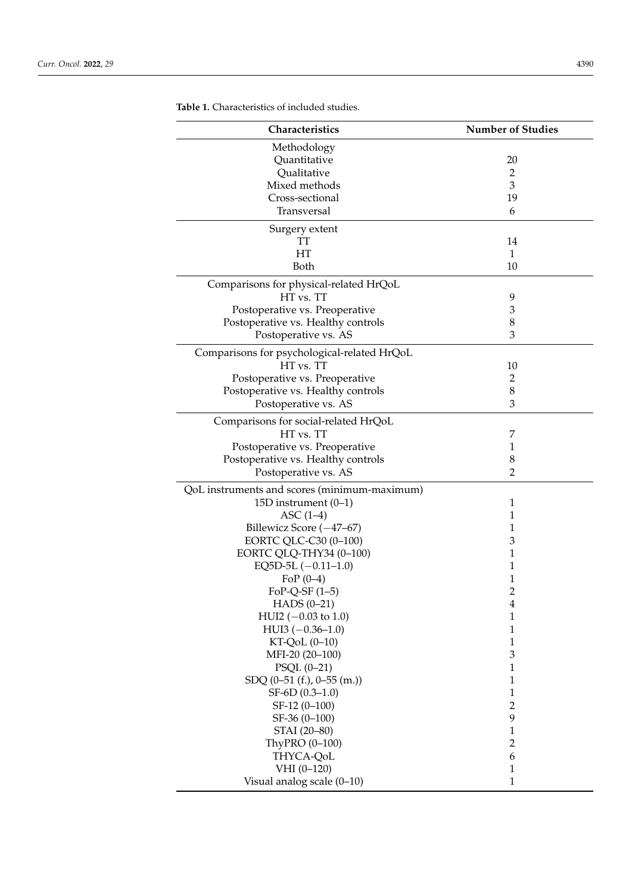**Table 1.** Characteristics of included studies.

| Characteristics | Number of Studies |
|---|---|
| Methodology | |
| Quantitative | 20 |
| Qualitative | 2 |
| Mixed methods | 3 |
| Cross-sectional | 19 |
| Transversal | 6 |
| Surgery extent | |
| TT | 14 |
| HT | 1 |
| Both | 10 |
| Comparisons for physical-related HrQoL | |
| HT vs. TT | 9 |
| Postoperative vs. Preoperative | 3 |
| Postoperative vs. Healthy controls | 8 |
| Postoperative vs. AS | 3 |
| Comparisons for psychological-related HrQoL | |
| HT vs. TT | 10 |
| Postoperative vs. Preoperative | 2 |
| Postoperative vs. Healthy controls | 8 |
| Postoperative vs. AS | 3 |
| Comparisons for social-related HrQoL | |
| HT vs. TT | 7 |
| Postoperative vs. Preoperative | 1 |
| Postoperative vs. Healthy controls | 8 |
| Postoperative vs. AS | 2 |
| QoL instruments and scores (minimum-maximum) | |
| 15D instrument (0–1) | 1 |
| ASC (1–4) | 1 |
| Billewicz Score (−47–67) | 1 |
| EORTC QLC-C30 (0–100) | 3 |
| EORTC QLQ-THY34 (0–100) | 1 |
| EQ5D-5L (−0.11–1.0) | 1 |
| FoP (0–4) | 1 |
| FoP-Q-SF (1–5) | 2 |
| HADS (0–21) | 4 |
| HUI2 (−0.03 to 1.0) | 1 |
| HUI3 (−0.36–1.0) | 1 |
| KT-QoL (0–10) | 1 |
| MFI-20 (20–100) | 3 |
| PSQI. (0–21) | 1 |
| SDQ (0–51 (f.), 0–55 (m.)) | 1 |
| SF-6D (0.3–1.0) | 1 |
| SF-12 (0–100) | 2 |
| SF-36 (0–100) | 9 |
| STAI (20–80) | 1 |
| ThyPRO (0–100) | 2 |
| THYCA-QoL | 6 |
| VHI (0–120) | 1 |
| Visual analog scale (0–10) | 1 |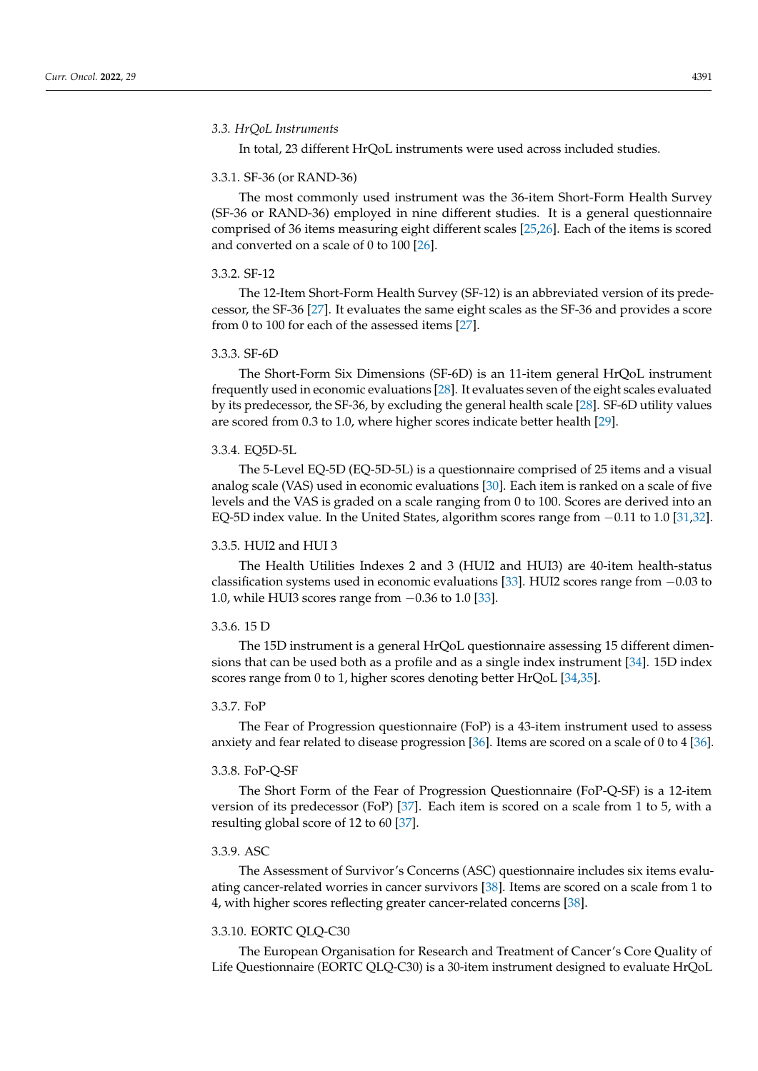### 3.3. HrQoL Instruments

In total, 23 different HrQoL instruments were used across included studies.

#### 3.3.1. SF-36 (or RAND-36)

The most commonly used instrument was the 36-item Short-Form Health Survey (SF-36 or RAND-36) employed in nine different studies. It is a general questionnaire comprised of 36 items measuring eight different scales [25,26]. Each of the items is scored and converted on a scale of 0 to 100 [26].

#### 3.3.2. SF-12

The 12-Item Short-Form Health Survey (SF-12) is an abbreviated version of its predecessor, the SF-36 [27]. It evaluates the same eight scales as the SF-36 and provides a score from 0 to 100 for each of the assessed items [27].

#### 3.3.3. SF-6D

The Short-Form Six Dimensions (SF-6D) is an 11-item general HrQoL instrument frequently used in economic evaluations [28]. It evaluates seven of the eight scales evaluated by its predecessor, the SF-36, by excluding the general health scale [28]. SF-6D utility values are scored from 0.3 to 1.0, where higher scores indicate better health [29].

#### 3.3.4. EQ5D-5L

The 5-Level EQ-5D (EQ-5D-5L) is a questionnaire comprised of 25 items and a visual analog scale (VAS) used in economic evaluations [30]. Each item is ranked on a scale of five levels and the VAS is graded on a scale ranging from 0 to 100. Scores are derived into an EQ-5D index value. In the United States, algorithm scores range from −0.11 to 1.0 [31,32].

#### 3.3.5. HUI2 and HUI 3

The Health Utilities Indexes 2 and 3 (HUI2 and HUI3) are 40-item health-status classification systems used in economic evaluations [33]. HUI2 scores range from −0.03 to 1.0, while HUI3 scores range from −0.36 to 1.0 [33].

#### 3.3.6. 15 D

The 15D instrument is a general HrQoL questionnaire assessing 15 different dimensions that can be used both as a profile and as a single index instrument [34]. 15D index scores range from 0 to 1, higher scores denoting better HrQoL [34,35].

#### 3.3.7. FoP

The Fear of Progression questionnaire (FoP) is a 43-item instrument used to assess anxiety and fear related to disease progression [36]. Items are scored on a scale of 0 to 4 [36].

#### 3.3.8. FoP-Q-SF

The Short Form of the Fear of Progression Questionnaire (FoP-Q-SF) is a 12-item version of its predecessor (FoP) [37]. Each item is scored on a scale from 1 to 5, with a resulting global score of 12 to 60 [37].

#### 3.3.9. ASC

The Assessment of Survivor's Concerns (ASC) questionnaire includes six items evaluating cancer-related worries in cancer survivors [38]. Items are scored on a scale from 1 to 4, with higher scores reflecting greater cancer-related concerns [38].

#### 3.3.10. EORTC QLQ-C30

The European Organisation for Research and Treatment of Cancer's Core Quality of Life Questionnaire (EORTC QLQ-C30) is a 30-item instrument designed to evaluate HrQoL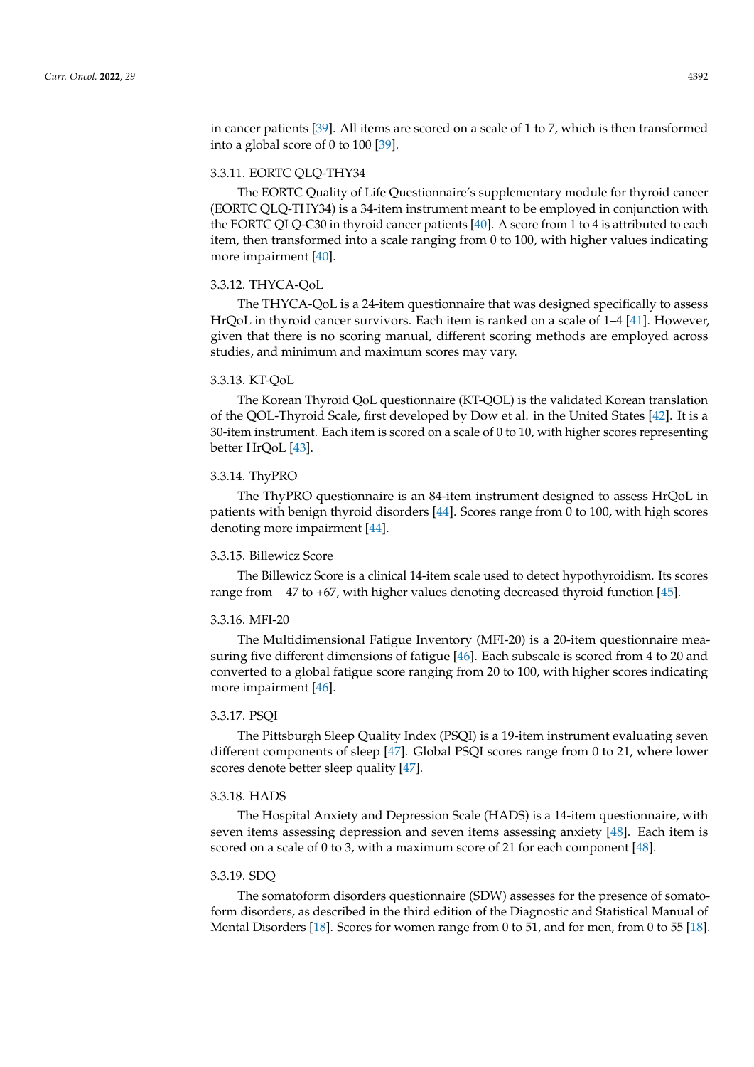in cancer patients [39]. All items are scored on a scale of 1 to 7, which is then transformed into a global score of 0 to 100 [39].

#### 3.3.11. EORTC QLQ-THY34

The EORTC Quality of Life Questionnaire's supplementary module for thyroid cancer (EORTC QLQ-THY34) is a 34-item instrument meant to be employed in conjunction with the EORTC QLQ-C30 in thyroid cancer patients [40]. A score from 1 to 4 is attributed to each item, then transformed into a scale ranging from 0 to 100, with higher values indicating more impairment [40].

#### 3.3.12. THYCA-QoL

The THYCA-QoL is a 24-item questionnaire that was designed specifically to assess HrQoL in thyroid cancer survivors. Each item is ranked on a scale of 1–4 [41]. However, given that there is no scoring manual, different scoring methods are employed across studies, and minimum and maximum scores may vary.

#### 3.3.13. KT-QoL

The Korean Thyroid QoL questionnaire (KT-QOL) is the validated Korean translation of the QOL-Thyroid Scale, first developed by Dow et al. in the United States [42]. It is a 30-item instrument. Each item is scored on a scale of 0 to 10, with higher scores representing better HrQoL [43].

#### 3.3.14. ThyPRO

The ThyPRO questionnaire is an 84-item instrument designed to assess HrQoL in patients with benign thyroid disorders [44]. Scores range from 0 to 100, with high scores denoting more impairment [44].

#### 3.3.15. Billewicz Score

The Billewicz Score is a clinical 14-item scale used to detect hypothyroidism. Its scores range from −47 to +67, with higher values denoting decreased thyroid function [45].

#### 3.3.16. MFI-20

The Multidimensional Fatigue Inventory (MFI-20) is a 20-item questionnaire measuring five different dimensions of fatigue [46]. Each subscale is scored from 4 to 20 and converted to a global fatigue score ranging from 20 to 100, with higher scores indicating more impairment [46].

#### 3.3.17. PSQI

The Pittsburgh Sleep Quality Index (PSQI) is a 19-item instrument evaluating seven different components of sleep [47]. Global PSQI scores range from 0 to 21, where lower scores denote better sleep quality [47].

#### 3.3.18. HADS

The Hospital Anxiety and Depression Scale (HADS) is a 14-item questionnaire, with seven items assessing depression and seven items assessing anxiety [48]. Each item is scored on a scale of 0 to 3, with a maximum score of 21 for each component [48].

#### 3.3.19. SDQ

The somatoform disorders questionnaire (SDW) assesses for the presence of somatoform disorders, as described in the third edition of the Diagnostic and Statistical Manual of Mental Disorders [18]. Scores for women range from 0 to 51, and for men, from 0 to 55 [18].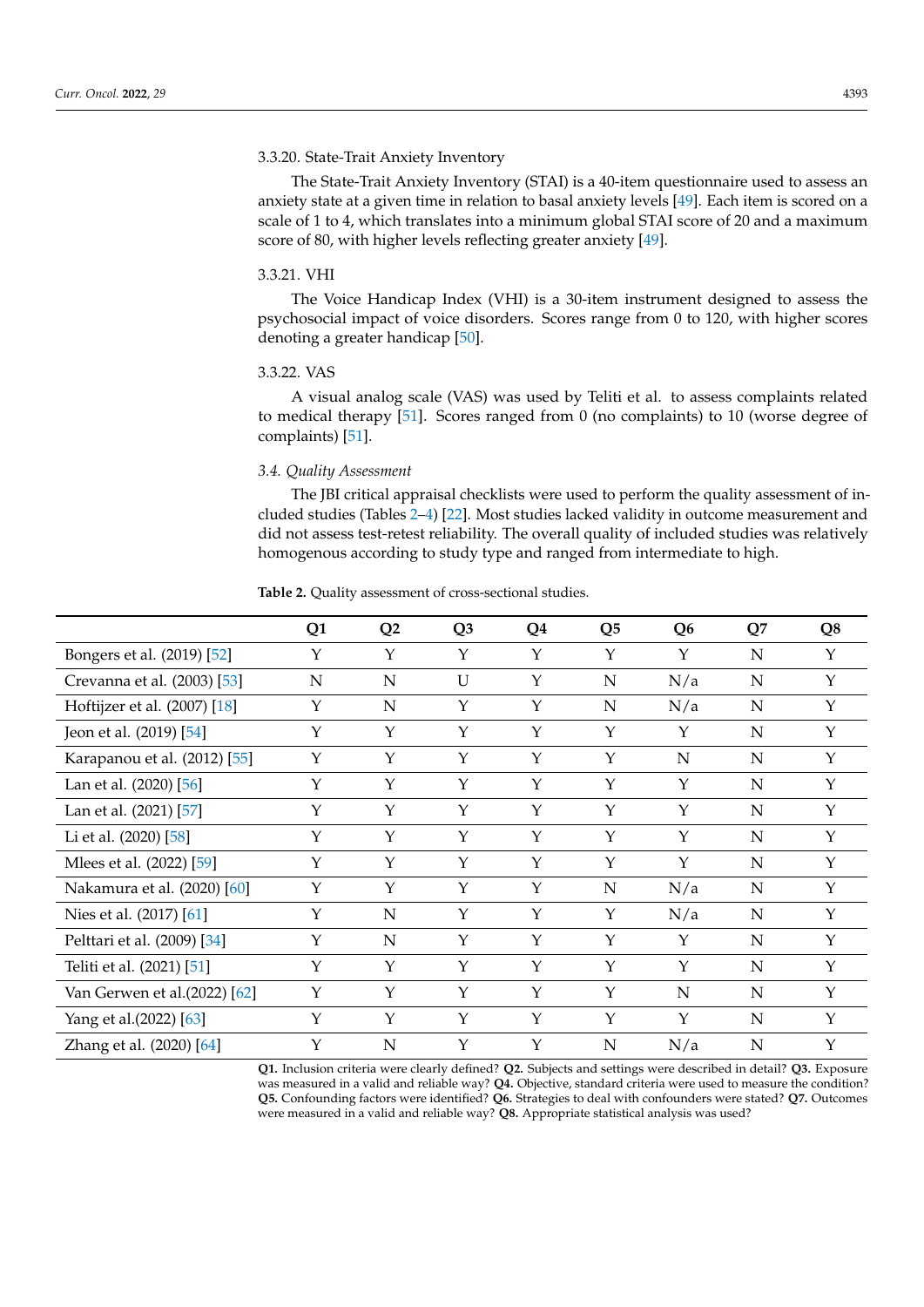#### 3.3.20. State-Trait Anxiety Inventory

The State-Trait Anxiety Inventory (STAI) is a 40-item questionnaire used to assess an anxiety state at a given time in relation to basal anxiety levels [49]. Each item is scored on a scale of 1 to 4, which translates into a minimum global STAI score of 20 and a maximum score of 80, with higher levels reflecting greater anxiety [49].

#### 3.3.21. VHI

The Voice Handicap Index (VHI) is a 30-item instrument designed to assess the psychosocial impact of voice disorders. Scores range from 0 to 120, with higher scores denoting a greater handicap [50].

#### 3.3.22. VAS

A visual analog scale (VAS) was used by Teliti et al. to assess complaints related to medical therapy [51]. Scores ranged from 0 (no complaints) to 10 (worse degree of complaints) [51].

### *3.4. Quality Assessment*

The JBI critical appraisal checklists were used to perform the quality assessment of included studies (Tables 2–4) [22]. Most studies lacked validity in outcome measurement and did not assess test-retest reliability. The overall quality of included studies was relatively homogenous according to study type and ranged from intermediate to high.

**Table 2.** Quality assessment of cross-sectional studies.

| | Q1 | Q2 | Q3 | Q4 | Q5 | Q6 | Q7 | Q8 |
|---|---|---|---|---|---|---|---|---|
| Bongers et al. (2019) [52] | Y | Y | Y | Y | Y | Y | N | Y |
| Crevanna et al. (2003) [53] | N | N | U | Y | N | N/a | N | Y |
| Hoftijzer et al. (2007) [18] | Y | N | Y | Y | N | N/a | N | Y |
| Jeon et al. (2019) [54] | Y | Y | Y | Y | Y | Y | N | Y |
| Karapanou et al. (2012) [55] | Y | Y | Y | Y | Y | N | N | Y |
| Lan et al. (2020) [56] | Y | Y | Y | Y | Y | Y | N | Y |
| Lan et al. (2021) [57] | Y | Y | Y | Y | Y | Y | N | Y |
| Li et al. (2020) [58] | Y | Y | Y | Y | Y | Y | N | Y |
| Mlees et al. (2022) [59] | Y | Y | Y | Y | Y | Y | N | Y |
| Nakamura et al. (2020) [60] | Y | Y | Y | Y | N | N/a | N | Y |
| Nies et al. (2017) [61] | Y | N | Y | Y | Y | N/a | N | Y |
| Pelttari et al. (2009) [34] | Y | N | Y | Y | Y | Y | N | Y |
| Teliti et al. (2021) [51] | Y | Y | Y | Y | Y | Y | N | Y |
| Van Gerwen et al.(2022) [62] | Y | Y | Y | Y | Y | N | N | Y |
| Yang et al.(2022) [63] | Y | Y | Y | Y | Y | Y | N | Y |
| Zhang et al. (2020) [64] | Y | N | Y | Y | N | N/a | N | Y |

**Q1.** Inclusion criteria were clearly defined? **Q2.** Subjects and settings were described in detail? **Q3.** Exposure was measured in a valid and reliable way? **Q4.** Objective, standard criteria were used to measure the condition? **Q5.** Confounding factors were identified? **Q6.** Strategies to deal with confounders were stated? **Q7.** Outcomes were measured in a valid and reliable way? **Q8.** Appropriate statistical analysis was used?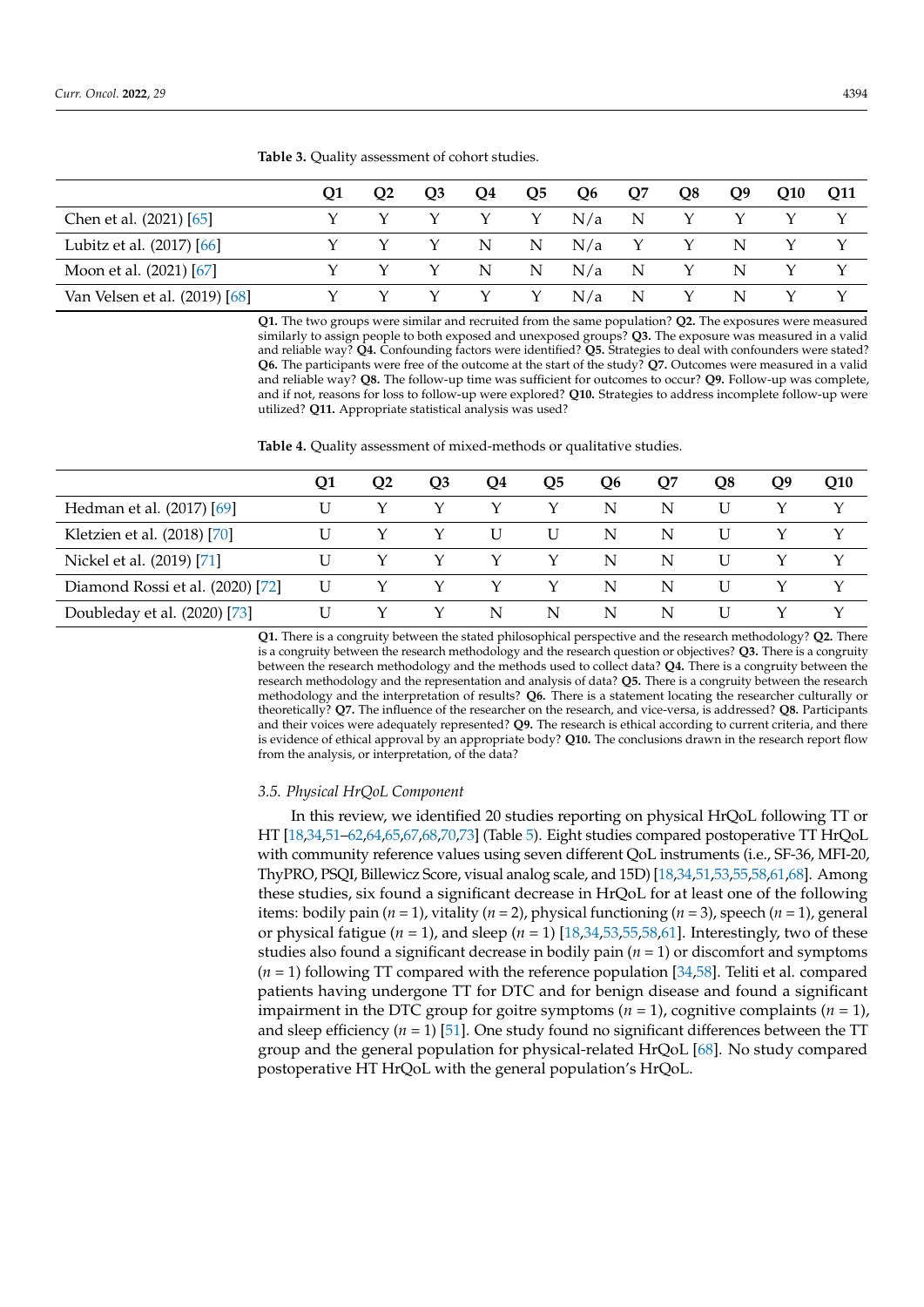**Table 3.** Quality assessment of cohort studies.

| | Q1 | Q2 | Q3 | Q4 | Q5 | Q6 | Q7 | Q8 | Q9 | Q10 | Q11 |
|---|---|---|---|---|---|---|---|---|---|---|---|
| Chen et al. (2021) [65] | Y | Y | Y | Y | Y | N/a | N | Y | Y | Y | Y |
| Lubitz et al. (2017) [66] | Y | Y | Y | N | N | N/a | Y | Y | N | Y | Y |
| Moon et al. (2021) [67] | Y | Y | Y | N | N | N/a | N | Y | N | Y | Y |
| Van Velsen et al. (2019) [68] | Y | Y | Y | Y | Y | N/a | N | Y | N | Y | Y |

**Q1.** The two groups were similar and recruited from the same population? **Q2.** The exposures were measured similarly to assign people to both exposed and unexposed groups? **Q3.** The exposure was measured in a valid and reliable way? **Q4.** Confounding factors were identified? **Q5.** Strategies to deal with confounders were stated? **Q6.** The participants were free of the outcome at the start of the study? **Q7.** Outcomes were measured in a valid and reliable way? **Q8.** The follow-up time was sufficient for outcomes to occur? **Q9.** Follow-up was complete, and if not, reasons for loss to follow-up were explored? **Q10.** Strategies to address incomplete follow-up were utilized? **Q11.** Appropriate statistical analysis was used?

**Table 4.** Quality assessment of mixed-methods or qualitative studies.

| | Q1 | Q2 | Q3 | Q4 | Q5 | Q6 | Q7 | Q8 | Q9 | Q10 |
|---|---|---|---|---|---|---|---|---|---|---|
| Hedman et al. (2017) [69] | U | Y | Y | Y | Y | N | N | U | Y | Y |
| Kletzien et al. (2018) [70] | U | Y | Y | U | U | N | N | U | Y | Y |
| Nickel et al. (2019) [71] | U | Y | Y | Y | Y | N | N | U | Y | Y |
| Diamond Rossi et al. (2020) [72] | U | Y | Y | Y | Y | N | N | U | Y | Y |
| Doubleday et al. (2020) [73] | U | Y | Y | N | N | N | N | U | Y | Y |

**Q1.** There is a congruity between the stated philosophical perspective and the research methodology? **Q2.** There is a congruity between the research methodology and the research question or objectives? **Q3.** There is a congruity between the research methodology and the methods used to collect data? **Q4.** There is a congruity between the research methodology and the representation and analysis of data? **Q5.** There is a congruity between the research methodology and the interpretation of results? **Q6.** There is a statement locating the researcher culturally or theoretically? **Q7.** The influence of the researcher on the research, and vice-versa, is addressed? **Q8.** Participants and their voices were adequately represented? **Q9.** The research is ethical according to current criteria, and there is evidence of ethical approval by an appropriate body? **Q10.** The conclusions drawn in the research report flow from the analysis, or interpretation, of the data?

### *3.5. Physical HrQoL Component*

In this review, we identified 20 studies reporting on physical HrQoL following TT or HT [18,34,51–62,64,65,67,68,70,73] (Table 5). Eight studies compared postoperative TT HrQoL with community reference values using seven different QoL instruments (i.e., SF-36, MFI-20, ThyPRO, PSQI, Billewicz Score, visual analog scale, and 15D) [18,34,51,53,55,58,61,68]. Among these studies, six found a significant decrease in HrQoL for at least one of the following items: bodily pain ($n$ = 1), vitality ($n$ = 2), physical functioning ($n$ = 3), speech ($n$ = 1), general or physical fatigue ($n$ = 1), and sleep ($n$ = 1) [18,34,53,55,58,61]. Interestingly, two of these studies also found a significant decrease in bodily pain ($n$ = 1) or discomfort and symptoms ($n$ = 1) following TT compared with the reference population [34,58]. Teliti et al. compared patients having undergone TT for DTC and for benign disease and found a significant impairment in the DTC group for goitre symptoms ($n$ = 1), cognitive complaints ($n$ = 1), and sleep efficiency ($n$ = 1) [51]. One study found no significant differences between the TT group and the general population for physical-related HrQoL [68]. No study compared postoperative HT HrQoL with the general population's HrQoL.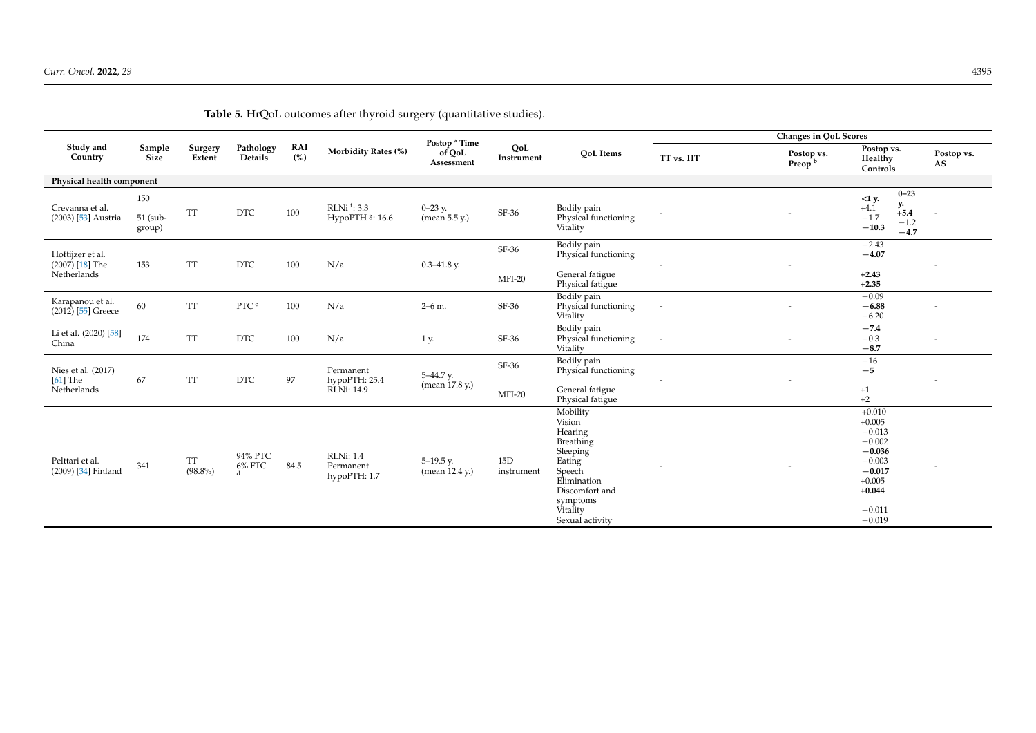**Table 5.** HrQoL outcomes after thyroid surgery (quantitative studies).

| Study and Country | Sample Size | Surgery Extent | Pathology Details | RAI (%) | Morbidity Rates (%) | Postop [a] Time of QoL Assessment | QoL Instrument | QoL Items | Changes in QoL Scores | | | |
|---|---|---|---|---|---|---|---|---|---|---|---|---|
| | | | | | | | | | TT vs. HT | Postop vs. Preop [b] | Postop vs. Healthy Controls | Postop vs. AS |
| **Physical health component** | | | | | | | | | | | | |
| Crevanna et al. (2003) [53] Austria | 150<br>51 (sub-group) | TT | DTC | 100 | RLNi [f]: 3.3<br>HypoPTH [g]: 16.6 | 0–23 y. (mean 5.5 y.) | SF-36 | Bodily pain<br>Physical functioning<br>Vitality | - | - | **<1 y.**: +4.1, −1.7, **−10.3**<br>**0–23 y.**: **+5.4**, −1.2, **−4.7** | - |
| Hoftijzer et al. (2007) [18] The Netherlands | 153 | TT | DTC | 100 | N/a | 0.3–41.8 y. | SF-36<br>MFI-20 | Bodily pain<br>Physical functioning<br>General fatigue<br>Physical fatigue | - | - | −2.43<br>**−4.07**<br>**+2.43**<br>**+2.35** | - |
| Karapanou et al. (2012) [55] Greece | 60 | TT | PTC [c] | 100 | N/a | 2–6 m. | SF-36 | Bodily pain<br>Physical functioning<br>Vitality | - | - | −0.09<br>**−6.88**<br>−6.20 | - |
| Li et al. (2020) [58] China | 174 | TT | DTC | 100 | N/a | 1 y. | SF-36 | Bodily pain<br>Physical functioning<br>Vitality | - | - | **−7.4**<br>−0.3<br>**−8.7** | - |
| Nies et al. (2017) [61] The Netherlands | 67 | TT | DTC | 97 | Permanent hypoPTH: 25.4<br>RLNi: 14.9 | 5–44.7 y. (mean 17.8 y.) | SF-36<br>MFI-20 | Bodily pain<br>Physical functioning<br>General fatigue<br>Physical fatigue | - | - | −16<br>**−5**<br>+1<br>+2 | - |
| Pelttari et al. (2009) [34] Finland | 341 | TT (98.8%) | 94% PTC<br>6% FTC [d] | 84.5 | RLNi: 1.4<br>Permanent hypoPTH: 1.7 | 5–19.5 y. (mean 12.4 y.) | 15D instrument | Mobility<br>Vision<br>Hearing<br>Breathing<br>Sleeping<br>Eating<br>Speech<br>Elimination<br>Discomfort and symptoms<br>Vitality<br>Sexual activity | - | - | +0.010<br>+0.005<br>−0.013<br>−0.002<br>**−0.036**<br>−0.003<br>**−0.017**<br>+0.005<br>**+0.044**<br>−0.011<br>−0.019 | - |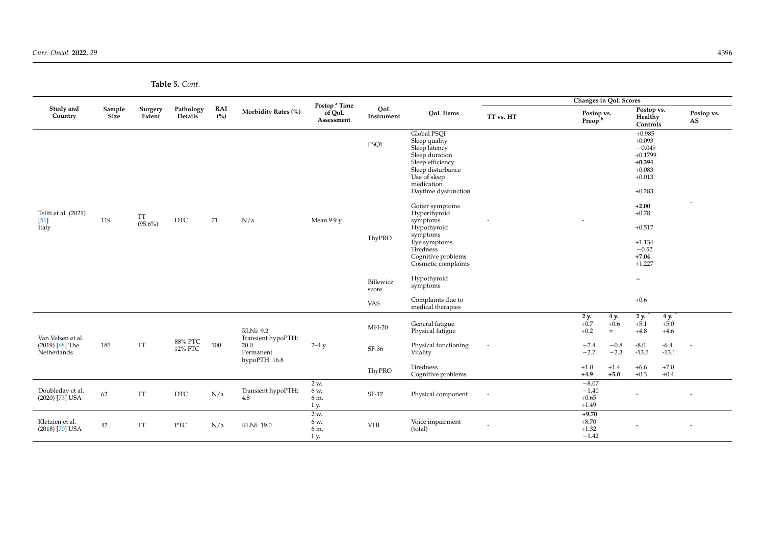**Table 5.** *Cont.*

| Study and Country | Sample Size | Surgery Extent | Pathology Details | RAI (%) | Morbidity Rates (%) | Postop [a] Time of QoL Assessment | QoL Instrument | QoL Items | Changes in QoL Scores | | | |
|---|---|---|---|---|---|---|---|---|---|---|---|---|
| | | | | | | | | | TT vs. HT | Postop vs. Preop [b] | Postop vs. Healthy Controls | Postop vs. AS |
| Teliti et al. (2021) [51] Italy | 119 | TT (95.6%) | DTC | 71 | N/a | Mean 9.9 y. | PSQI | Global PSQI<br>Sleep quality<br>Sleep latency<br>Sleep duration<br>Sleep efficiency<br>Sleep disturbance<br>Use of sleep medication<br>Daytime dysfunction | - | - | +0.985<br>+0.093<br>−0.049<br>+0.1799<br>**+0.394**<br>+0.083<br>+0.013<br>+0.283 | - |
| | | | | | | | ThyPRO | Goiter symptoms<br>Hyperthyroid symptoms<br>Hypothyroid symptoms<br>Eye symptoms<br>Tiredness<br>Cognitive problems<br>Cosmetic complaints | | | **+2.00**<br>+0.78<br>+0.517<br>+1.134<br>−0.52<br>**+7.04**<br>+1.227 | |
| | | | | | | | Billewicz score | Hypothyroid symptoms | | | = | |
| | | | | | | | VAS | Complaints due to medical therapies | | | +0.6 | |
| Van Velsen et al. (2019) [68] The Netherlands | 185 | TT | 88% PTC<br>12% FTC | 100 | RLNi: 9.2<br>Transient hypoPTH: 20.0<br>Permanent hypoPTH: 16.8 | 2–4 y. | MFI-20 | General fatigue<br>Physical fatigue | - | 2 y. / 4 y.<br>+0.7 / +0.6<br>+0.2 / = | 2 y. ↑ / 4 y. ↑<br>+5.1 / +5.0<br>+4.8 / +4.6 | - |
| | | | | | | | SF-36 | Physical functioning<br>Vitality | | −2.4 / −0.8<br>−2.7 / −2.3 | -8.0 / -6.4<br>-13.5 / -13.1 | |
| | | | | | | | ThyPRO | Tiredness<br>Cognitive problems | | +1.0 / +1.4<br>**+4.9** / **+5.0** | +6.6 / +7.0<br>+0.3 / +0.4 | |
| Doubleday et al. (2020) [73] USA | 62 | TT | DTC | N/a | Transient hypoPTH: 4.8 | 2 w.<br>6 w.<br>6 m.<br>1 y. | SF-12 | Physical component | - | −8.07<br>−1.40<br>+0.65<br>+1.49 | - | - |
| Kletzien et al. (2018) [70] USA | 42 | TT | PTC | N/a | RLNi: 19.0 | 2 w.<br>6 w.<br>6 m.<br>1 y. | VHI | Voice impairment (total) | - | **+9.70**<br>+8.70<br>+1.32<br>−1.42 | - | - |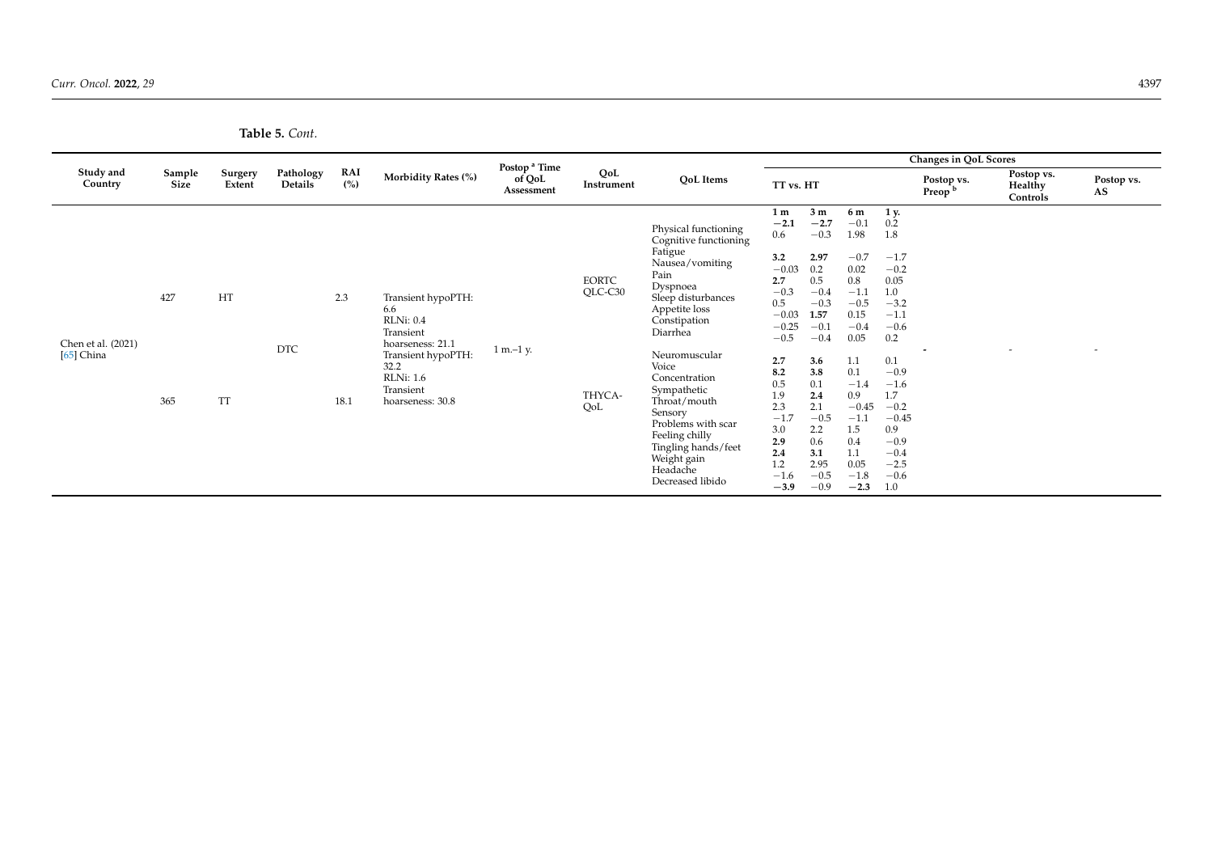**Table 5.** *Cont.*

| Study and Country | Sample Size | Surgery Extent | Pathology Details | RAI (%) | Morbidity Rates (%) | Postop [a] Time of QoL Assessment | QoL Instrument | QoL Items | Changes in QoL Scores | | | | | | |
|---|---|---|---|---|---|---|---|---|---|---|---|---|---|---|---|
| | | | | | | | | | TT vs. HT | | | | Postop vs. Preop [b] | Postop vs. Healthy Controls | Postop vs. AS |
| | | | | | | | | | 1 m | 3 m | 6 m | 1 y. | | | |
| Chen et al. (2021) [65] China | 427 | HT | DTC | 2.3 | Transient hypoPTH: 6.6<br>RLNi: 0.4<br>Transient hoarseness: 21.1 | 1 m.–1 y. | EORTC QLC-C30 | Physical functioning | **−2.1** | **−2.7** | −0.1 | 0.2 | - | - | - |
| | | | | | | | | Cognitive functioning | 0.6 | −0.3 | 1.98 | 1.8 | | | |
| | | | | | | | | Fatigue | **3.2** | **2.97** | −0.7 | −1.7 | | | |
| | | | | | | | | Nausea/vomiting | −0.03 | 0.2 | 0.02 | −0.2 | | | |
| | | | | | | | | Pain | **2.7** | 0.5 | 0.8 | 0.05 | | | |
| | | | | | | | | Dyspnoea | −0.3 | −0.4 | −1.1 | 1.0 | | | |
| | | | | | | | | Sleep disturbances | 0.5 | −0.3 | −0.5 | −3.2 | | | |
| | | | | | | | | Appetite loss | −0.03 | **1.57** | 0.15 | −1.1 | | | |
| | | | | | | | | Constipation | −0.25 | −0.1 | −0.4 | −0.6 | | | |
| | | | | | | | | Diarrhea | −0.5 | −0.4 | 0.05 | 0.2 | | | |
| | 365 | TT | | 18.1 | Transient hypoPTH: 32.2<br>RLNi: 1.6<br>Transient hoarseness: 30.8 | | THYCA-QoL | Neuromuscular | **2.7** | **3.6** | 1.1 | 0.1 | | | |
| | | | | | | | | Voice | **8.2** | **3.8** | 0.1 | −0.9 | | | |
| | | | | | | | | Concentration | 0.5 | 0.1 | −1.4 | −1.6 | | | |
| | | | | | | | | Sympathetic | 1.9 | **2.4** | 0.9 | 1.7 | | | |
| | | | | | | | | Throat/mouth | 2.3 | 2.1 | −0.45 | −0.2 | | | |
| | | | | | | | | Sensory | −1.7 | −0.5 | −1.1 | −0.45 | | | |
| | | | | | | | | Problems with scar | 3.0 | 2.2 | 1.5 | 0.9 | | | |
| | | | | | | | | Feeling chilly | **2.9** | 0.6 | 0.4 | −0.9 | | | |
| | | | | | | | | Tingling hands/feet | **2.4** | **3.1** | 1.1 | −0.4 | | | |
| | | | | | | | | Weight gain | 1.2 | 2.95 | 0.05 | −2.5 | | | |
| | | | | | | | | Headache | −1.6 | −0.5 | −1.8 | −0.6 | | | |
| | | | | | | | | Decreased libido | **−3.9** | −0.9 | **−2.3** | 1.0 | | | |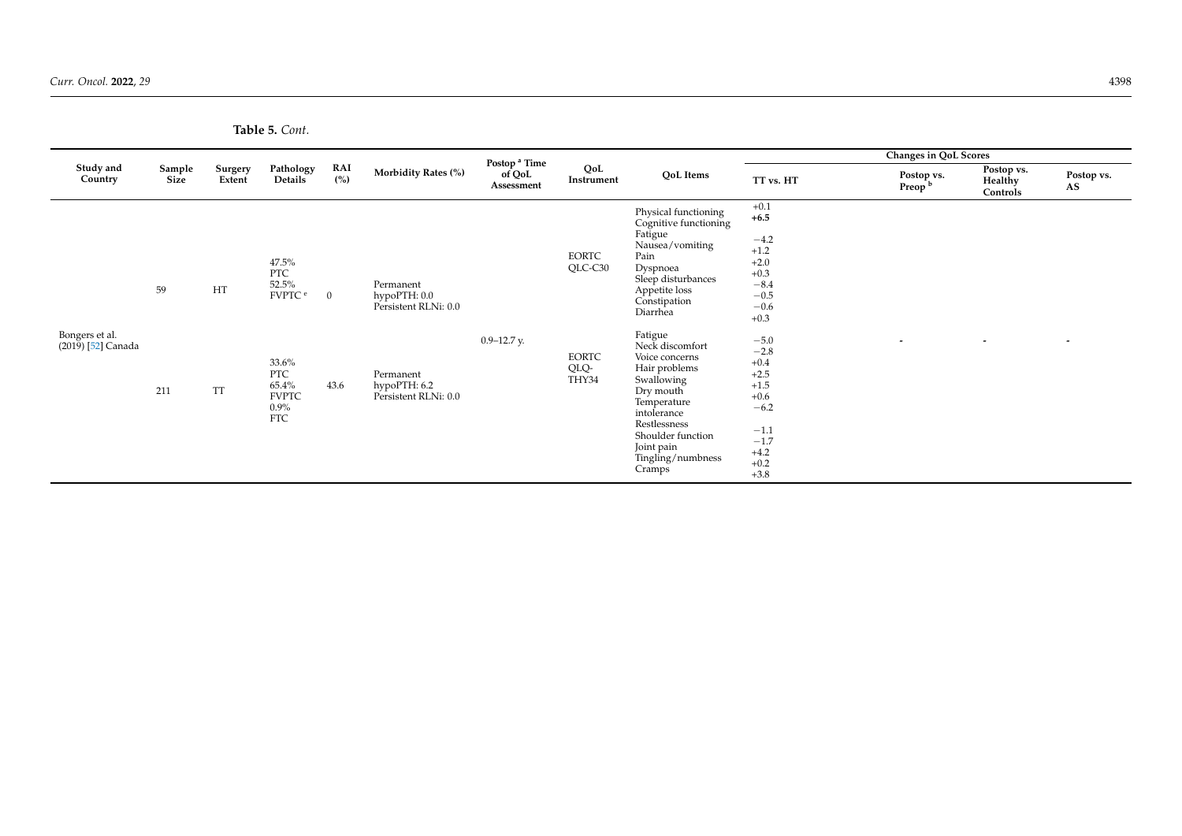**Table 5.** *Cont.*

| Study and Country | Sample Size | Surgery Extent | Pathology Details | RAI (%) | Morbidity Rates (%) | Postop [a] Time of QoL Assessment | QoL Instrument | QoL Items | Changes in QoL Scores | | | |
|---|---|---|---|---|---|---|---|---|---|---|---|---|
| | | | | | | | | | TT vs. HT | Postop vs. Preop [b] | Postop vs. Healthy Controls | Postop vs. AS |
| Bongers et al. (2019) [52] Canada | 59 | HT | 47.5% PTC 52.5% FVPTC [e] | 0 | Permanent hypoPTH: 0.0 Persistent RLNi: 0.0 | 0.9–12.7 y. | EORTC QLC-C30 | Physical functioning<br>Cognitive functioning<br>Fatigue<br>Nausea/vomiting<br>Pain<br>Dyspnoea<br>Sleep disturbances<br>Appetite loss<br>Constipation<br>Diarrhea | +0.1<br>**+6.5**<br>−4.2<br>+1.2<br>+2.0<br>+0.3<br>−8.4<br>−0.5<br>−0.6<br>+0.3 | - | - | - |
| | 211 | TT | 33.6% PTC 65.4% FVPTC 0.9% FTC | 43.6 | Permanent hypoPTH: 6.2 Persistent RLNi: 0.0 | | EORTC QLQ-THY34 | Fatigue<br>Neck discomfort<br>Voice concerns<br>Hair problems<br>Swallowing<br>Dry mouth<br>Temperature intolerance<br>Restlessness<br>Shoulder function<br>Joint pain<br>Tingling/numbness<br>Cramps | −5.0<br>−2.8<br>+0.4<br>+2.5<br>+1.5<br>+0.6<br>−6.2<br>−1.1<br>−1.7<br>+4.2<br>+0.2<br>+3.8 | | | |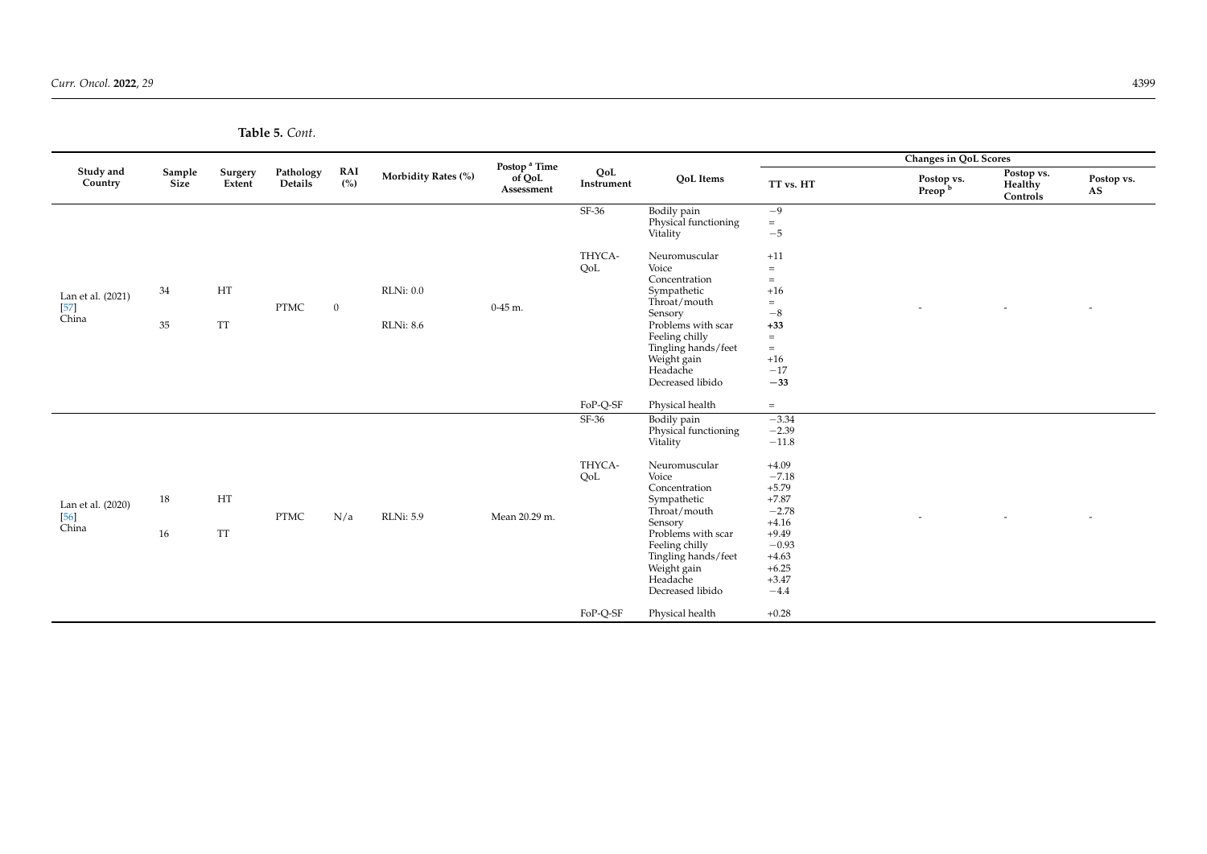**Table 5.** *Cont.*

| Study and Country | Sample Size | Surgery Extent | Pathology Details | RAI (%) | Morbidity Rates (%) | Postop [a] Time of QoL Assessment | QoL Instrument | QoL Items | Changes in QoL Scores | | | |
|---|---|---|---|---|---|---|---|---|---|---|---|---|
| | | | | | | | | | TT vs. HT | Postop vs. Preop [b] | Postop vs. Healthy Controls | Postop vs. AS |
| Lan et al. (2021) [57] China | 34<br>35 | HT<br>TT | PTMC | 0 | RLNi: 0.0<br>RLNi: 8.6 | 0-45 m. | SF-36<br><br>THYCA-QoL<br><br><br><br><br><br><br><br><br><br><br><br>FoP-Q-SF | Bodily pain<br>Physical functioning<br>Vitality<br><br>Neuromuscular<br>Voice<br>Concentration<br>Sympathetic<br>Throat/mouth<br>Sensory<br>Problems with scar<br>Feeling chilly<br>Tingling hands/feet<br>Weight gain<br>Headache<br>Decreased libido<br><br>Physical health | −9<br>=<br>−5<br><br>+11<br>=<br>=<br>+16<br>=<br>−8<br>**+33**<br>=<br>=<br>+16<br>−17<br>**−33**<br><br>= | - | - | - |
| Lan et al. (2020) [56] China | 18<br>16 | HT<br>TT | PTMC | N/a | RLNi: 5.9 | Mean 20.29 m. | SF-36<br><br>THYCA-QoL<br><br><br><br><br><br><br><br><br><br><br><br>FoP-Q-SF | Bodily pain<br>Physical functioning<br>Vitality<br><br>Neuromuscular<br>Voice<br>Concentration<br>Sympathetic<br>Throat/mouth<br>Sensory<br>Problems with scar<br>Feeling chilly<br>Tingling hands/feet<br>Weight gain<br>Headache<br>Decreased libido<br><br>Physical health | −3.34<br>−2.39<br>−11.8<br><br>+4.09<br>−7.18<br>+5.79<br>+7.87<br>−2.78<br>+4.16<br>+9.49<br>−0.93<br>+4.63<br>+6.25<br>+3.47<br>−4.4<br><br>+0.28 | - | - | - |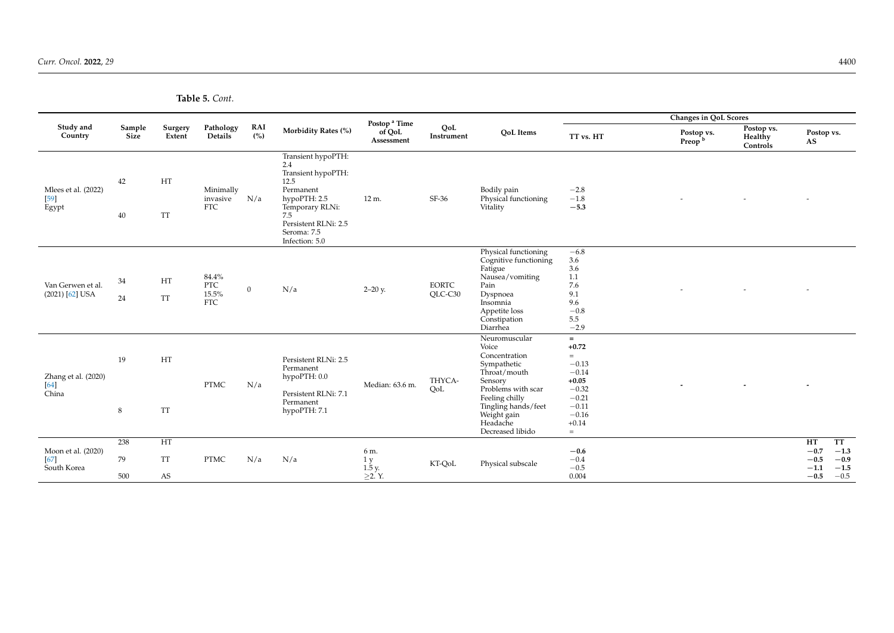**Table 5.** *Cont.*

| Study and Country | Sample Size | Surgery Extent | Pathology Details | RAI (%) | Morbidity Rates (%) | Postop [a] Time of QoL Assessment | QoL Instrument | QoL Items | Changes in QoL Scores | | | |
|---|---|---|---|---|---|---|---|---|---|---|---|---|
| | | | | | | | | | TT vs. HT | Postop vs. Preop [b] | Postop vs. Healthy Controls | Postop vs. AS |
| Mlees et al. (2022) [59] Egypt | 42<br>40 | HT<br>TT | Minimally invasive FTC | N/a | Transient hypoPTH: 2.4<br>Transient hypoPTH: 12.5<br>Permanent hypoPTH: 2.5<br>Temporary RLNi: 7.5<br>Persistent RLNi: 2.5<br>Seroma: 7.5<br>Infection: 5.0 | 12 m. | SF-36 | Bodily pain<br>Physical functioning<br>Vitality | −2.8<br>−1.8<br>**−5.3** | - | - | - |
| Van Gerwen et al. (2021) [62] USA | 34<br>24 | HT<br>TT | 84.4% PTC<br>15.5% FTC | 0 | N/a | 2–20 y. | EORTC QLC-C30 | Physical functioning<br>Cognitive functioning<br>Fatigue<br>Nausea/vomiting<br>Pain<br>Dyspnoea<br>Insomnia<br>Appetite loss<br>Constipation<br>Diarrhea | −6.8<br>3.6<br>3.6<br>1.1<br>7.6<br>9.1<br>9.6<br>−0.8<br>5.5<br>−2.9 | - | - | - |
| Zhang et al. (2020) [64] China | 19<br>8 | HT<br>TT | PTMC | N/a | Persistent RLNi: 2.5<br>Permanent hypoPTH: 0.0<br>Persistent RLNi: 7.1<br>Permanent hypoPTH: 7.1 | Median: 63.6 m. | THYCA-QoL | Neuromuscular<br>Voice<br>Concentration<br>Sympathetic<br>Throat/mouth<br>Sensory<br>Problems with scar<br>Feeling chilly<br>Tingling hands/feet<br>Weight gain<br>Headache<br>Decreased libido | **=**<br>**+0.72**<br>=<br>−0.13<br>−0.14<br>**+0.05**<br>−0.32<br>−0.21<br>−0.11<br>−0.16<br>+0.14<br>= | **-** | **-** | **-** |
| Moon et al. (2020) [67] South Korea | 238<br>79<br>500 | HT<br>TT<br>AS | PTMC | N/a | N/a | 6 m.<br>1 y<br>1.5 y.<br>≥2. Y. | KT-QoL | Physical subscale | **−0.6**<br>−0.4<br>−0.5<br>0.004 | | | **HT** **TT**<br>**−0.7** **−1.3**<br>**−0.5** **−0.9**<br>**−1.1** **−1.5**<br>**−0.5** −0.5 |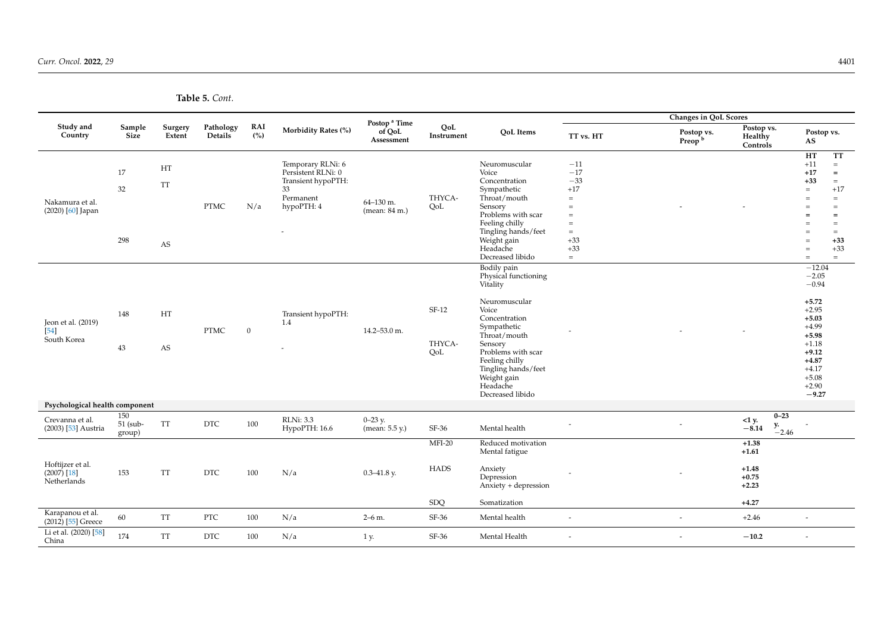**Table 5.** *Cont.*

| Study and Country | Sample Size | Surgery Extent | Pathology Details | RAI (%) | Morbidity Rates (%) | Postop [a] Time of QoL Assessment | QoL Instrument | QoL Items | Changes in QoL Scores | | | | |
|---|---|---|---|---|---|---|---|---|---|---|---|---|---|
| | | | | | | | | | TT vs. HT | Postop vs. Preop [b] | Postop vs. Healthy Controls | Postop vs. AS | |
| | | | | | | | | | | | | HT | TT |
| Nakamura et al. (2020) [60] Japan | 17 | HT | PTMC | N/a | Temporary RLNi: 6 Persistent RLNi: 0 Transient hypoPTH: 33 Permanent hypoPTH: 4 | 64–130 m. (mean: 84 m.) | THYCA-QoL | Neuromuscular | −11 | - | - | +11 | = |
| | | | | | | | | Voice | −17 | | | **+17** | **=** |
| | 32 | TT | | | | | | Concentration | −33 | | | **+33** | = |
| | | | | | | | | Sympathetic | +17 | | | = | +17 |
| | | | | | | | | Throat/mouth | = | | | = | = |
| | | | | | | | | Sensory | = | | | = | = |
| | | | | | | | | Problems with scar | = | | | **=** | **=** |
| | | | | | | | | Feeling chilly | = | | | = | = |
| | | | | | | | | Tingling hands/feet | = | | | = | = |
| | 298 | AS | | | - | | | Weight gain | +33 | | | = | **+33** |
| | | | | | | | | Headache | +33 | | | = | +33 |
| | | | | | | | | Decreased libido | = | | | = | = |
| Jeon et al. (2019) [54] South Korea | 148 | HT | PTMC | 0 | Transient hypoPTH: 1.4 | 14.2–53.0 m. | SF-12 | Bodily pain | - | - | - | −12.04 | |
| | | | | | | | | Physical functioning | | | | −2.05 | |
| | | | | | | | | Vitality | | | | −0.94 | |
| | 43 | AS | | | - | | THYCA-QoL | Neuromuscular | | | | **+5.72** | |
| | | | | | | | | Voice | | | | +2.95 | |
| | | | | | | | | Concentration | | | | **+5.03** | |
| | | | | | | | | Sympathetic | | | | +4.99 | |
| | | | | | | | | Throat/mouth | | | | **+5.98** | |
| | | | | | | | | Sensory | | | | +1.18 | |
| | | | | | | | | Problems with scar | | | | **+9.12** | |
| | | | | | | | | Feeling chilly | | | | **+4.87** | |
| | | | | | | | | Tingling hands/feet | | | | +4.17 | |
| | | | | | | | | Weight gain | | | | +5.08 | |
| | | | | | | | | Headache | | | | +2.90 | |
| | | | | | | | | Decreased libido | | | | **−9.27** | |
| **Psychological health component** | | | | | | | | | | | | | |
| Crevanna et al. (2003) [53] Austria | 150 51 (sub-group) | TT | DTC | 100 | RLNi: 3.3 HypoPTH: 16.6 | 0–23 y. (mean: 5.5 y.) | SF-36 | Mental health | - | - | **<1 y. −8.14**; 0–23 y. −2.46 | - | |
| Hoftijzer et al. (2007) [18] Netherlands | 153 | TT | DTC | 100 | N/a | 0.3–41.8 y. | MFI-20 | Reduced motivation | - | - | **+1.38** | | |
| | | | | | | | | Mental fatigue | | | **+1.61** | | |
| | | | | | | | HADS | Anxiety | | | **+1.48** | | |
| | | | | | | | | Depression | | | **+0.75** | | |
| | | | | | | | | Anxiety + depression | | | **+2.23** | | |
| | | | | | | | SDQ | Somatization | | | **+4.27** | | |
| Karapanou et al. (2012) [55] Greece | 60 | TT | PTC | 100 | N/a | 2–6 m. | SF-36 | Mental health | - | - | +2.46 | - | |
| Li et al. (2020) [58] China | 174 | TT | DTC | 100 | N/a | 1 y. | SF-36 | Mental Health | - | - | **−10.2** | - | |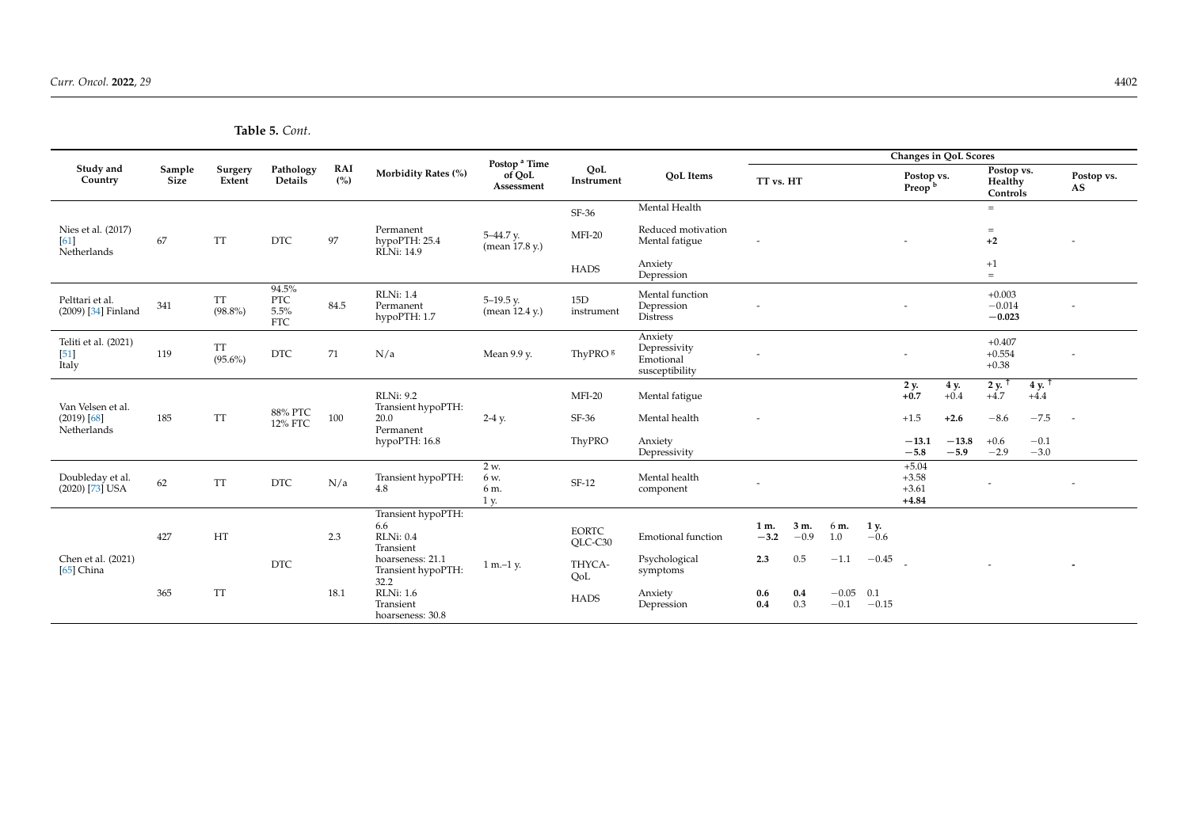**Table 5.** *Cont.*

| Study and Country | Sample Size | Surgery Extent | Pathology Details | RAI (%) | Morbidity Rates (%) | Postop [a] Time of QoL Assessment | QoL Instrument | QoL Items | Changes in QoL Scores | | | |
|---|---|---|---|---|---|---|---|---|---|---|---|---|
| | | | | | | | | | TT vs. HT | Postop vs. Preop [b] | Postop vs. Healthy Controls | Postop vs. AS |
| Nies et al. (2017) [61] Netherlands | 67 | TT | DTC | 97 | Permanent hypoPTH: 25.4 RLNi: 14.9 | 5–44.7 y. (mean 17.8 y.) | SF-36 | Mental Health | - | - | = | - |
| | | | | | | | MFI-20 | Reduced motivation Mental fatigue | | | = **+2** | |
| | | | | | | | HADS | Anxiety Depression | | | +1 = | |
| Pelttari et al. (2009) [34] Finland | 341 | TT (98.8%) | 94.5% PTC 5.5% FTC | 84.5 | RLNi: 1.4 Permanent hypoPTH: 1.7 | 5–19.5 y. (mean 12.4 y.) | 15D instrument | Mental function Depression Distress | - | - | +0.003 −0.014 **−0.023** | - |
| Teliti et al. (2021) [51] Italy | 119 | TT (95.6%) | DTC | 71 | N/a | Mean 9.9 y. | ThyPRO [g] | Anxiety Depressivity Emotional susceptibility | - | - | +0.407 +0.554 +0.38 | - |
| Van Velsen et al. (2019) [68] Netherlands | 185 | TT | 88% PTC 12% FTC | 100 | RLNi: 9.2 Transient hypoPTH: 20.0 Permanent hypoPTH: 16.8 | 2-4 y. | | | - | **2 y.** / **4 y.** | **2 y.** [†] / **4 y.** [†] | - |
| | | | | | | | MFI-20 | Mental fatigue | | **+0.7** / +0.4 | +4.7 / +4.4 | |
| | | | | | | | SF-36 | Mental health | | +1.5 / **+2.6** | −8.6 / −7.5 | |
| | | | | | | | ThyPRO | Anxiety Depressivity | | **−13.1** / **−13.8**; **−5.8** / **−5.9** | +0.6 / −0.1; −2.9 / −3.0 | |
| Doubleday et al. (2020) [73] USA | 62 | TT | DTC | N/a | Transient hypoPTH: 4.8 | 2 w. 6 w. 6 m. 1 y. | SF-12 | Mental health component | - | +5.04 +3.58 +3.61 **+4.84** | - | - |
| Chen et al. (2021) [65] China | 427 | HT | DTC | 2.3 | Transient hypoPTH: 6.6 RLNi: 0.4 Transient hoarseness: 21.1 | 1 m.–1 y. | | | **1 m.** / **3 m.** / **6 m.** / **1 y.** | - | - | - |
| | | | | | | | EORTC QLC-C30 | Emotional function | **−3.2** / −0.9 / 1.0 / −0.6 | | | |
| | 365 | TT | | 18.1 | Transient hypoPTH: 32.2 RLNi: 1.6 Transient hoarseness: 30.8 | | THYCA-QoL | Psychological symptoms | **2.3** / 0.5 / −1.1 / −0.45 | | | |
| | | | | | | | HADS | Anxiety Depression | **0.6** / **0.4** / −0.05 / 0.1; **0.4** / 0.3 / −0.1 / −0.15 | | | |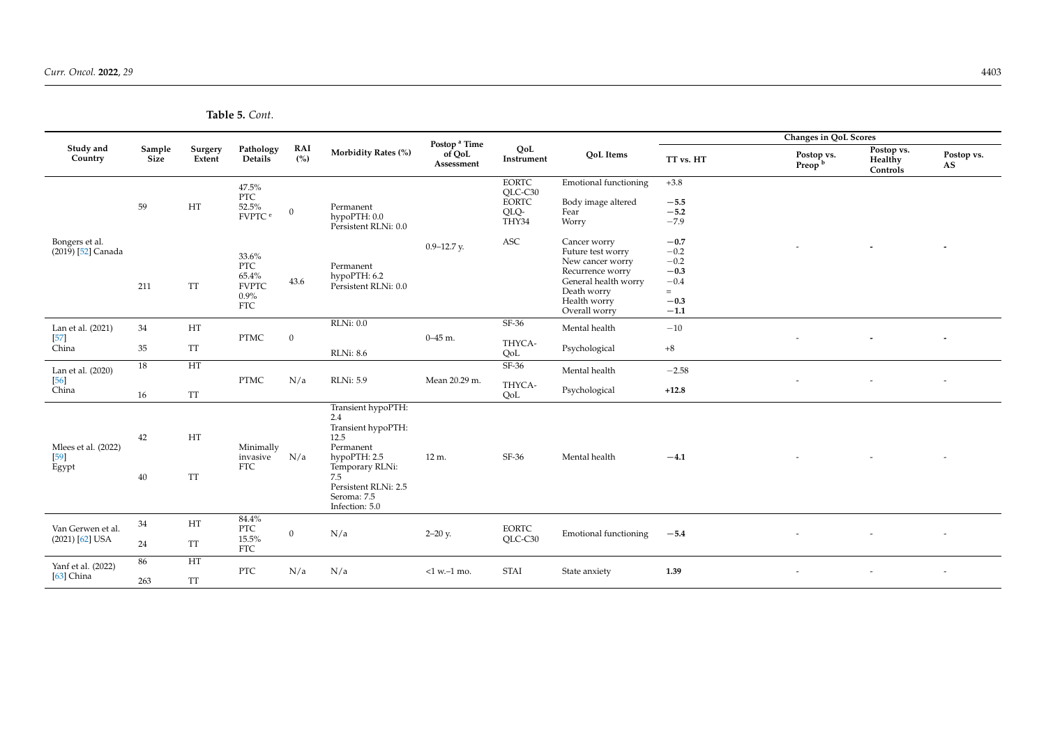**Table 5.** *Cont.*

| Study and Country | Sample Size | Surgery Extent | Pathology Details | RAI (%) | Morbidity Rates (%) | Postop [a] Time of QoL Assessment | QoL Instrument | QoL Items | Changes in QoL Scores | | | |
|---|---|---|---|---|---|---|---|---|---|---|---|---|
| | | | | | | | | | TT vs. HT | Postop vs. Preop [b] | Postop vs. Healthy Controls | Postop vs. AS |
| Bongers et al. (2019) [52] Canada | 59 | HT | 47.5% PTC 52.5% FVPTC [e] | 0 | Permanent hypoPTH: 0.0 Persistent RLNi: 0.0 | 0.9–12.7 y. | EORTC QLC-C30 | Emotional functioning | +3.8 | - | - | - |
| | | | | | | | EORTC QLQ-THY34 | Body image altered<br>Fear<br>Worry | **−5.5**<br>**−5.2**<br>−7.9 | | | |
| | 211 | TT | 33.6% PTC 65.4% FVPTC 0.9% FTC | 43.6 | Permanent hypoPTH: 6.2 Persistent RLNi: 0.0 | | ASC | Cancer worry<br>Future test worry<br>New cancer worry<br>Recurrence worry<br>General health worry<br>Death worry<br>Health worry<br>Overall worry | **−0.7**<br>−0.2<br>−0.2<br>**−0.3**<br>−0.4<br>=<br>**−0.3**<br>**−1.1** | | | |
| Lan et al. (2021) [57] China | 34 | HT | PTMC | 0 | RLNi: 0.0 | 0–45 m. | SF-36 | Mental health | −10 | - | - | - |
| | 35 | TT | | | RLNi: 8.6 | | THYCA-QoL | Psychological | +8 | | | |
| Lan et al. (2020) [56] China | 18 | HT | PTMC | N/a | RLNi: 5.9 | Mean 20.29 m. | SF-36 | Mental health | −2.58 | - | - | - |
| | 16 | TT | | | | | THYCA-QoL | Psychological | **+12.8** | | | |
| Mlees et al. (2022) [59] Egypt | 42 | HT | Minimally invasive FTC | N/a | Transient hypoPTH: 2.4<br>Transient hypoPTH: 12.5<br>Permanent hypoPTH: 2.5<br>Temporary RLNi: 7.5<br>Persistent RLNi: 2.5<br>Seroma: 7.5<br>Infection: 5.0 | 12 m. | SF-36 | Mental health | **−4.1** | - | - | - |
| | 40 | TT | | | | | | | | | | |
| Van Gerwen et al. (2021) [62] USA | 34 | HT | 84.4% PTC 15.5% FTC | 0 | N/a | 2–20 y. | EORTC QLC-C30 | Emotional functioning | **−5.4** | - | - | - |
| | 24 | TT | | | | | | | | | | |
| Yanf et al. (2022) [63] China | 86 | HT | PTC | N/a | N/a | <1 w.–1 mo. | STAI | State anxiety | **1.39** | - | - | - |
| | 263 | TT | | | | | | | | | | |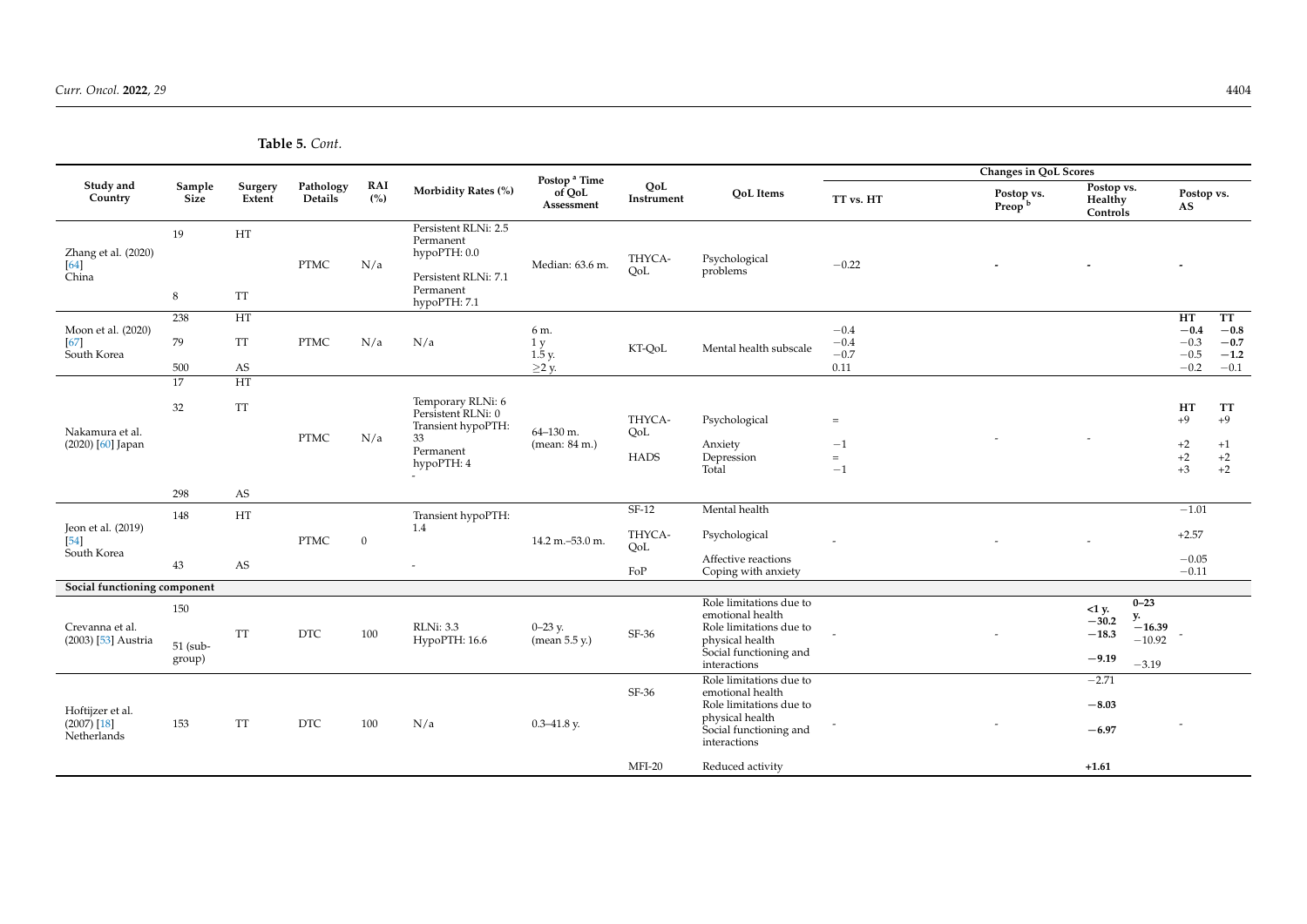**Table 5.** *Cont.*

| Study and Country | Sample Size | Surgery Extent | Pathology Details | RAI (%) | Morbidity Rates (%) | Postop [a] Time of QoL Assessment | QoL Instrument | QoL Items | Changes in QoL Scores | | | |
|---|---|---|---|---|---|---|---|---|---|---|---|---|
| | | | | | | | | | TT vs. HT | Postop vs. Preop [b] | Postop vs. Healthy Controls | Postop vs. AS |
| Zhang et al. (2020) [64] China | 19 | HT | PTMC | N/a | Persistent RLNi: 2.5 Permanent hypoPTH: 0.0 | Median: 63.6 m. | THYCA-QoL | Psychological problems | −0.22 | - | - | - |
| | 8 | TT | | | Persistent RLNi: 7.1 Permanent hypoPTH: 7.1 | | | | | | | |
| Moon et al. (2020) [67] South Korea | 238 | HT | PTMC | N/a | N/a | 6 m. | KT-QoL | Mental health subscale | −0.4 | | | HT: **−0.4**; TT: **−0.8** |
| | 79 | TT | | | | 1 y | | | −0.4 | | | HT: −0.3; TT: **−0.7** |
| | | | | | | 1.5 y. | | | −0.7 | | | HT: −0.5; TT: **−1.2** |
| | 500 | AS | | | | ≥2 y. | | | 0.11 | | | HT: −0.2; TT: −0.1 |
| Nakamura et al. (2020) [60] Japan | 17 | HT | PTMC | N/a | Temporary RLNi: 6 Persistent RLNi: 0 Transient hypoPTH: 33 Permanent hypoPTH: 4 | 64–130 m. (mean: 84 m.) | THYCA-QoL | Psychological | = | - | - | HT: +9; TT: +9 |
| | 32 | TT | | | | | HADS | Anxiety | −1 | | | HT: +2; TT: +1 |
| | | | | | | | | Depression | = | | | HT: +2; TT: +2 |
| | 298 | AS | | | - | | | Total | −1 | | | HT: +3; TT: +2 |
| Jeon et al. (2019) [54] South Korea | 148 | HT | PTMC | 0 | Transient hypoPTH: 1.4 | 14.2 m.–53.0 m. | SF-12 | Mental health | - | - | - | −1.01 |
| | | | | | | | THYCA-QoL | Psychological | | | | +2.57 |
| | 43 | AS | | | - | | FoP | Affective reactions | | | | −0.05 |
| | | | | | | | | Coping with anxiety | | | | −0.11 |
| **Social functioning component** | | | | | | | | | | | | |
| Crevanna et al. (2003) [53] Austria | 150 | TT | DTC | 100 | RLNi: 3.3 HypoPTH: 16.6 | 0–23 y. (mean 5.5 y.) | SF-36 | Role limitations due to emotional health | - | - | <1 y.: **−30.2**; 0–23 y.: **−16.39** | - |
| | 51 (sub-group) | | | | | | | Role limitations due to physical health | | | <1 y.: **−18.3**; 0–23 y.: −10.92 | |
| | | | | | | | | Social functioning and interactions | | | <1 y.: **−9.19**; 0–23 y.: −3.19 | |
| Hoftijzer et al. (2007) [18] Netherlands | 153 | TT | DTC | 100 | N/a | 0.3–41.8 y. | SF-36 | Role limitations due to emotional health | - | - | −2.71 | - |
| | | | | | | | | Role limitations due to physical health | | | **−8.03** | |
| | | | | | | | | Social functioning and interactions | | | **−6.97** | |
| | | | | | | | MFI-20 | Reduced activity | | | **+1.61** | |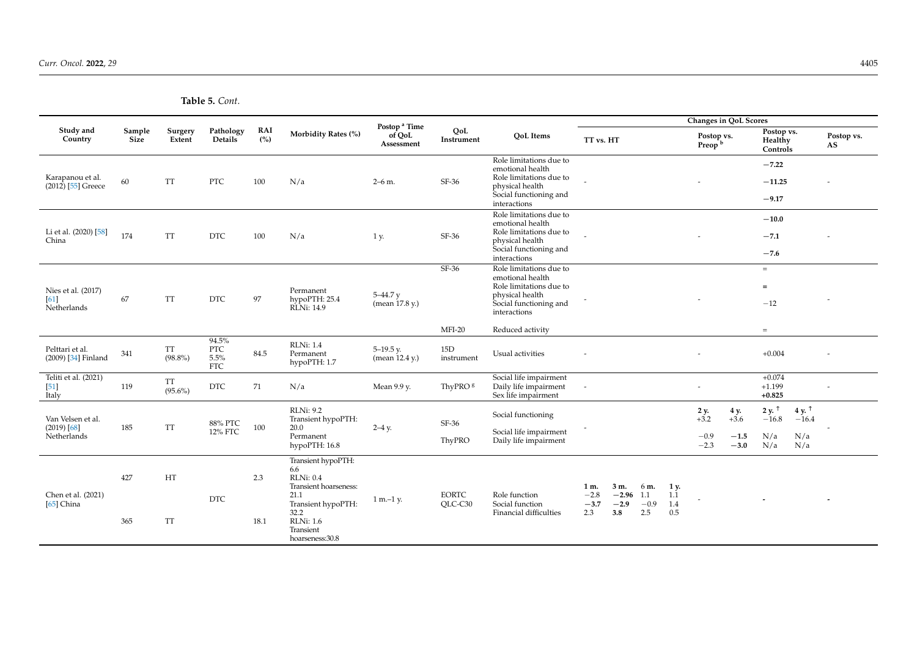**Table 5.** *Cont.*

| Study and Country | Sample Size | Surgery Extent | Pathology Details | RAI (%) | Morbidity Rates (%) | Postop [a] Time of QoL Assessment | QoL Instrument | QoL Items | Changes in QoL Scores | | | |
|---|---|---|---|---|---|---|---|---|---|---|---|---|
| | | | | | | | | | TT vs. HT | Postop vs. Preop [b] | Postop vs. Healthy Controls | Postop vs. AS |
| Karapanou et al. (2012) [55] Greece | 60 | TT | PTC | 100 | N/a | 2–6 m. | SF-36 | Role limitations due to emotional health<br>Role limitations due to physical health<br>Social functioning and interactions | - | - | **−7.22**<br>**−11.25**<br>**−9.17** | - |
| Li et al. (2020) [58] China | 174 | TT | DTC | 100 | N/a | 1 y. | SF-36 | Role limitations due to emotional health<br>Role limitations due to physical health<br>Social functioning and interactions | - | - | **−10.0**<br>**−7.1**<br>**−7.6** | - |
| Nies et al. (2017) [61] Netherlands | 67 | TT | DTC | 97 | Permanent hypoPTH: 25.4<br>RLNi: 14.9 | 5–44.7 y (mean 17.8 y.) | SF-36<br><br>MFI-20 | Role limitations due to emotional health<br>Role limitations due to physical health<br>Social functioning and interactions<br>Reduced activity | - | - | =<br>**=**<br>−12<br>= | - |
| Pelttari et al. (2009) [34] Finland | 341 | TT (98.8%) | 94.5% PTC 5.5% FTC | 84.5 | RLNi: 1.4<br>Permanent hypoPTH: 1.7 | 5–19.5 y. (mean 12.4 y.) | 15D instrument | Usual activities | - | - | +0.004 | - |
| Teliti et al. (2021) [51] Italy | 119 | TT (95.6%) | DTC | 71 | N/a | Mean 9.9 y. | ThyPRO [g] | Social life impairment<br>Daily life impairment<br>Sex life impairment | - | - | +0.074<br>+1.199<br>**+0.825** | - |
| Van Velsen et al. (2019) [68] Netherlands | 185 | TT | 88% PTC 12% FTC | 100 | RLNi: 9.2<br>Transient hypoPTH: 20.0<br>Permanent hypoPTH: 16.8 | 2–4 y. | SF-36<br><br>ThyPRO | Social functioning<br><br>Social life impairment<br>Daily life impairment | - | **2 y.** / **4 y.**<br>+3.2 / +3.6<br><br>−0.9 / **−1.5**<br>−2.3 / **−3.0** | **2 y.** [↑] / **4 y.** [↑]<br>−16.8 / −16.4<br><br>N/a / N/a<br>N/a / N/a | - |
| Chen et al. (2021) [65] China | 427<br><br>365 | HT<br><br>TT | DTC | 2.3<br><br>18.1 | Transient hypoPTH: 6.6<br>RLNi: 0.4<br>Transient hoarseness: 21.1<br>Transient hypoPTH: 32.2<br>RLNi: 1.6<br>Transient hoarseness:30.8 | 1 m.–1 y. | EORTC QLC-C30 | Role function<br>Social function<br>Financial difficulties | **1 m.** / **3 m.** / 6 **m.** / **1 y.**<br>−2.8 / **−2.96** / 1.1 / 1.1<br>**−3.7** / **−2.9** / −0.9 / 1.4<br>2.3 / **3.8** / 2.5 / 0.5 | - | **-** | **-** |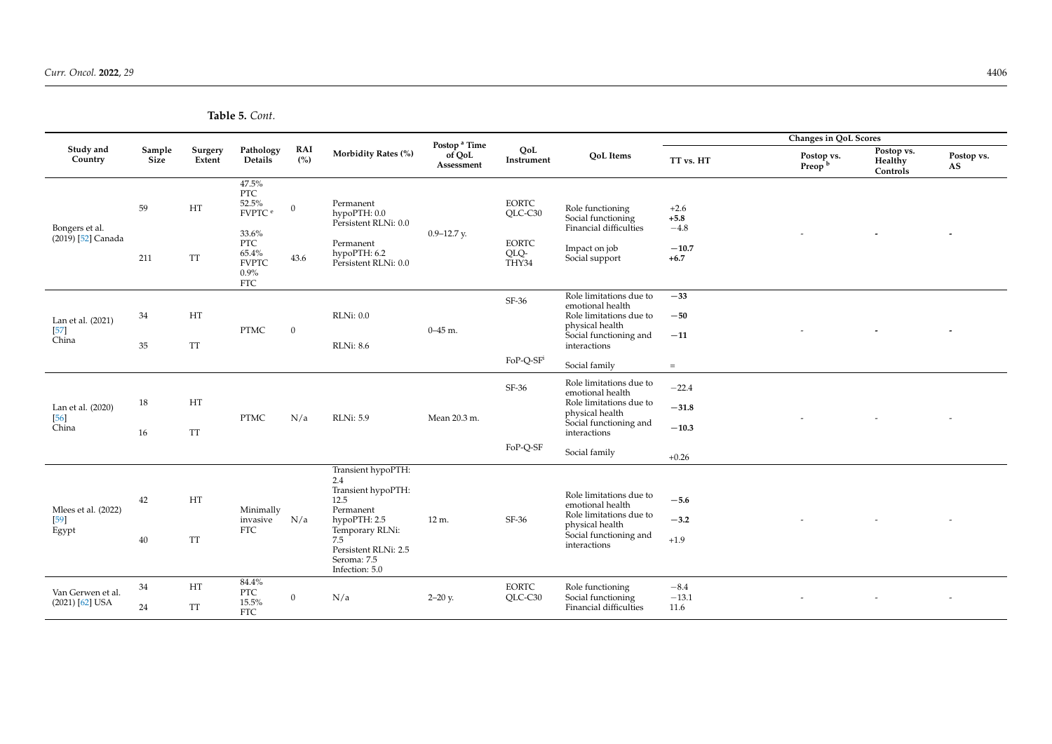**Table 5.** *Cont.*

| Study and Country | Sample Size | Surgery Extent | Pathology Details | RAI (%) | Morbidity Rates (%) | Postop [a] Time of QoL Assessment | QoL Instrument | QoL Items | Changes in QoL Scores | | | |
|---|---|---|---|---|---|---|---|---|---|---|---|---|
| | | | | | | | | | TT vs. HT | Postop vs. Preop [b] | Postop vs. Healthy Controls | Postop vs. AS |
| Bongers et al. (2019) [52] Canada | 59 | HT | 47.5% PTC 52.5% FVPTC [e] | 0 | Permanent hypoPTH: 0.0 Persistent RLNi: 0.0 | 0.9–12.7 y. | EORTC QLC-C30 | Role functioning Social functioning Financial difficulties | +2.6 **+5.8** −4.8 | - | - | - |
| | 211 | TT | 33.6% PTC 65.4% FVPTC 0.9% FTC | 43.6 | Permanent hypoPTH: 6.2 Persistent RLNi: 0.0 | | EORTC QLQ-THY34 | Impact on job Social support | **−10.7** **+6.7** | | | |
| Lan et al. (2021) [57] China | 34 | HT | PTMC | 0 | RLNi: 0.0 | 0–45 m. | SF-36 | Role limitations due to emotional health Role limitations due to physical health Social functioning and interactions | **−33** **−50** **−11** | - | - | - |
| | 35 | TT | | | RLNi: 8.6 | | FoP-Q-SF [i] | Social family | = | | | |
| Lan et al. (2020) [56] China | 18 | HT | PTMC | N/a | RLNi: 5.9 | Mean 20.3 m. | SF-36 | Role limitations due to emotional health Role limitations due to physical health Social functioning and interactions | −22.4 **−31.8** **−10.3** | - | - | - |
| | 16 | TT | | | | | FoP-Q-SF | Social family | +0.26 | | | |
| Mlees et al. (2022) [59] Egypt | 42 | HT | Minimally invasive FTC | N/a | Transient hypoPTH: 2.4 Transient hypoPTH: 12.5 Permanent hypoPTH: 2.5 Temporary RLNi: 7.5 Persistent RLNi: 2.5 Seroma: 7.5 Infection: 5.0 | 12 m. | SF-36 | Role limitations due to emotional health Role limitations due to physical health Social functioning and interactions | **−5.6** **−3.2** +1.9 | - | - | - |
| | 40 | TT | | | | | | | | | | |
| Van Gerwen et al. (2021) [62] USA | 34 | HT | 84.4% PTC 15.5% FTC | 0 | N/a | 2–20 y. | EORTC QLC-C30 | Role functioning Social functioning Financial difficulties | −8.4 −13.1 11.6 | - | - | - |
| | 24 | TT | | | | | | | | | | |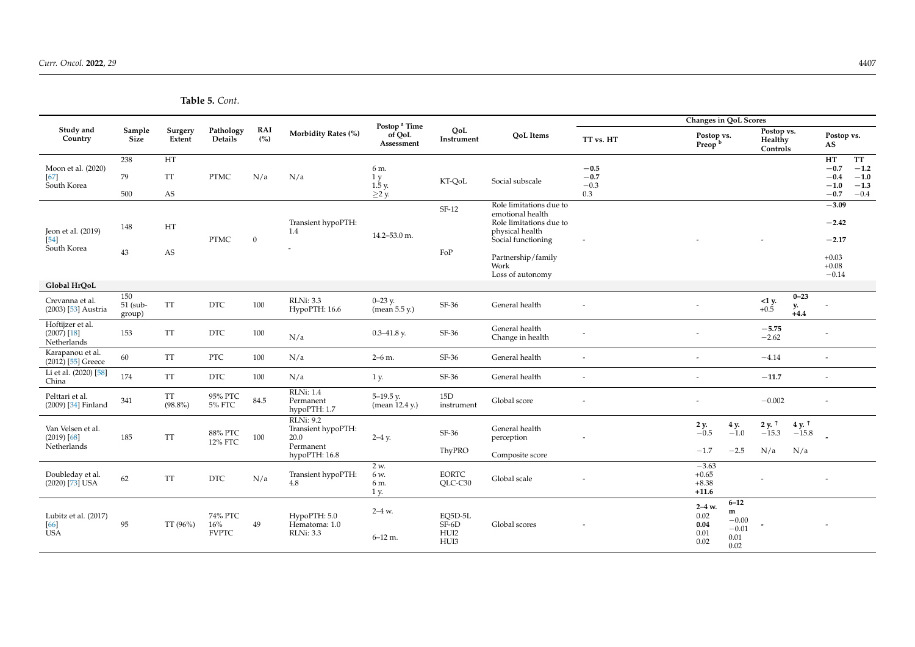**Table 5.** *Cont.*

| Study and Country | Sample Size | Surgery Extent | Pathology Details | RAI (%) | Morbidity Rates (%) | Postop [a] Time of QoL Assessment | QoL Instrument | QoL Items | Changes in QoL Scores | | | |
|---|---|---|---|---|---|---|---|---|---|---|---|---|
| | | | | | | | | | TT vs. HT | Postop vs. Preop [b] | Postop vs. Healthy Controls | Postop vs. AS |
| Moon et al. (2020) [67] South Korea | 238<br>79<br>500 | HT<br>TT<br>AS | PTMC | N/a | N/a | 6 m.<br>1 y<br>1.5 y.<br>≥2 y. | KT-QoL | Social subscale | **−0.5**<br>**−0.7**<br>−0.3<br>0.3 | | | HT / TT<br>**−0.7** / **−1.2**<br>**−0.4** / **−1.0**<br>**−1.0** / **−1.3**<br>**−0.7** / −0.4 |
| Jeon et al. (2019) [54] South Korea | 148<br>43 | HT<br>AS | PTMC | 0 | Transient hypoPTH: 1.4<br>- | 14.2–53.0 m. | SF-12<br>FoP | Role limitations due to emotional health<br>Role limitations due to physical health<br>Social functioning<br>Partnership/family<br>Work<br>Loss of autonomy | - | - | - | **−3.09**<br>**−2.42**<br>**−2.17**<br>+0.03<br>+0.08<br>−0.14 |
| **Global HrQoL** | | | | | | | | | | | | |
| Crevanna et al. (2003) [53] Austria | 150<br>51 (sub-group) | TT | DTC | 100 | RLNi: 3.3<br>HypoPTH: 16.6 | 0–23 y.<br>(mean 5.5 y.) | SF-36 | General health | - | - | **<1 y.** +0.5<br>**0–23 y.** **+4.4** | - |
| Hoftijzer et al. (2007) [18] Netherlands | 153 | TT | DTC | 100 | N/a | 0.3–41.8 y. | SF-36 | General health<br>Change in health | - | - | **−5.75**<br>−2.62 | - |
| Karapanou et al. (2012) [55] Greece | 60 | TT | PTC | 100 | N/a | 2–6 m. | SF-36 | General health | - | - | −4.14 | - |
| Li et al. (2020) [58] China | 174 | TT | DTC | 100 | N/a | 1 y. | SF-36 | General health | - | - | **−11.7** | - |
| Pelttari et al. (2009) [34] Finland | 341 | TT (98.8%) | 95% PTC<br>5% FTC | 84.5 | RLNi: 1.4<br>Permanent hypoPTH: 1.7 | 5–19.5 y.<br>(mean 12.4 y.) | 15D instrument | Global score | - | - | −0.002 | - |
| Van Velsen et al. (2019) [68] Netherlands | 185 | TT | 88% PTC<br>12% FTC | 100 | RLNi: 9.2<br>Transient hypoPTH: 20.0<br>Permanent hypoPTH: 16.8 | 2–4 y. | SF-36<br>ThyPRO | General health perception<br>Composite score | - | **2 y.** −0.5 / **4 y.** −1.0<br>−1.7 / −2.5 | **2 y.** [↑] −15.3 / **4 y.** [↑] −15.8<br>N/a / N/a | - |
| Doubleday et al. (2020) [73] USA | 62 | TT | DTC | N/a | Transient hypoPTH: 4.8 | 2 w.<br>6 w.<br>6 m.<br>1 y. | EORTC QLC-C30 | Global scale | - | −3.63<br>+0.65<br>+8.38<br>**+11.6** | - | - |
| Lubitz et al. (2017) [66] USA | 95 | TT (96%) | 74% PTC<br>16% FVPTC | 49 | HypoPTH: 5.0<br>Hematoma: 1.0<br>RLNi: 3.3 | 2–4 w.<br>6–12 m. | EQ5D-5L<br>SF-6D<br>HUI2<br>HUI3 | Global scores | - | **2–4 w.** 0.02 / **6–12 m** −0.00<br>**0.04** / −0.01<br>0.01 / 0.01<br>0.02 / 0.02 | - | - |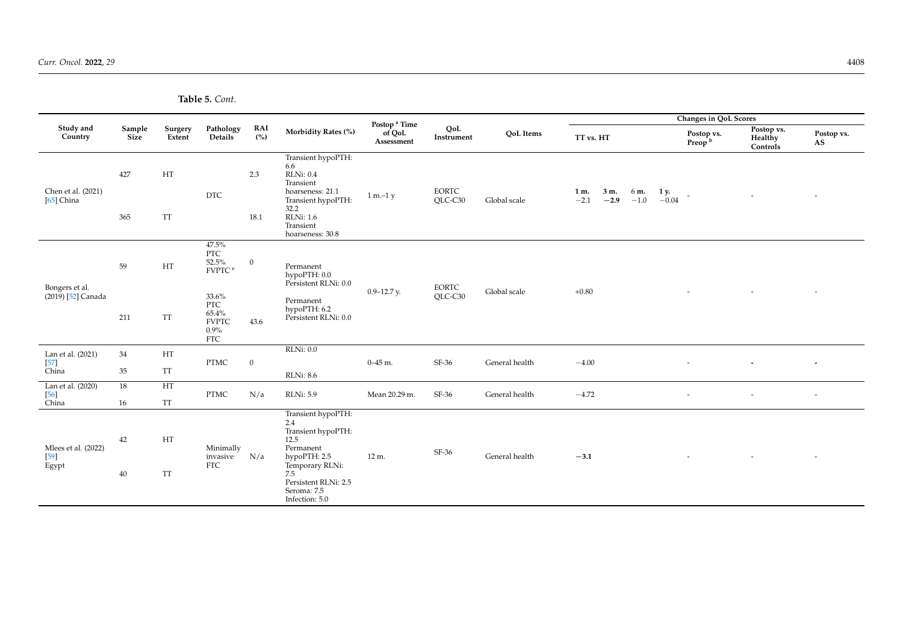**Table 5.** *Cont.*

| Study and Country | Sample Size | Surgery Extent | Pathology Details | RAI (%) | Morbidity Rates (%) | Postop [a] Time of QoL Assessment | QoL Instrument | QoL Items | Changes in QoL Scores | | | |
|---|---|---|---|---|---|---|---|---|---|---|---|---|
| | | | | | | | | | TT vs. HT | Postop vs. Preop [b] | Postop vs. Healthy Controls | Postop vs. AS |
| Chen et al. (2021) [65] China | 427 | HT | DTC | 2.3 | Transient hypoPTH: 6.6<br>RLNi: 0.4<br>Transient hoarseness: 21.1 | 1 m.–1 y | EORTC QLC-C30 | Global scale | **1 m.** −2.1 **3 m.** **−2.9** 6 m. −1.0 **1 y.** −0.04 | - | - | - |
| | 365 | TT | | 18.1 | Transient hypoPTH: 32.2<br>RLNi: 1.6<br>Transient hoarseness: 30.8 | | | | | | | |
| Bongers et al. (2019) [52] Canada | 59 | HT | 47.5% PTC<br>52.5% FVPTC [e] | 0 | Permanent hypoPTH: 0.0<br>Persistent RLNi: 0.0 | 0.9–12.7 y. | EORTC QLC-C30 | Global scale | +0.80 | - | - | - |
| | 211 | TT | 33.6% PTC<br>65.4% FVPTC<br>0.9% FTC | 43.6 | Permanent hypoPTH: 6.2<br>Persistent RLNi: 0.0 | | | | | | | |
| Lan et al. (2021) [57] China | 34 | HT | PTMC | 0 | RLNi: 0.0 | 0–45 m. | SF-36 | General health | −4.00 | - | **-** | **-** |
| | 35 | TT | | | RLNi: 8.6 | | | | | | | |
| Lan et al. (2020) [56] China | 18 | HT | PTMC | N/a | RLNi: 5.9 | Mean 20.29 m. | SF-36 | General health | −4.72 | - | - | - |
| | 16 | TT | | | | | | | | | | |
| Mlees et al. (2022) [59] Egypt | 42 | HT | Minimally invasive FTC | N/a | Transient hypoPTH: 2.4 | 12 m. | SF-36 | General health | **−3.1** | - | - | - |
| | 40 | TT | | | Transient hypoPTH: 12.5<br>Permanent hypoPTH: 2.5<br>Temporary RLNi: 7.5<br>Persistent RLNi: 2.5<br>Seroma: 7.5<br>Infection: 5.0 | | | | | | | |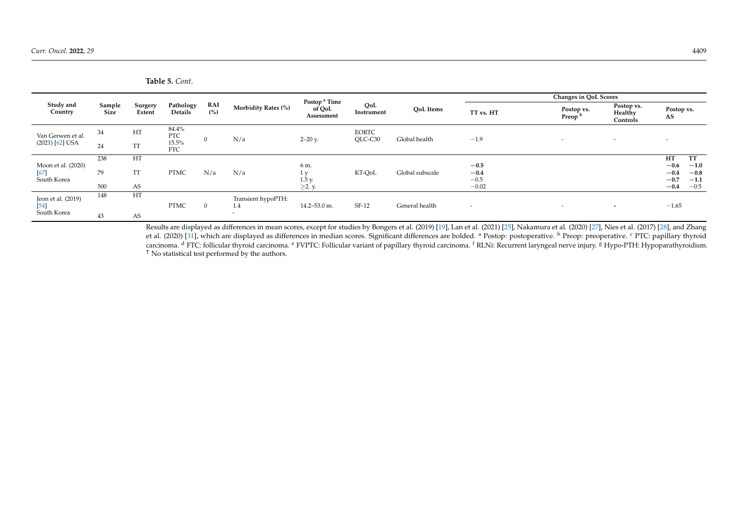**Table 5.** *Cont.*

| Study and Country | Sample Size | Surgery Extent | Pathology Details | RAI (%) | Morbidity Rates (%) | Postop [a] Time of QoL Assessment | QoL Instrument | QoL Items | Changes in QoL Scores | | | |
|---|---|---|---|---|---|---|---|---|---|---|---|---|
| | | | | | | | | | TT vs. HT | Postop vs. Preop [b] | Postop vs. Healthy Controls | Postop vs. AS |
| Van Gerwen et al. (2021) [62] USA | 34<br>24 | HT<br>TT | 84.4% PTC<br>15.5% FTC | 0 | N/a | 2–20 y. | EORTC QLC-C30 | Global health | −1.9 | - | - | - |
| Moon et al. (2020) [67] South Korea | 238<br>79<br>500 | HT<br>TT<br>AS | PTMC | N/a | N/a | 6 m.<br>1 y<br>1.5 y.<br>≥2. y. | KT-QoL | Global subscale | **−0.5**<br>**−0.4**<br>−0.5<br>−0.02 | | | HT / TT<br>**−0.6** / **−1.0**<br>**−0.4** / **−0.8**<br>**−0.7** / **−1.1**<br>**−0.4** / −0.5 |
| Jeon et al. (2019) [54] South Korea | 148<br>43 | HT<br>AS | PTMC | 0 | Transient hypoPTH: 1.4<br>- | 14.2–53.0 m. | SF-12 | General health | - | - | - | −1.65 |

Results are displayed as differences in mean scores, except for studies by Bongers et al. (2019) [19], Lan et al. (2021) [25], Nakamura et al. (2020) [27], Nies et al. (2017) [28], and Zhang et al. (2020) [31], which are displayed as differences in median scores. Significant differences are bolded. [a] Postop: postoperative. [b] Preop: preoperative. [c] PTC: papillary thyroid carcinoma. [d] FTC: follicular thyroid carcinoma. [e] FVPTC: Follicular variant of papillary thyroid carcinoma. [f] RLNi: Recurrent laryngeal nerve injury. [g] Hypo-PTH: Hypoparathyroidism. [↑] No statistical test performed by the authors.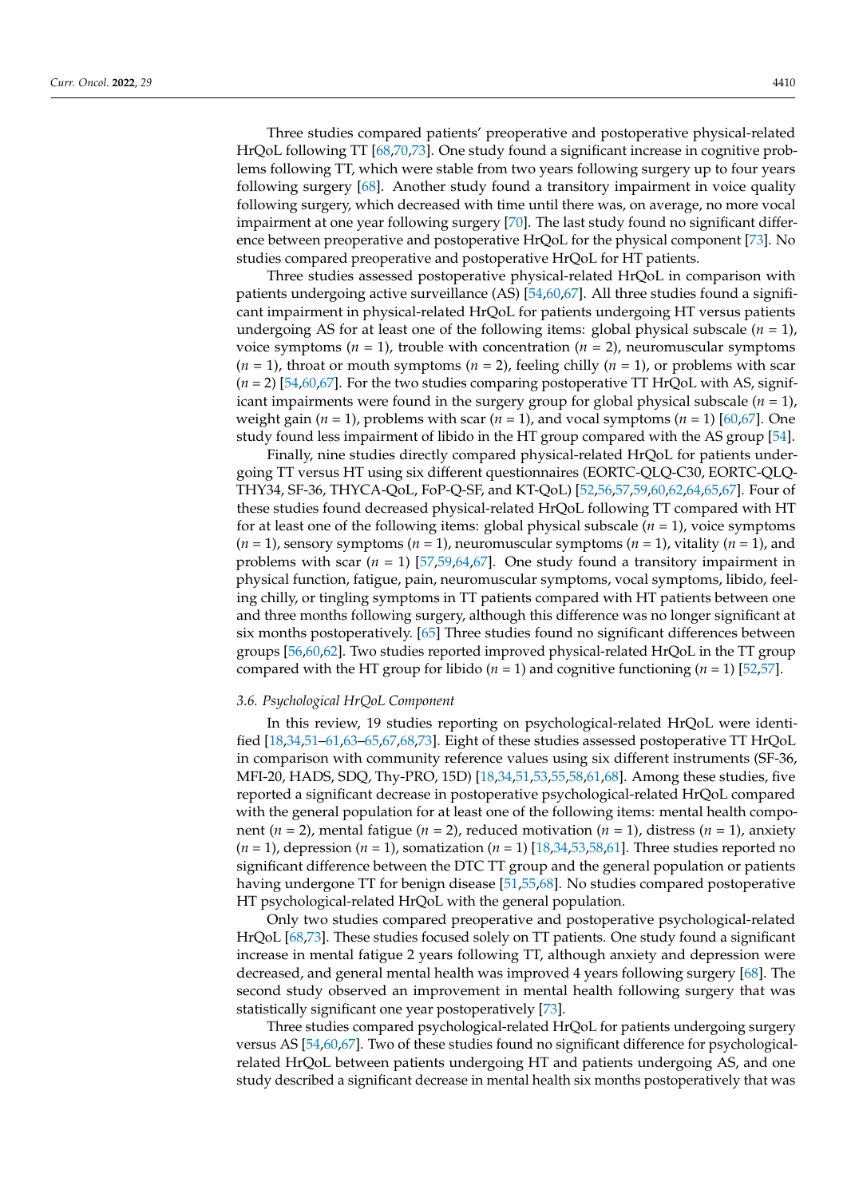Three studies compared patients' preoperative and postoperative physical-related HrQoL following TT [68,70,73]. One study found a significant increase in cognitive problems following TT, which were stable from two years following surgery up to four years following surgery [68]. Another study found a transitory impairment in voice quality following surgery, which decreased with time until there was, on average, no more vocal impairment at one year following surgery [70]. The last study found no significant difference between preoperative and postoperative HrQoL for the physical component [73]. No studies compared preoperative and postoperative HrQoL for HT patients.

Three studies assessed postoperative physical-related HrQoL in comparison with patients undergoing active surveillance (AS) [54,60,67]. All three studies found a significant impairment in physical-related HrQoL for patients undergoing HT versus patients undergoing AS for at least one of the following items: global physical subscale ($n$ = 1), voice symptoms ($n$ = 1), trouble with concentration ($n$ = 2), neuromuscular symptoms ($n$ = 1), throat or mouth symptoms ($n$ = 2), feeling chilly ($n$ = 1), or problems with scar ($n$ = 2) [54,60,67]. For the two studies comparing postoperative TT HrQoL with AS, significant impairments were found in the surgery group for global physical subscale ($n$ = 1), weight gain ($n$ = 1), problems with scar ($n$ = 1), and vocal symptoms ($n$ = 1) [60,67]. One study found less impairment of libido in the HT group compared with the AS group [54].

Finally, nine studies directly compared physical-related HrQoL for patients undergoing TT versus HT using six different questionnaires (EORTC-QLQ-C30, EORTC-QLQ-THY34, SF-36, THYCA-QoL, FoP-Q-SF, and KT-QoL) [52,56,57,59,60,62,64,65,67]. Four of these studies found decreased physical-related HrQoL following TT compared with HT for at least one of the following items: global physical subscale ($n$ = 1), voice symptoms ($n$ = 1), sensory symptoms ($n$ = 1), neuromuscular symptoms ($n$ = 1), vitality ($n$ = 1), and problems with scar ($n$ = 1) [57,59,64,67]. One study found a transitory impairment in physical function, fatigue, pain, neuromuscular symptoms, vocal symptoms, libido, feeling chilly, or tingling symptoms in TT patients compared with HT patients between one and three months following surgery, although this difference was no longer significant at six months postoperatively. [65] Three studies found no significant differences between groups [56,60,62]. Two studies reported improved physical-related HrQoL in the TT group compared with the HT group for libido ($n$ = 1) and cognitive functioning ($n$ = 1) [52,57].

### 3.6. Psychological HrQoL Component

In this review, 19 studies reporting on psychological-related HrQoL were identified [18,34,51–61,63–65,67,68,73]. Eight of these studies assessed postoperative TT HrQoL in comparison with community reference values using six different instruments (SF-36, MFI-20, HADS, SDQ, Thy-PRO, 15D) [18,34,51,53,55,58,61,68]. Among these studies, five reported a significant decrease in postoperative psychological-related HrQoL compared with the general population for at least one of the following items: mental health component ($n$ = 2), mental fatigue ($n$ = 2), reduced motivation ($n$ = 1), distress ($n$ = 1), anxiety ($n$ = 1), depression ($n$ = 1), somatization ($n$ = 1) [18,34,53,58,61]. Three studies reported no significant difference between the DTC TT group and the general population or patients having undergone TT for benign disease [51,55,68]. No studies compared postoperative HT psychological-related HrQoL with the general population.

Only two studies compared preoperative and postoperative psychological-related HrQoL [68,73]. These studies focused solely on TT patients. One study found a significant increase in mental fatigue 2 years following TT, although anxiety and depression were decreased, and general mental health was improved 4 years following surgery [68]. The second study observed an improvement in mental health following surgery that was statistically significant one year postoperatively [73].

Three studies compared psychological-related HrQoL for patients undergoing surgery versus AS [54,60,67]. Two of these studies found no significant difference for psychological-related HrQoL between patients undergoing HT and patients undergoing AS, and one study described a significant decrease in mental health six months postoperatively that was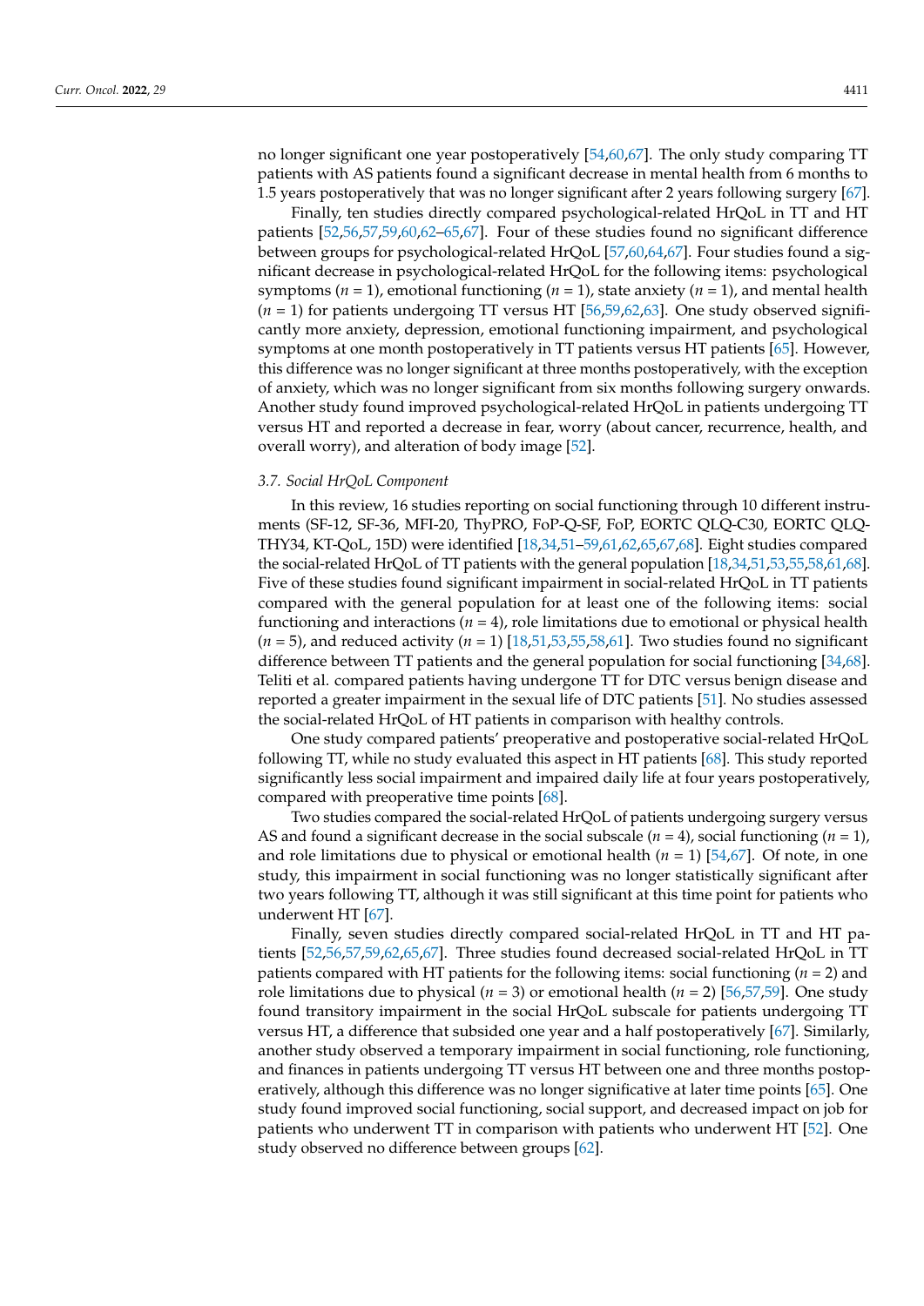no longer significant one year postoperatively [54,60,67]. The only study comparing TT patients with AS patients found a significant decrease in mental health from 6 months to 1.5 years postoperatively that was no longer significant after 2 years following surgery [67].

Finally, ten studies directly compared psychological-related HrQoL in TT and HT patients [52,56,57,59,60,62–65,67]. Four of these studies found no significant difference between groups for psychological-related HrQoL [57,60,64,67]. Four studies found a significant decrease in psychological-related HrQoL for the following items: psychological symptoms (*n* = 1), emotional functioning (*n* = 1), state anxiety (*n* = 1), and mental health (*n* = 1) for patients undergoing TT versus HT [56,59,62,63]. One study observed significantly more anxiety, depression, emotional functioning impairment, and psychological symptoms at one month postoperatively in TT patients versus HT patients [65]. However, this difference was no longer significant at three months postoperatively, with the exception of anxiety, which was no longer significant from six months following surgery onwards. Another study found improved psychological-related HrQoL in patients undergoing TT versus HT and reported a decrease in fear, worry (about cancer, recurrence, health, and overall worry), and alteration of body image [52].

### 3.7. Social HrQoL Component

In this review, 16 studies reporting on social functioning through 10 different instruments (SF-12, SF-36, MFI-20, ThyPRO, FoP-Q-SF, FoP, EORTC QLQ-C30, EORTC QLQ-THY34, KT-QoL, 15D) were identified [18,34,51–59,61,62,65,67,68]. Eight studies compared the social-related HrQoL of TT patients with the general population [18,34,51,53,55,58,61,68]. Five of these studies found significant impairment in social-related HrQoL in TT patients compared with the general population for at least one of the following items: social functioning and interactions (*n* = 4), role limitations due to emotional or physical health (*n* = 5), and reduced activity (*n* = 1) [18,51,53,55,58,61]. Two studies found no significant difference between TT patients and the general population for social functioning [34,68]. Teliti et al. compared patients having undergone TT for DTC versus benign disease and reported a greater impairment in the sexual life of DTC patients [51]. No studies assessed the social-related HrQoL of HT patients in comparison with healthy controls.

One study compared patients' preoperative and postoperative social-related HrQoL following TT, while no study evaluated this aspect in HT patients [68]. This study reported significantly less social impairment and impaired daily life at four years postoperatively, compared with preoperative time points [68].

Two studies compared the social-related HrQoL of patients undergoing surgery versus AS and found a significant decrease in the social subscale (*n* = 4), social functioning (*n* = 1), and role limitations due to physical or emotional health (*n* = 1) [54,67]. Of note, in one study, this impairment in social functioning was no longer statistically significant after two years following TT, although it was still significant at this time point for patients who underwent HT [67].

Finally, seven studies directly compared social-related HrQoL in TT and HT patients [52,56,57,59,62,65,67]. Three studies found decreased social-related HrQoL in TT patients compared with HT patients for the following items: social functioning (*n* = 2) and role limitations due to physical (*n* = 3) or emotional health (*n* = 2) [56,57,59]. One study found transitory impairment in the social HrQoL subscale for patients undergoing TT versus HT, a difference that subsided one year and a half postoperatively [67]. Similarly, another study observed a temporary impairment in social functioning, role functioning, and finances in patients undergoing TT versus HT between one and three months postoperatively, although this difference was no longer significative at later time points [65]. One study found improved social functioning, social support, and decreased impact on job for patients who underwent TT in comparison with patients who underwent HT [52]. One study observed no difference between groups [62].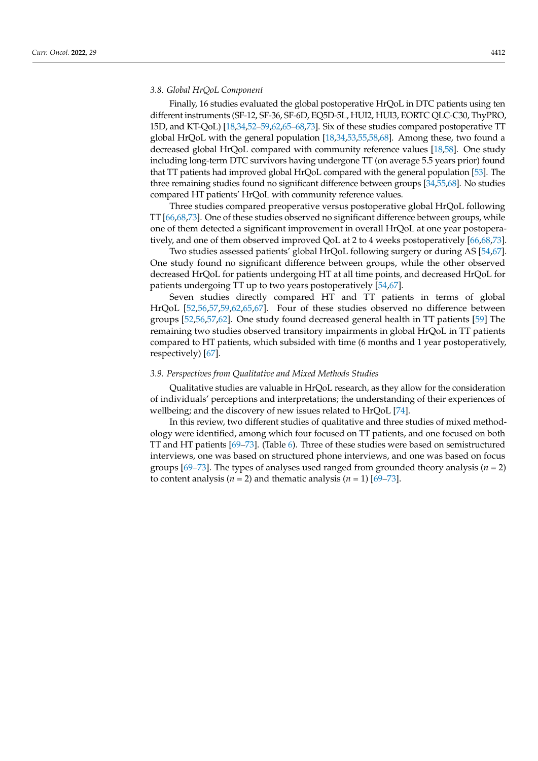### 3.8. Global HrQoL Component

Finally, 16 studies evaluated the global postoperative HrQoL in DTC patients using ten different instruments (SF-12, SF-36, SF-6D, EQ5D-5L, HUI2, HUI3, EORTC QLC-C30, ThyPRO, 15D, and KT-QoL) [18,34,52–59,62,65–68,73]. Six of these studies compared postoperative TT global HrQoL with the general population [18,34,53,55,58,68]. Among these, two found a decreased global HrQoL compared with community reference values [18,58]. One study including long-term DTC survivors having undergone TT (on average 5.5 years prior) found that TT patients had improved global HrQoL compared with the general population [53]. The three remaining studies found no significant difference between groups [34,55,68]. No studies compared HT patients' HrQoL with community reference values.

Three studies compared preoperative versus postoperative global HrQoL following TT [66,68,73]. One of these studies observed no significant difference between groups, while one of them detected a significant improvement in overall HrQoL at one year postoperatively, and one of them observed improved QoL at 2 to 4 weeks postoperatively [66,68,73].

Two studies assessed patients' global HrQoL following surgery or during AS [54,67]. One study found no significant difference between groups, while the other observed decreased HrQoL for patients undergoing HT at all time points, and decreased HrQoL for patients undergoing TT up to two years postoperatively [54,67].

Seven studies directly compared HT and TT patients in terms of global HrQoL [52,56,57,59,62,65,67]. Four of these studies observed no difference between groups [52,56,57,62]. One study found decreased general health in TT patients [59] The remaining two studies observed transitory impairments in global HrQoL in TT patients compared to HT patients, which subsided with time (6 months and 1 year postoperatively, respectively) [67].

### 3.9. Perspectives from Qualitative and Mixed Methods Studies

Qualitative studies are valuable in HrQoL research, as they allow for the consideration of individuals' perceptions and interpretations; the understanding of their experiences of wellbeing; and the discovery of new issues related to HrQoL [74].

In this review, two different studies of qualitative and three studies of mixed methodology were identified, among which four focused on TT patients, and one focused on both TT and HT patients [69–73]. (Table 6). Three of these studies were based on semistructured interviews, one was based on structured phone interviews, and one was based on focus groups [69–73]. The types of analyses used ranged from grounded theory analysis ($n$ = 2) to content analysis ($n$ = 2) and thematic analysis ($n$ = 1) [69–73].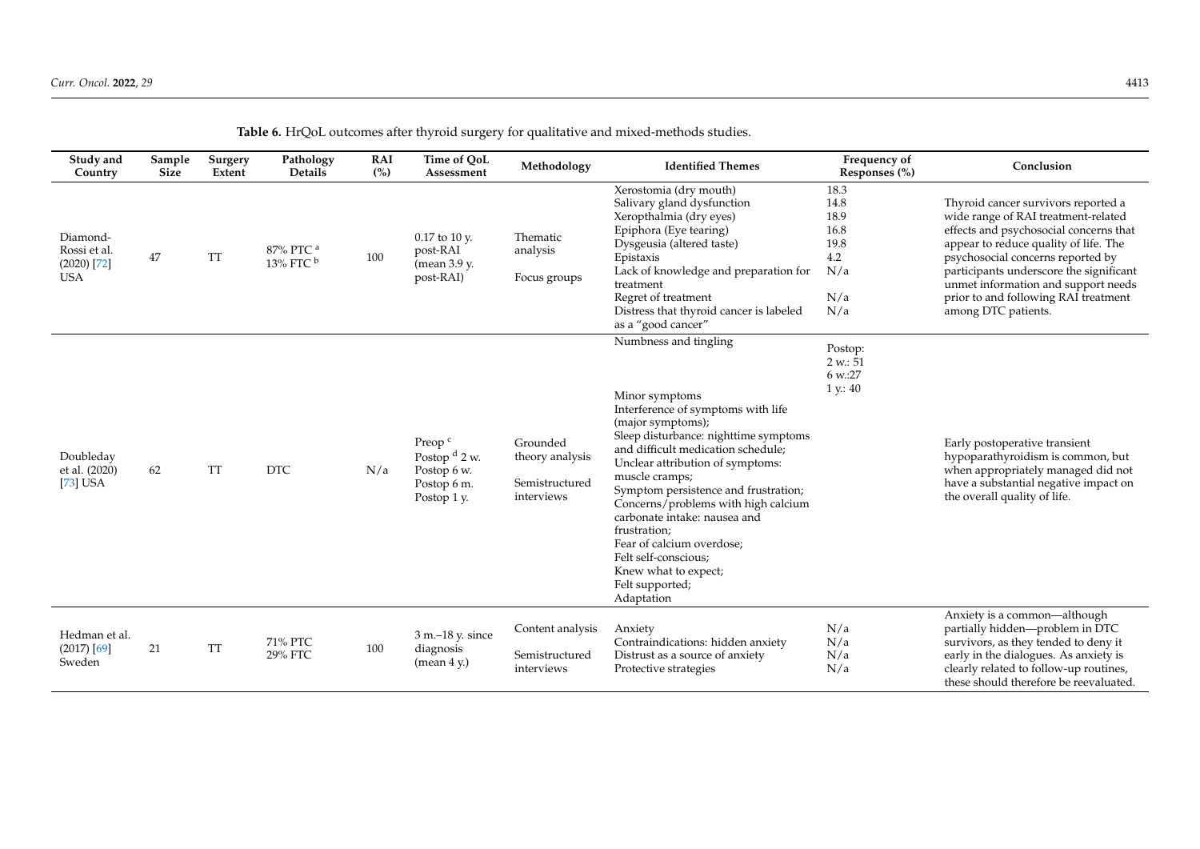**Table 6.** HrQoL outcomes after thyroid surgery for qualitative and mixed-methods studies.

| Study and Country | Sample Size | Surgery Extent | Pathology Details | RAI (%) | Time of QoL Assessment | Methodology | Identified Themes | Frequency of Responses (%) | Conclusion |
|---|---|---|---|---|---|---|---|---|---|
| Diamond-Rossi et al. (2020) [72] USA | 47 | TT | 87% PTC [a]<br>13% FTC [b] | 100 | 0.17 to 10 y. post-RAI (mean 3.9 y. post-RAI) | Thematic analysis<br><br>Focus groups | Xerostomia (dry mouth)<br>Salivary gland dysfunction<br>Xeropthalmia (dry eyes)<br>Epiphora (Eye tearing)<br>Dysgeusia (altered taste)<br>Epistaxis<br>Lack of knowledge and preparation for treatment<br>Regret of treatment<br>Distress that thyroid cancer is labeled as a "good cancer" | 18.3<br>14.8<br>18.9<br>16.8<br>19.8<br>4.2<br>N/a<br><br>N/a<br>N/a | Thyroid cancer survivors reported a wide range of RAI treatment-related effects and psychosocial concerns that appear to reduce quality of life. The psychosocial concerns reported by participants underscore the significant unmet information and support needs prior to and following RAI treatment among DTC patients. |
| Doubleday et al. (2020) [73] USA | 62 | TT | DTC | N/a | Preop [c]<br>Postop [d] 2 w.<br>Postop 6 w.<br>Postop 6 m.<br>Postop 1 y. | Grounded theory analysis<br><br>Semistructured interviews | Numbness and tingling<br><br>Minor symptoms<br>Interference of symptoms with life (major symptoms);<br>Sleep disturbance: nighttime symptoms and difficult medication schedule;<br>Unclear attribution of symptoms: muscle cramps;<br>Symptom persistence and frustration;<br>Concerns/problems with high calcium carbonate intake: nausea and frustration;<br>Fear of calcium overdose;<br>Felt self-conscious;<br>Knew what to expect;<br>Felt supported;<br>Adaptation | Postop:<br>2 w.: 51<br>6 w.:27<br>1 y.: 40 | Early postoperative transient hypoparathyroidism is common, but when appropriately managed did not have a substantial negative impact on the overall quality of life. |
| Hedman et al. (2017) [69] Sweden | 21 | TT | 71% PTC<br>29% FTC | 100 | 3 m.–18 y. since diagnosis (mean 4 y.) | Content analysis<br><br>Semistructured interviews | Anxiety<br>Contraindications: hidden anxiety<br>Distrust as a source of anxiety<br>Protective strategies | N/a<br>N/a<br>N/a<br>N/a | Anxiety is a common—although partially hidden—problem in DTC survivors, as they tended to deny it early in the dialogues. As anxiety is clearly related to follow-up routines, these should therefore be reevaluated. |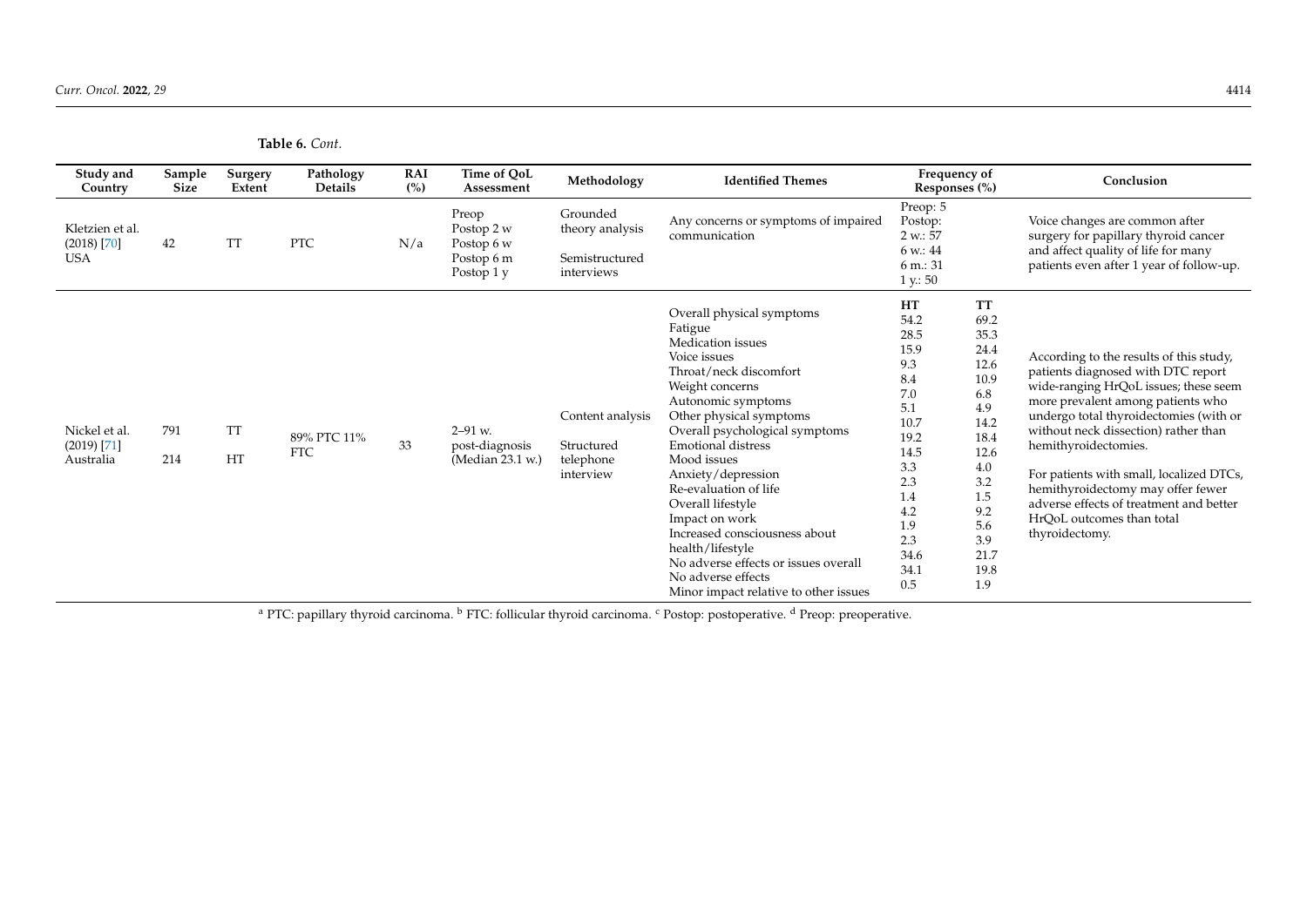**Table 6.** *Cont.*

| Study and Country | Sample Size | Surgery Extent | Pathology Details | RAI (%) | Time of QoL Assessment | Methodology | Identified Themes | Frequency of Responses (%) | | Conclusion |
|---|---|---|---|---|---|---|---|---|---|---|
| Kletzien et al. (2018) [70] USA | 42 | TT | PTC | N/a | Preop<br>Postop 2 w<br>Postop 6 w<br>Postop 6 m<br>Postop 1 y | Grounded theory analysis<br><br>Semistructured interviews | Any concerns or symptoms of impaired communication | Preop: 5<br>Postop:<br>2 w.: 57<br>6 w.: 44<br>6 m.: 31<br>1 y.: 50 | | Voice changes are common after surgery for papillary thyroid cancer and affect quality of life for many patients even after 1 year of follow-up. |
| Nickel et al. (2019) [71] Australia | 791<br><br>214 | TT<br><br>HT | 89% PTC 11% FTC | 33 | 2–91 w. post-diagnosis (Median 23.1 w.) | Content analysis<br><br>Structured telephone interview | Overall physical symptoms<br>Fatigue<br>Medication issues<br>Voice issues<br>Throat/neck discomfort<br>Weight concerns<br>Autonomic symptoms<br>Other physical symptoms<br>Overall psychological symptoms<br>Emotional distress<br>Mood issues<br>Anxiety/depression<br>Re-evaluation of life<br>Overall lifestyle<br>Impact on work<br>Increased consciousness about health/lifestyle<br>No adverse effects or issues overall<br>No adverse effects<br>Minor impact relative to other issues | **HT**<br>54.2<br>28.5<br>15.9<br>9.3<br>8.4<br>7.0<br>5.1<br>10.7<br>19.2<br>14.5<br>3.3<br>2.3<br>1.4<br>4.2<br>1.9<br>2.3<br>34.6<br>34.1<br>0.5 | **TT**<br>69.2<br>35.3<br>24.4<br>12.6<br>10.9<br>6.8<br>4.9<br>14.2<br>18.4<br>12.6<br>4.0<br>3.2<br>1.5<br>9.2<br>5.6<br>3.9<br>21.7<br>19.8<br>1.9 | According to the results of this study, patients diagnosed with DTC report wide-ranging HrQoL issues; these seem more prevalent among patients who undergo total thyroidectomies (with or without neck dissection) rather than hemithyroidectomies.<br><br>For patients with small, localized DTCs, hemithyroidectomy may offer fewer adverse effects of treatment and better HrQoL outcomes than total thyroidectomy. |

[a] PTC: papillary thyroid carcinoma. [b] FTC: follicular thyroid carcinoma. [c] Postop: postoperative. [d] Preop: preoperative.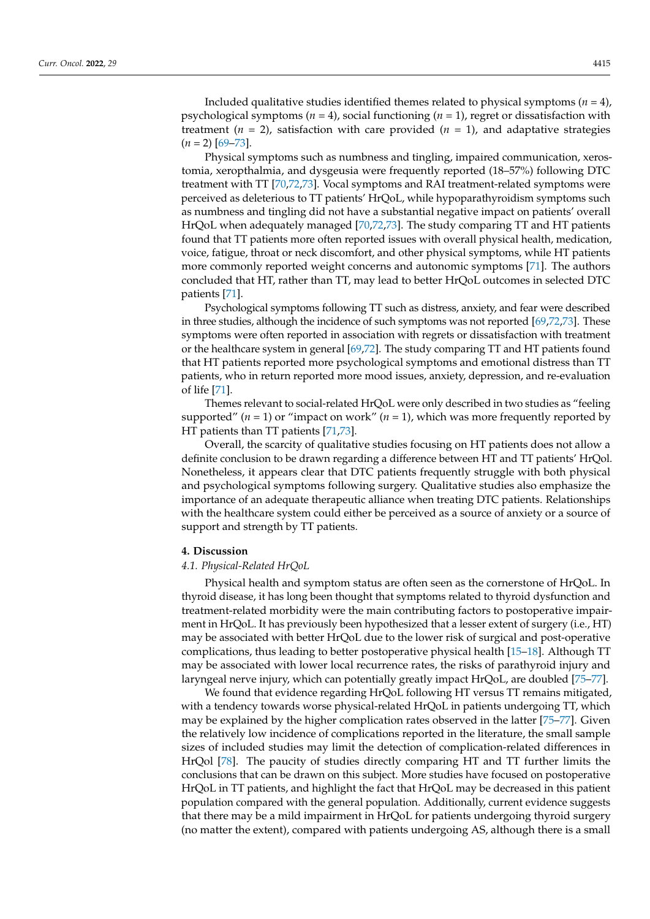Included qualitative studies identified themes related to physical symptoms ($n = 4$), psychological symptoms ($n = 4$), social functioning ($n = 1$), regret or dissatisfaction with treatment ($n = 2$), satisfaction with care provided ($n = 1$), and adaptative strategies ($n = 2$) [69–73].

Physical symptoms such as numbness and tingling, impaired communication, xerostomia, xeropthalmia, and dysgeusia were frequently reported (18–57%) following DTC treatment with TT [70,72,73]. Vocal symptoms and RAI treatment-related symptoms were perceived as deleterious to TT patients' HrQoL, while hypoparathyroidism symptoms such as numbness and tingling did not have a substantial negative impact on patients' overall HrQoL when adequately managed [70,72,73]. The study comparing TT and HT patients found that TT patients more often reported issues with overall physical health, medication, voice, fatigue, throat or neck discomfort, and other physical symptoms, while HT patients more commonly reported weight concerns and autonomic symptoms [71]. The authors concluded that HT, rather than TT, may lead to better HrQoL outcomes in selected DTC patients [71].

Psychological symptoms following TT such as distress, anxiety, and fear were described in three studies, although the incidence of such symptoms was not reported [69,72,73]. These symptoms were often reported in association with regrets or dissatisfaction with treatment or the healthcare system in general [69,72]. The study comparing TT and HT patients found that HT patients reported more psychological symptoms and emotional distress than TT patients, who in return reported more mood issues, anxiety, depression, and re-evaluation of life [71].

Themes relevant to social-related HrQoL were only described in two studies as "feeling supported" ($n = 1$) or "impact on work" ($n = 1$), which was more frequently reported by HT patients than TT patients [71,73].

Overall, the scarcity of qualitative studies focusing on HT patients does not allow a definite conclusion to be drawn regarding a difference between HT and TT patients' HrQol. Nonetheless, it appears clear that DTC patients frequently struggle with both physical and psychological symptoms following surgery. Qualitative studies also emphasize the importance of an adequate therapeutic alliance when treating DTC patients. Relationships with the healthcare system could either be perceived as a source of anxiety or a source of support and strength by TT patients.

## 4. Discussion

### *4.1. Physical-Related HrQoL*

Physical health and symptom status are often seen as the cornerstone of HrQoL. In thyroid disease, it has long been thought that symptoms related to thyroid dysfunction and treatment-related morbidity were the main contributing factors to postoperative impairment in HrQoL. It has previously been hypothesized that a lesser extent of surgery (i.e., HT) may be associated with better HrQoL due to the lower risk of surgical and post-operative complications, thus leading to better postoperative physical health [15–18]. Although TT may be associated with lower local recurrence rates, the risks of parathyroid injury and laryngeal nerve injury, which can potentially greatly impact HrQoL, are doubled [75–77].

We found that evidence regarding HrQoL following HT versus TT remains mitigated, with a tendency towards worse physical-related HrQoL in patients undergoing TT, which may be explained by the higher complication rates observed in the latter [75–77]. Given the relatively low incidence of complications reported in the literature, the small sample sizes of included studies may limit the detection of complication-related differences in HrQol [78]. The paucity of studies directly comparing HT and TT further limits the conclusions that can be drawn on this subject. More studies have focused on postoperative HrQoL in TT patients, and highlight the fact that HrQoL may be decreased in this patient population compared with the general population. Additionally, current evidence suggests that there may be a mild impairment in HrQoL for patients undergoing thyroid surgery (no matter the extent), compared with patients undergoing AS, although there is a small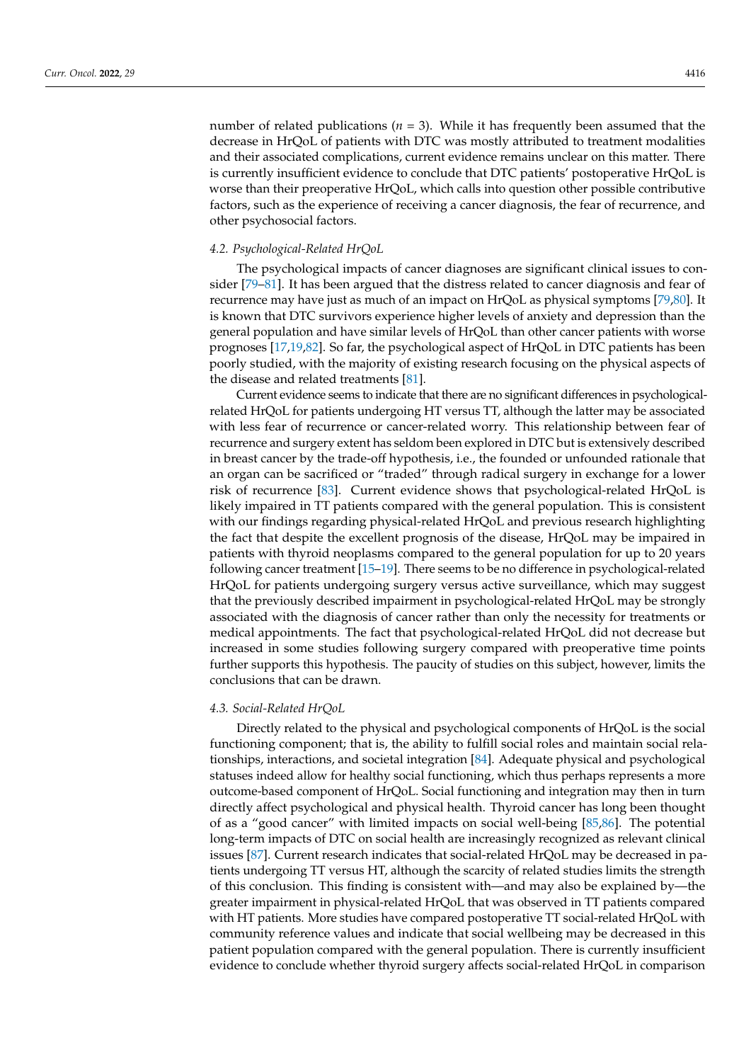number of related publications ($n$ = 3). While it has frequently been assumed that the decrease in HrQoL of patients with DTC was mostly attributed to treatment modalities and their associated complications, current evidence remains unclear on this matter. There is currently insufficient evidence to conclude that DTC patients' postoperative HrQoL is worse than their preoperative HrQoL, which calls into question other possible contributive factors, such as the experience of receiving a cancer diagnosis, the fear of recurrence, and other psychosocial factors.

### 4.2. Psychological-Related HrQoL

The psychological impacts of cancer diagnoses are significant clinical issues to consider [79–81]. It has been argued that the distress related to cancer diagnosis and fear of recurrence may have just as much of an impact on HrQoL as physical symptoms [79,80]. It is known that DTC survivors experience higher levels of anxiety and depression than the general population and have similar levels of HrQoL than other cancer patients with worse prognoses [17,19,82]. So far, the psychological aspect of HrQoL in DTC patients has been poorly studied, with the majority of existing research focusing on the physical aspects of the disease and related treatments [81].

Current evidence seems to indicate that there are no significant differences in psychological-related HrQoL for patients undergoing HT versus TT, although the latter may be associated with less fear of recurrence or cancer-related worry. This relationship between fear of recurrence and surgery extent has seldom been explored in DTC but is extensively described in breast cancer by the trade-off hypothesis, i.e., the founded or unfounded rationale that an organ can be sacrificed or "traded" through radical surgery in exchange for a lower risk of recurrence [83]. Current evidence shows that psychological-related HrQoL is likely impaired in TT patients compared with the general population. This is consistent with our findings regarding physical-related HrQoL and previous research highlighting the fact that despite the excellent prognosis of the disease, HrQoL may be impaired in patients with thyroid neoplasms compared to the general population for up to 20 years following cancer treatment [15–19]. There seems to be no difference in psychological-related HrQoL for patients undergoing surgery versus active surveillance, which may suggest that the previously described impairment in psychological-related HrQoL may be strongly associated with the diagnosis of cancer rather than only the necessity for treatments or medical appointments. The fact that psychological-related HrQoL did not decrease but increased in some studies following surgery compared with preoperative time points further supports this hypothesis. The paucity of studies on this subject, however, limits the conclusions that can be drawn.

### 4.3. Social-Related HrQoL

Directly related to the physical and psychological components of HrQoL is the social functioning component; that is, the ability to fulfill social roles and maintain social relationships, interactions, and societal integration [84]. Adequate physical and psychological statuses indeed allow for healthy social functioning, which thus perhaps represents a more outcome-based component of HrQoL. Social functioning and integration may then in turn directly affect psychological and physical health. Thyroid cancer has long been thought of as a "good cancer" with limited impacts on social well-being [85,86]. The potential long-term impacts of DTC on social health are increasingly recognized as relevant clinical issues [87]. Current research indicates that social-related HrQoL may be decreased in patients undergoing TT versus HT, although the scarcity of related studies limits the strength of this conclusion. This finding is consistent with—and may also be explained by—the greater impairment in physical-related HrQoL that was observed in TT patients compared with HT patients. More studies have compared postoperative TT social-related HrQoL with community reference values and indicate that social wellbeing may be decreased in this patient population compared with the general population. There is currently insufficient evidence to conclude whether thyroid surgery affects social-related HrQoL in comparison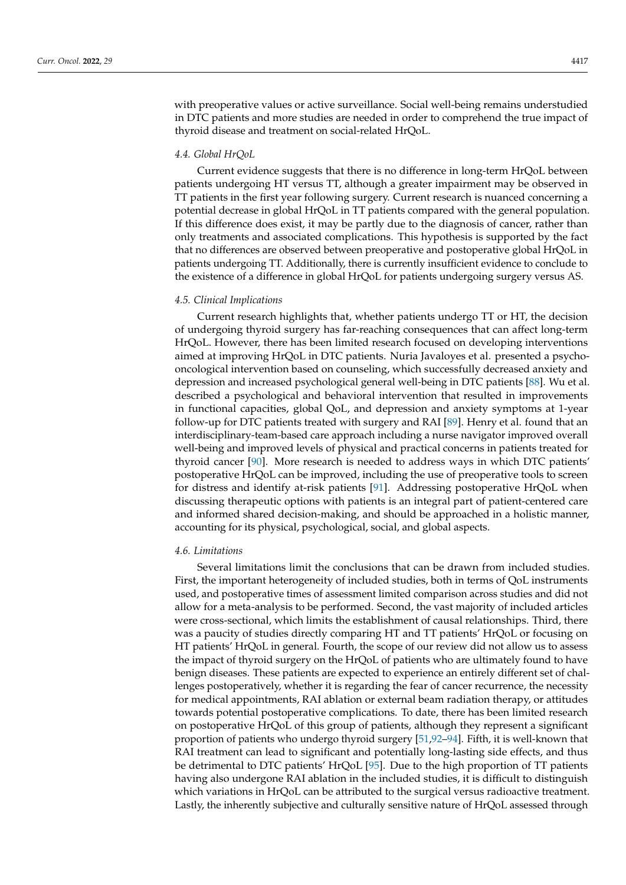with preoperative values or active surveillance. Social well-being remains understudied in DTC patients and more studies are needed in order to comprehend the true impact of thyroid disease and treatment on social-related HrQoL.

### 4.4. Global HrQoL

Current evidence suggests that there is no difference in long-term HrQoL between patients undergoing HT versus TT, although a greater impairment may be observed in TT patients in the first year following surgery. Current research is nuanced concerning a potential decrease in global HrQoL in TT patients compared with the general population. If this difference does exist, it may be partly due to the diagnosis of cancer, rather than only treatments and associated complications. This hypothesis is supported by the fact that no differences are observed between preoperative and postoperative global HrQoL in patients undergoing TT. Additionally, there is currently insufficient evidence to conclude to the existence of a difference in global HrQoL for patients undergoing surgery versus AS.

### 4.5. Clinical Implications

Current research highlights that, whether patients undergo TT or HT, the decision of undergoing thyroid surgery has far-reaching consequences that can affect long-term HrQoL. However, there has been limited research focused on developing interventions aimed at improving HrQoL in DTC patients. Nuria Javaloyes et al. presented a psycho-oncological intervention based on counseling, which successfully decreased anxiety and depression and increased psychological general well-being in DTC patients [88]. Wu et al. described a psychological and behavioral intervention that resulted in improvements in functional capacities, global QoL, and depression and anxiety symptoms at 1-year follow-up for DTC patients treated with surgery and RAI [89]. Henry et al. found that an interdisciplinary-team-based care approach including a nurse navigator improved overall well-being and improved levels of physical and practical concerns in patients treated for thyroid cancer [90]. More research is needed to address ways in which DTC patients' postoperative HrQoL can be improved, including the use of preoperative tools to screen for distress and identify at-risk patients [91]. Addressing postoperative HrQoL when discussing therapeutic options with patients is an integral part of patient-centered care and informed shared decision-making, and should be approached in a holistic manner, accounting for its physical, psychological, social, and global aspects.

### 4.6. Limitations

Several limitations limit the conclusions that can be drawn from included studies. First, the important heterogeneity of included studies, both in terms of QoL instruments used, and postoperative times of assessment limited comparison across studies and did not allow for a meta-analysis to be performed. Second, the vast majority of included articles were cross-sectional, which limits the establishment of causal relationships. Third, there was a paucity of studies directly comparing HT and TT patients' HrQoL or focusing on HT patients' HrQoL in general. Fourth, the scope of our review did not allow us to assess the impact of thyroid surgery on the HrQoL of patients who are ultimately found to have benign diseases. These patients are expected to experience an entirely different set of challenges postoperatively, whether it is regarding the fear of cancer recurrence, the necessity for medical appointments, RAI ablation or external beam radiation therapy, or attitudes towards potential postoperative complications. To date, there has been limited research on postoperative HrQoL of this group of patients, although they represent a significant proportion of patients who undergo thyroid surgery [51,92–94]. Fifth, it is well-known that RAI treatment can lead to significant and potentially long-lasting side effects, and thus be detrimental to DTC patients' HrQoL [95]. Due to the high proportion of TT patients having also undergone RAI ablation in the included studies, it is difficult to distinguish which variations in HrQoL can be attributed to the surgical versus radioactive treatment. Lastly, the inherently subjective and culturally sensitive nature of HrQoL assessed through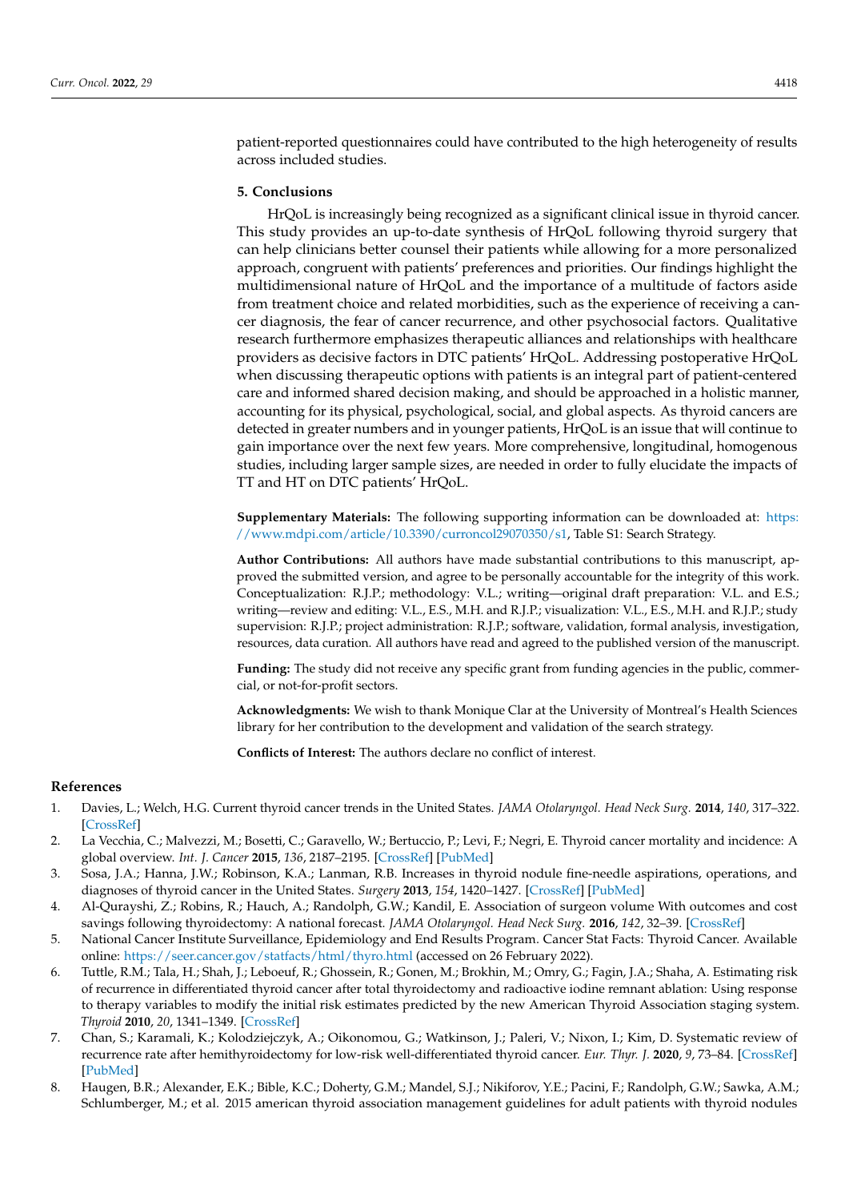patient-reported questionnaires could have contributed to the high heterogeneity of results across included studies.

## 5. Conclusions

HrQoL is increasingly being recognized as a significant clinical issue in thyroid cancer. This study provides an up-to-date synthesis of HrQoL following thyroid surgery that can help clinicians better counsel their patients while allowing for a more personalized approach, congruent with patients' preferences and priorities. Our findings highlight the multidimensional nature of HrQoL and the importance of a multitude of factors aside from treatment choice and related morbidities, such as the experience of receiving a cancer diagnosis, the fear of cancer recurrence, and other psychosocial factors. Qualitative research furthermore emphasizes therapeutic alliances and relationships with healthcare providers as decisive factors in DTC patients' HrQoL. Addressing postoperative HrQoL when discussing therapeutic options with patients is an integral part of patient-centered care and informed shared decision making, and should be approached in a holistic manner, accounting for its physical, psychological, social, and global aspects. As thyroid cancers are detected in greater numbers and in younger patients, HrQoL is an issue that will continue to gain importance over the next few years. More comprehensive, longitudinal, homogenous studies, including larger sample sizes, are needed in order to fully elucidate the impacts of TT and HT on DTC patients' HrQoL.

**Supplementary Materials:** The following supporting information can be downloaded at: https://www.mdpi.com/article/10.3390/curroncol29070350/s1, Table S1: Search Strategy.

**Author Contributions:** All authors have made substantial contributions to this manuscript, approved the submitted version, and agree to be personally accountable for the integrity of this work. Conceptualization: R.J.P.; methodology: V.L.; writing—original draft preparation: V.L. and E.S.; writing—review and editing: V.L., E.S., M.H. and R.J.P.; visualization: V.L., E.S., M.H. and R.J.P.; study supervision: R.J.P.; project administration: R.J.P.; software, validation, formal analysis, investigation, resources, data curation. All authors have read and agreed to the published version of the manuscript.

**Funding:** The study did not receive any specific grant from funding agencies in the public, commercial, or not-for-profit sectors.

**Acknowledgments:** We wish to thank Monique Clar at the University of Montreal's Health Sciences library for her contribution to the development and validation of the search strategy.

**Conflicts of Interest:** The authors declare no conflict of interest.

## References

1. Davies, L.; Welch, H.G. Current thyroid cancer trends in the United States. *JAMA Otolaryngol. Head Neck Surg.* **2014**, *140*, 317–322. [CrossRef]
2. La Vecchia, C.; Malvezzi, M.; Bosetti, C.; Garavello, W.; Bertuccio, P.; Levi, F.; Negri, E. Thyroid cancer mortality and incidence: A global overview. *Int. J. Cancer* **2015**, *136*, 2187–2195. [CrossRef] [PubMed]
3. Sosa, J.A.; Hanna, J.W.; Robinson, K.A.; Lanman, R.B. Increases in thyroid nodule fine-needle aspirations, operations, and diagnoses of thyroid cancer in the United States. *Surgery* **2013**, *154*, 1420–1427. [CrossRef] [PubMed]
4. Al-Qurayshi, Z.; Robins, R.; Hauch, A.; Randolph, G.W.; Kandil, E. Association of surgeon volume With outcomes and cost savings following thyroidectomy: A national forecast. *JAMA Otolaryngol. Head Neck Surg.* **2016**, *142*, 32–39. [CrossRef]
5. National Cancer Institute Surveillance, Epidemiology and End Results Program. Cancer Stat Facts: Thyroid Cancer. Available online: https://seer.cancer.gov/statfacts/html/thyro.html (accessed on 26 February 2022).
6. Tuttle, R.M.; Tala, H.; Shah, J.; Leboeuf, R.; Ghossein, R.; Gonen, M.; Brokhin, M.; Omry, G.; Fagin, J.A.; Shaha, A. Estimating risk of recurrence in differentiated thyroid cancer after total thyroidectomy and radioactive iodine remnant ablation: Using response to therapy variables to modify the initial risk estimates predicted by the new American Thyroid Association staging system. *Thyroid* **2010**, *20*, 1341–1349. [CrossRef]
7. Chan, S.; Karamali, K.; Kolodziejczyk, A.; Oikonomou, G.; Watkinson, J.; Paleri, V.; Nixon, I.; Kim, D. Systematic review of recurrence rate after hemithyroidectomy for low-risk well-differentiated thyroid cancer. *Eur. Thyr. J.* **2020**, *9*, 73–84. [CrossRef] [PubMed]
8. Haugen, B.R.; Alexander, E.K.; Bible, K.C.; Doherty, G.M.; Mandel, S.J.; Nikiforov, Y.E.; Pacini, F.; Randolph, G.W.; Sawka, A.M.; Schlumberger, M.; et al. 2015 american thyroid association management guidelines for adult patients with thyroid nodules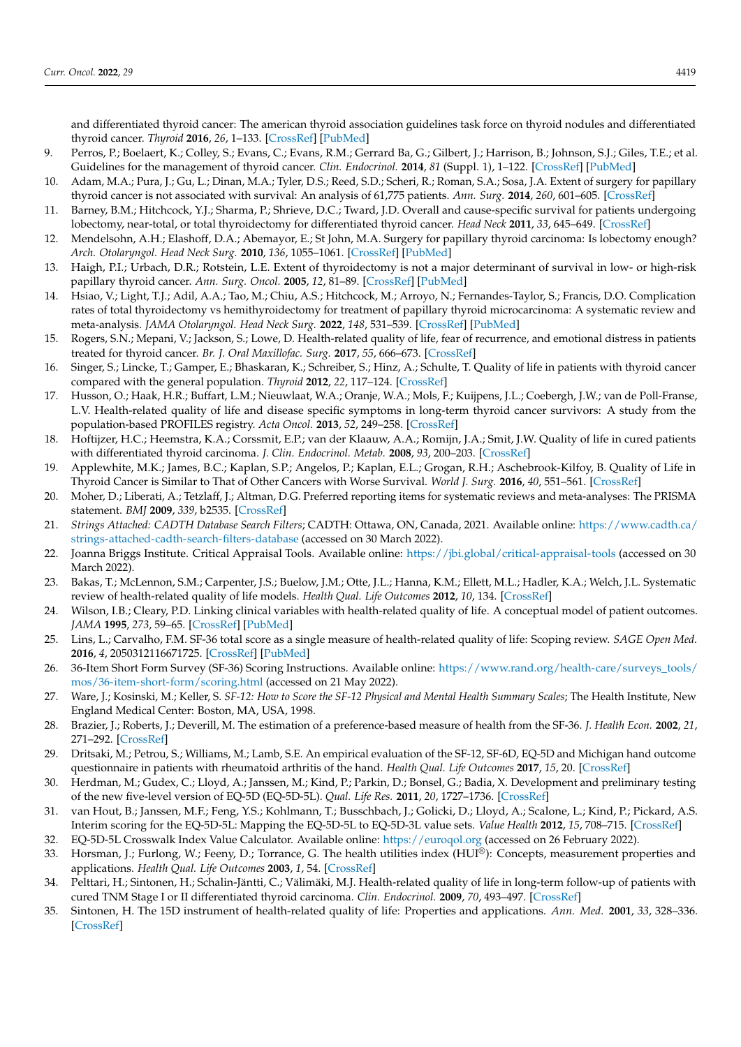and differentiated thyroid cancer: The american thyroid association guidelines task force on thyroid nodules and differentiated thyroid cancer. *Thyroid* **2016**, *26*, 1–133. [CrossRef] [PubMed]

9. Perros, P.; Boelaert, K.; Colley, S.; Evans, C.; Evans, R.M.; Gerrard Ba, G.; Gilbert, J.; Harrison, B.; Johnson, S.J.; Giles, T.E.; et al. Guidelines for the management of thyroid cancer. *Clin. Endocrinol.* **2014**, *81* (Suppl. 1), 1–122. [CrossRef] [PubMed]
10. Adam, M.A.; Pura, J.; Gu, L.; Dinan, M.A.; Tyler, D.S.; Reed, S.D.; Scheri, R.; Roman, S.A.; Sosa, J.A. Extent of surgery for papillary thyroid cancer is not associated with survival: An analysis of 61,775 patients. *Ann. Surg.* **2014**, *260*, 601–605. [CrossRef]
11. Barney, B.M.; Hitchcock, Y.J.; Sharma, P.; Shrieve, D.C.; Tward, J.D. Overall and cause-specific survival for patients undergoing lobectomy, near-total, or total thyroidectomy for differentiated thyroid cancer. *Head Neck* **2011**, *33*, 645–649. [CrossRef]
12. Mendelsohn, A.H.; Elashoff, D.A.; Abemayor, E.; St John, M.A. Surgery for papillary thyroid carcinoma: Is lobectomy enough? *Arch. Otolaryngol. Head Neck Surg.* **2010**, *136*, 1055–1061. [CrossRef] [PubMed]
13. Haigh, P.I.; Urbach, D.R.; Rotstein, L.E. Extent of thyroidectomy is not a major determinant of survival in low- or high-risk papillary thyroid cancer. *Ann. Surg. Oncol.* **2005**, *12*, 81–89. [CrossRef] [PubMed]
14. Hsiao, V.; Light, T.J.; Adil, A.A.; Tao, M.; Chiu, A.S.; Hitchcock, M.; Arroyo, N.; Fernandes-Taylor, S.; Francis, D.O. Complication rates of total thyroidectomy vs hemithyroidectomy for treatment of papillary thyroid microcarcinoma: A systematic review and meta-analysis. *JAMA Otolaryngol. Head Neck Surg.* **2022**, *148*, 531–539. [CrossRef] [PubMed]
15. Rogers, S.N.; Mepani, V.; Jackson, S.; Lowe, D. Health-related quality of life, fear of recurrence, and emotional distress in patients treated for thyroid cancer. *Br. J. Oral Maxillofac. Surg.* **2017**, *55*, 666–673. [CrossRef]
16. Singer, S.; Lincke, T.; Gamper, E.; Bhaskaran, K.; Schreiber, S.; Hinz, A.; Schulte, T. Quality of life in patients with thyroid cancer compared with the general population. *Thyroid* **2012**, *22*, 117–124. [CrossRef]
17. Husson, O.; Haak, H.R.; Buffart, L.M.; Nieuwlaat, W.A.; Oranje, W.A.; Mols, F.; Kuijpens, J.L.; Coebergh, J.W.; van de Poll-Franse, L.V. Health-related quality of life and disease specific symptoms in long-term thyroid cancer survivors: A study from the population-based PROFILES registry. *Acta Oncol.* **2013**, *52*, 249–258. [CrossRef]
18. Hoftijzer, H.C.; Heemstra, K.A.; Corssmit, E.P.; van der Klaauw, A.A.; Romijn, J.A.; Smit, J.W. Quality of life in cured patients with differentiated thyroid carcinoma. *J. Clin. Endocrinol. Metab.* **2008**, *93*, 200–203. [CrossRef]
19. Applewhite, M.K.; James, B.C.; Kaplan, S.P.; Angelos, P.; Kaplan, E.L.; Grogan, R.H.; Aschebrook-Kilfoy, B. Quality of Life in Thyroid Cancer is Similar to That of Other Cancers with Worse Survival. *World J. Surg.* **2016**, *40*, 551–561. [CrossRef]
20. Moher, D.; Liberati, A.; Tetzlaff, J.; Altman, D.G. Preferred reporting items for systematic reviews and meta-analyses: The PRISMA statement. *BMJ* **2009**, *339*, b2535. [CrossRef]
21. *Strings Attached: CADTH Database Search Filters*; CADTH: Ottawa, ON, Canada, 2021. Available online: https://www.cadth.ca/strings-attached-cadth-search-filters-database (accessed on 30 March 2022).
22. Joanna Briggs Institute. Critical Appraisal Tools. Available online: https://jbi.global/critical-appraisal-tools (accessed on 30 March 2022).
23. Bakas, T.; McLennon, S.M.; Carpenter, J.S.; Buelow, J.M.; Otte, J.L.; Hanna, K.M.; Ellett, M.L.; Hadler, K.A.; Welch, J.L. Systematic review of health-related quality of life models. *Health Qual. Life Outcomes* **2012**, *10*, 134. [CrossRef]
24. Wilson, I.B.; Cleary, P.D. Linking clinical variables with health-related quality of life. A conceptual model of patient outcomes. *JAMA* **1995**, *273*, 59–65. [CrossRef] [PubMed]
25. Lins, L.; Carvalho, F.M. SF-36 total score as a single measure of health-related quality of life: Scoping review. *SAGE Open Med.* **2016**, *4*, 2050312116671725. [CrossRef] [PubMed]
26. 36-Item Short Form Survey (SF-36) Scoring Instructions. Available online: https://www.rand.org/health-care/surveys_tools/mos/36-item-short-form/scoring.html (accessed on 21 May 2022).
27. Ware, J.; Kosinski, M.; Keller, S. *SF-12: How to Score the SF-12 Physical and Mental Health Summary Scales*; The Health Institute, New England Medical Center: Boston, MA, USA, 1998.
28. Brazier, J.; Roberts, J.; Deverill, M. The estimation of a preference-based measure of health from the SF-36. *J. Health Econ.* **2002**, *21*, 271–292. [CrossRef]
29. Dritsaki, M.; Petrou, S.; Williams, M.; Lamb, S.E. An empirical evaluation of the SF-12, SF-6D, EQ-5D and Michigan hand outcome questionnaire in patients with rheumatoid arthritis of the hand. *Health Qual. Life Outcomes* **2017**, *15*, 20. [CrossRef]
30. Herdman, M.; Gudex, C.; Lloyd, A.; Janssen, M.; Kind, P.; Parkin, D.; Bonsel, G.; Badia, X. Development and preliminary testing of the new five-level version of EQ-5D (EQ-5D-5L). *Qual. Life Res.* **2011**, *20*, 1727–1736. [CrossRef]
31. van Hout, B.; Janssen, M.F.; Feng, Y.S.; Kohlmann, T.; Busschbach, J.; Golicki, D.; Lloyd, A.; Scalone, L.; Kind, P.; Pickard, A.S. Interim scoring for the EQ-5D-5L: Mapping the EQ-5D-5L to EQ-5D-3L value sets. *Value Health* **2012**, *15*, 708–715. [CrossRef]
32. EQ-5D-5L Crosswalk Index Value Calculator. Available online: https://euroqol.org (accessed on 26 February 2022).
33. Horsman, J.; Furlong, W.; Feeny, D.; Torrance, G. The health utilities index (HUI®): Concepts, measurement properties and applications. *Health Qual. Life Outcomes* **2003**, *1*, 54. [CrossRef]
34. Pelttari, H.; Sintonen, H.; Schalin-Jäntti, C.; Välimäki, M.J. Health-related quality of life in long-term follow-up of patients with cured TNM Stage I or II differentiated thyroid carcinoma. *Clin. Endocrinol.* **2009**, *70*, 493–497. [CrossRef]
35. Sintonen, H. The 15D instrument of health-related quality of life: Properties and applications. *Ann. Med.* **2001**, *33*, 328–336. [CrossRef]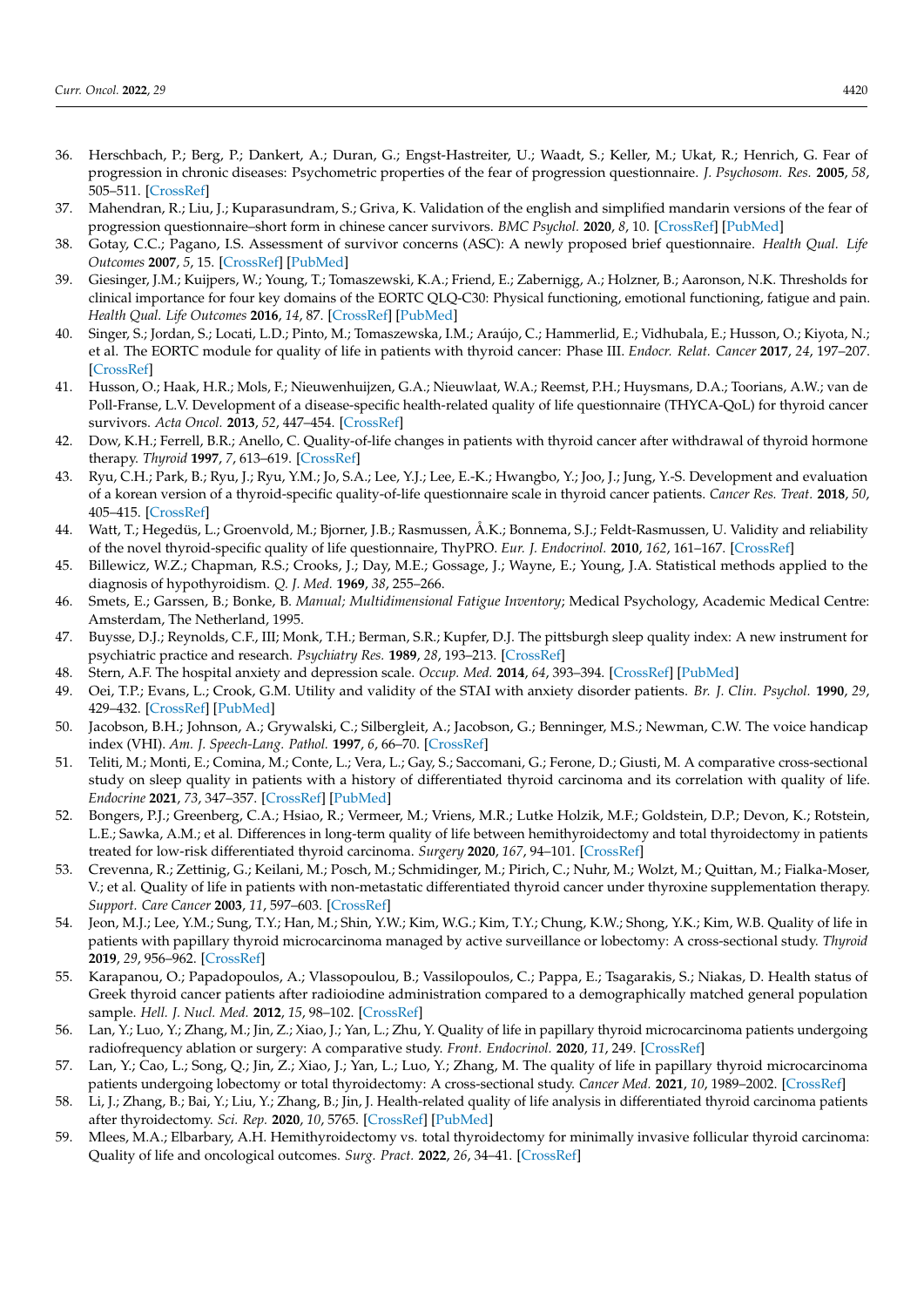36. Herschbach, P.; Berg, P.; Dankert, A.; Duran, G.; Engst-Hastreiter, U.; Waadt, S.; Keller, M.; Ukat, R.; Henrich, G. Fear of progression in chronic diseases: Psychometric properties of the fear of progression questionnaire. *J. Psychosom. Res.* **2005**, *58*, 505–511. [CrossRef]
37. Mahendran, R.; Liu, J.; Kuparasundram, S.; Griva, K. Validation of the english and simplified mandarin versions of the fear of progression questionnaire–short form in chinese cancer survivors. *BMC Psychol.* **2020**, *8*, 10. [CrossRef] [PubMed]
38. Gotay, C.C.; Pagano, I.S. Assessment of survivor concerns (ASC): A newly proposed brief questionnaire. *Health Qual. Life Outcomes* **2007**, *5*, 15. [CrossRef] [PubMed]
39. Giesinger, J.M.; Kuijpers, W.; Young, T.; Tomaszewski, K.A.; Friend, E.; Zabernigg, A.; Holzner, B.; Aaronson, N.K. Thresholds for clinical importance for four key domains of the EORTC QLQ-C30: Physical functioning, emotional functioning, fatigue and pain. *Health Qual. Life Outcomes* **2016**, *14*, 87. [CrossRef] [PubMed]
40. Singer, S.; Jordan, S.; Locati, L.D.; Pinto, M.; Tomaszewska, I.M.; Araújo, C.; Hammerlid, E.; Vidhubala, E.; Husson, O.; Kiyota, N.; et al. The EORTC module for quality of life in patients with thyroid cancer: Phase III. *Endocr. Relat. Cancer* **2017**, *24*, 197–207. [CrossRef]
41. Husson, O.; Haak, H.R.; Mols, F.; Nieuwenhuijzen, G.A.; Nieuwlaat, W.A.; Reemst, P.H.; Huysmans, D.A.; Toorians, A.W.; van de Poll-Franse, L.V. Development of a disease-specific health-related quality of life questionnaire (THYCA-QoL) for thyroid cancer survivors. *Acta Oncol.* **2013**, *52*, 447–454. [CrossRef]
42. Dow, K.H.; Ferrell, B.R.; Anello, C. Quality-of-life changes in patients with thyroid cancer after withdrawal of thyroid hormone therapy. *Thyroid* **1997**, *7*, 613–619. [CrossRef]
43. Ryu, C.H.; Park, B.; Ryu, J.; Ryu, Y.M.; Jo, S.A.; Lee, Y.J.; Lee, E.-K.; Hwangbo, Y.; Joo, J.; Jung, Y.-S. Development and evaluation of a korean version of a thyroid-specific quality-of-life questionnaire scale in thyroid cancer patients. *Cancer Res. Treat.* **2018**, *50*, 405–415. [CrossRef]
44. Watt, T.; Hegedüs, L.; Groenvold, M.; Bjorner, J.B.; Rasmussen, Å.K.; Bonnema, S.J.; Feldt-Rasmussen, U. Validity and reliability of the novel thyroid-specific quality of life questionnaire, ThyPRO. *Eur. J. Endocrinol.* **2010**, *162*, 161–167. [CrossRef]
45. Billewicz, W.Z.; Chapman, R.S.; Crooks, J.; Day, M.E.; Gossage, J.; Wayne, E.; Young, J.A. Statistical methods applied to the diagnosis of hypothyroidism. *Q. J. Med.* **1969**, *38*, 255–266.
46. Smets, E.; Garssen, B.; Bonke, B. *Manual; Multidimensional Fatigue Inventory*; Medical Psychology, Academic Medical Centre: Amsterdam, The Netherland, 1995.
47. Buysse, D.J.; Reynolds, C.F., III; Monk, T.H.; Berman, S.R.; Kupfer, D.J. The pittsburgh sleep quality index: A new instrument for psychiatric practice and research. *Psychiatry Res.* **1989**, *28*, 193–213. [CrossRef]
48. Stern, A.F. The hospital anxiety and depression scale. *Occup. Med.* **2014**, *64*, 393–394. [CrossRef] [PubMed]
49. Oei, T.P.; Evans, L.; Crook, G.M. Utility and validity of the STAI with anxiety disorder patients. *Br. J. Clin. Psychol.* **1990**, *29*, 429–432. [CrossRef] [PubMed]
50. Jacobson, B.H.; Johnson, A.; Grywalski, C.; Silbergleit, A.; Jacobson, G.; Benninger, M.S.; Newman, C.W. The voice handicap index (VHI). *Am. J. Speech-Lang. Pathol.* **1997**, *6*, 66–70. [CrossRef]
51. Teliti, M.; Monti, E.; Comina, M.; Conte, L.; Vera, L.; Gay, S.; Saccomani, G.; Ferone, D.; Giusti, M. A comparative cross-sectional study on sleep quality in patients with a history of differentiated thyroid carcinoma and its correlation with quality of life. *Endocrine* **2021**, *73*, 347–357. [CrossRef] [PubMed]
52. Bongers, P.J.; Greenberg, C.A.; Hsiao, R.; Vermeer, M.; Vriens, M.R.; Lutke Holzik, M.F.; Goldstein, D.P.; Devon, K.; Rotstein, L.E.; Sawka, A.M.; et al. Differences in long-term quality of life between hemithyroidectomy and total thyroidectomy in patients treated for low-risk differentiated thyroid carcinoma. *Surgery* **2020**, *167*, 94–101. [CrossRef]
53. Crevenna, R.; Zettinig, G.; Keilani, M.; Posch, M.; Schmidinger, M.; Pirich, C.; Nuhr, M.; Wolzt, M.; Quittan, M.; Fialka-Moser, V.; et al. Quality of life in patients with non-metastatic differentiated thyroid cancer under thyroxine supplementation therapy. *Support. Care Cancer* **2003**, *11*, 597–603. [CrossRef]
54. Jeon, M.J.; Lee, Y.M.; Sung, T.Y.; Han, M.; Shin, Y.W.; Kim, W.G.; Kim, T.Y.; Chung, K.W.; Shong, Y.K.; Kim, W.B. Quality of life in patients with papillary thyroid microcarcinoma managed by active surveillance or lobectomy: A cross-sectional study. *Thyroid* **2019**, *29*, 956–962. [CrossRef]
55. Karapanou, O.; Papadopoulos, A.; Vlassopoulou, B.; Vassilopoulos, C.; Pappa, E.; Tsagarakis, S.; Niakas, D. Health status of Greek thyroid cancer patients after radioiodine administration compared to a demographically matched general population sample. *Hell. J. Nucl. Med.* **2012**, *15*, 98–102. [CrossRef]
56. Lan, Y.; Luo, Y.; Zhang, M.; Jin, Z.; Xiao, J.; Yan, L.; Zhu, Y. Quality of life in papillary thyroid microcarcinoma patients undergoing radiofrequency ablation or surgery: A comparative study. *Front. Endocrinol.* **2020**, *11*, 249. [CrossRef]
57. Lan, Y.; Cao, L.; Song, Q.; Jin, Z.; Xiao, J.; Yan, L.; Luo, Y.; Zhang, M. The quality of life in papillary thyroid microcarcinoma patients undergoing lobectomy or total thyroidectomy: A cross-sectional study. *Cancer Med.* **2021**, *10*, 1989–2002. [CrossRef]
58. Li, J.; Zhang, B.; Bai, Y.; Liu, Y.; Zhang, B.; Jin, J. Health-related quality of life analysis in differentiated thyroid carcinoma patients after thyroidectomy. *Sci. Rep.* **2020**, *10*, 5765. [CrossRef] [PubMed]
59. Mlees, M.A.; Elbarbary, A.H. Hemithyroidectomy vs. total thyroidectomy for minimally invasive follicular thyroid carcinoma: Quality of life and oncological outcomes. *Surg. Pract.* **2022**, *26*, 34–41. [CrossRef]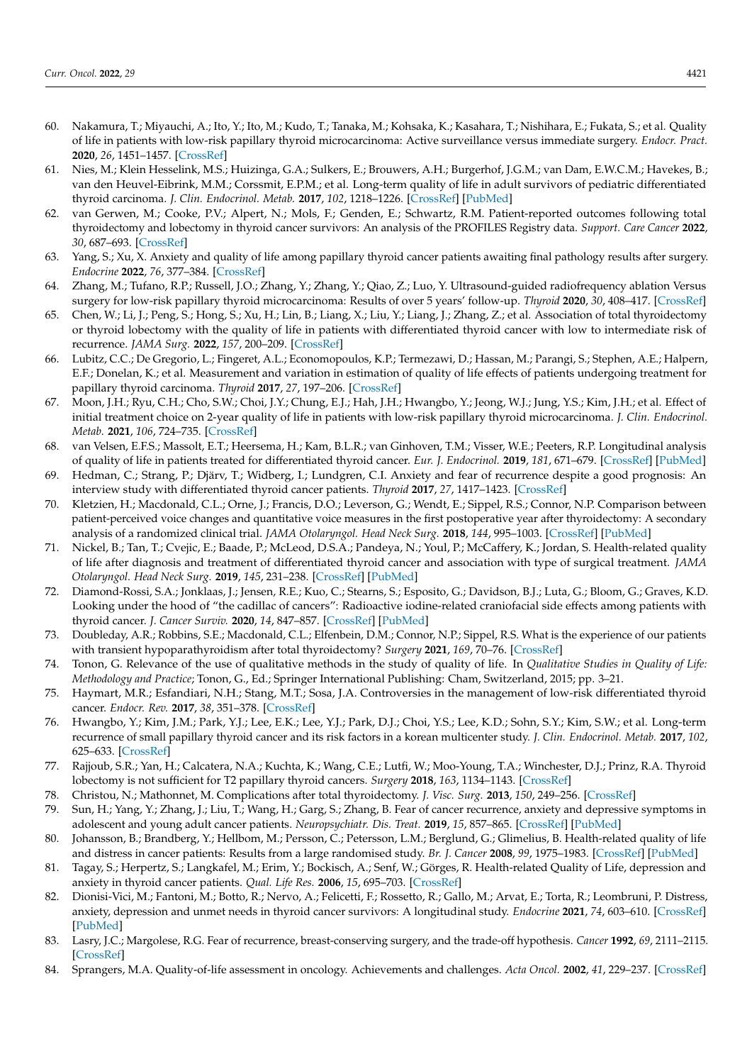60. Nakamura, T.; Miyauchi, A.; Ito, Y.; Ito, M.; Kudo, T.; Tanaka, M.; Kohsaka, K.; Kasahara, T.; Nishihara, E.; Fukata, S.; et al. Quality of life in patients with low-risk papillary thyroid microcarcinoma: Active surveillance versus immediate surgery. *Endocr. Pract.* **2020**, *26*, 1451–1457. [CrossRef]
61. Nies, M.; Klein Hesselink, M.S.; Huizinga, G.A.; Sulkers, E.; Brouwers, A.H.; Burgerhof, J.G.M.; van Dam, E.W.C.M.; Havekes, B.; van den Heuvel-Eibrink, M.M.; Corssmit, E.P.M.; et al. Long-term quality of life in adult survivors of pediatric differentiated thyroid carcinoma. *J. Clin. Endocrinol. Metab.* **2017**, *102*, 1218–1226. [CrossRef] [PubMed]
62. van Gerwen, M.; Cooke, P.V.; Alpert, N.; Mols, F.; Genden, E.; Schwartz, R.M. Patient-reported outcomes following total thyroidectomy and lobectomy in thyroid cancer survivors: An analysis of the PROFILES Registry data. *Support. Care Cancer* **2022**, *30*, 687–693. [CrossRef]
63. Yang, S.; Xu, X. Anxiety and quality of life among papillary thyroid cancer patients awaiting final pathology results after surgery. *Endocrine* **2022**, *76*, 377–384. [CrossRef]
64. Zhang, M.; Tufano, R.P.; Russell, J.O.; Zhang, Y.; Zhang, Y.; Qiao, Z.; Luo, Y. Ultrasound-guided radiofrequency ablation Versus surgery for low-risk papillary thyroid microcarcinoma: Results of over 5 years' follow-up. *Thyroid* **2020**, *30*, 408–417. [CrossRef]
65. Chen, W.; Li, J.; Peng, S.; Hong, S.; Xu, H.; Lin, B.; Liang, X.; Liu, Y.; Liang, J.; Zhang, Z.; et al. Association of total thyroidectomy or thyroid lobectomy with the quality of life in patients with differentiated thyroid cancer with low to intermediate risk of recurrence. *JAMA Surg.* **2022**, *157*, 200–209. [CrossRef]
66. Lubitz, C.C.; De Gregorio, L.; Fingeret, A.L.; Economopoulos, K.P.; Termezawi, D.; Hassan, M.; Parangi, S.; Stephen, A.E.; Halpern, E.F.; Donelan, K.; et al. Measurement and variation in estimation of quality of life effects of patients undergoing treatment for papillary thyroid carcinoma. *Thyroid* **2017**, *27*, 197–206. [CrossRef]
67. Moon, J.H.; Ryu, C.H.; Cho, S.W.; Choi, J.Y.; Chung, E.J.; Hah, J.H.; Hwangbo, Y.; Jeong, W.J.; Jung, Y.S.; Kim, J.H.; et al. Effect of initial treatment choice on 2-year quality of life in patients with low-risk papillary thyroid microcarcinoma. *J. Clin. Endocrinol. Metab.* **2021**, *106*, 724–735. [CrossRef]
68. van Velsen, E.F.S.; Massolt, E.T.; Heersema, H.; Kam, B.L.R.; van Ginhoven, T.M.; Visser, W.E.; Peeters, R.P. Longitudinal analysis of quality of life in patients treated for differentiated thyroid cancer. *Eur. J. Endocrinol.* **2019**, *181*, 671–679. [CrossRef] [PubMed]
69. Hedman, C.; Strang, P.; Djärv, T.; Widberg, I.; Lundgren, C.I. Anxiety and fear of recurrence despite a good prognosis: An interview study with differentiated thyroid cancer patients. *Thyroid* **2017**, *27*, 1417–1423. [CrossRef]
70. Kletzien, H.; Macdonald, C.L.; Orne, J.; Francis, D.O.; Leverson, G.; Wendt, E.; Sippel, R.S.; Connor, N.P. Comparison between patient-perceived voice changes and quantitative voice measures in the first postoperative year after thyroidectomy: A secondary analysis of a randomized clinical trial. *JAMA Otolaryngol. Head Neck Surg.* **2018**, *144*, 995–1003. [CrossRef] [PubMed]
71. Nickel, B.; Tan, T.; Cvejic, E.; Baade, P.; McLeod, D.S.A.; Pandeya, N.; Youl, P.; McCaffery, K.; Jordan, S. Health-related quality of life after diagnosis and treatment of differentiated thyroid cancer and association with type of surgical treatment. *JAMA Otolaryngol. Head Neck Surg.* **2019**, *145*, 231–238. [CrossRef] [PubMed]
72. Diamond-Rossi, S.A.; Jonklaas, J.; Jensen, R.E.; Kuo, C.; Stearns, S.; Esposito, G.; Davidson, B.J.; Luta, G.; Bloom, G.; Graves, K.D. Looking under the hood of "the cadillac of cancers": Radioactive iodine-related craniofacial side effects among patients with thyroid cancer. *J. Cancer Surviv.* **2020**, *14*, 847–857. [CrossRef] [PubMed]
73. Doubleday, A.R.; Robbins, S.E.; Macdonald, C.L.; Elfenbein, D.M.; Connor, N.P.; Sippel, R.S. What is the experience of our patients with transient hypoparathyroidism after total thyroidectomy? *Surgery* **2021**, *169*, 70–76. [CrossRef]
74. Tonon, G. Relevance of the use of qualitative methods in the study of quality of life. In *Qualitative Studies in Quality of Life: Methodology and Practice*; Tonon, G., Ed.; Springer International Publishing: Cham, Switzerland, 2015; pp. 3–21.
75. Haymart, M.R.; Esfandiari, N.H.; Stang, M.T.; Sosa, J.A. Controversies in the management of low-risk differentiated thyroid cancer. *Endocr. Rev.* **2017**, *38*, 351–378. [CrossRef]
76. Hwangbo, Y.; Kim, J.M.; Park, Y.J.; Lee, E.K.; Lee, Y.J.; Park, D.J.; Choi, Y.S.; Lee, K.D.; Sohn, S.Y.; Kim, S.W.; et al. Long-term recurrence of small papillary thyroid cancer and its risk factors in a korean multicenter study. *J. Clin. Endocrinol. Metab.* **2017**, *102*, 625–633. [CrossRef]
77. Rajjoub, S.R.; Yan, H.; Calcatera, N.A.; Kuchta, K.; Wang, C.E.; Lutfi, W.; Moo-Young, T.A.; Winchester, D.J.; Prinz, R.A. Thyroid lobectomy is not sufficient for T2 papillary thyroid cancers. *Surgery* **2018**, *163*, 1134–1143. [CrossRef]
78. Christou, N.; Mathonnet, M. Complications after total thyroidectomy. *J. Visc. Surg.* **2013**, *150*, 249–256. [CrossRef]
79. Sun, H.; Yang, Y.; Zhang, J.; Liu, T.; Wang, H.; Garg, S.; Zhang, B. Fear of cancer recurrence, anxiety and depressive symptoms in adolescent and young adult cancer patients. *Neuropsychiatr. Dis. Treat.* **2019**, *15*, 857–865. [CrossRef] [PubMed]
80. Johansson, B.; Brandberg, Y.; Hellbom, M.; Persson, C.; Petersson, L.M.; Berglund, G.; Glimelius, B. Health-related quality of life and distress in cancer patients: Results from a large randomised study. *Br. J. Cancer* **2008**, *99*, 1975–1983. [CrossRef] [PubMed]
81. Tagay, S.; Herpertz, S.; Langkafel, M.; Erim, Y.; Bockisch, A.; Senf, W.; Görges, R. Health-related Quality of Life, depression and anxiety in thyroid cancer patients. *Qual. Life Res.* **2006**, *15*, 695–703. [CrossRef]
82. Dionisi-Vici, M.; Fantoni, M.; Botto, R.; Nervo, A.; Felicetti, F.; Rossetto, R.; Gallo, M.; Arvat, E.; Torta, R.; Leombruni, P. Distress, anxiety, depression and unmet needs in thyroid cancer survivors: A longitudinal study. *Endocrine* **2021**, *74*, 603–610. [CrossRef] [PubMed]
83. Lasry, J.C.; Margolese, R.G. Fear of recurrence, breast-conserving surgery, and the trade-off hypothesis. *Cancer* **1992**, *69*, 2111–2115. [CrossRef]
84. Sprangers, M.A. Quality-of-life assessment in oncology. Achievements and challenges. *Acta Oncol.* **2002**, *41*, 229–237. [CrossRef]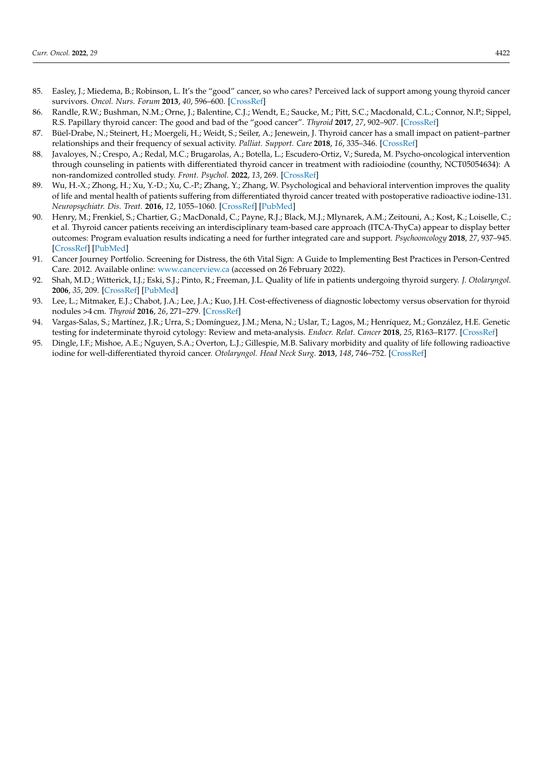85. Easley, J.; Miedema, B.; Robinson, L. It's the "good" cancer, so who cares? Perceived lack of support among young thyroid cancer survivors. *Oncol. Nurs. Forum* **2013**, *40*, 596–600. [CrossRef]
86. Randle, R.W.; Bushman, N.M.; Orne, J.; Balentine, C.J.; Wendt, E.; Saucke, M.; Pitt, S.C.; Macdonald, C.L.; Connor, N.P.; Sippel, R.S. Papillary thyroid cancer: The good and bad of the "good cancer". *Thyroid* **2017**, *27*, 902–907. [CrossRef]
87. Büel-Drabe, N.; Steinert, H.; Moergeli, H.; Weidt, S.; Seiler, A.; Jenewein, J. Thyroid cancer has a small impact on patient–partner relationships and their frequency of sexual activity. *Palliat. Support. Care* **2018**, *16*, 335–346. [CrossRef]
88. Javaloyes, N.; Crespo, A.; Redal, M.C.; Brugarolas, A.; Botella, L.; Escudero-Ortiz, V.; Sureda, M. Psycho-oncological intervention through counseling in patients with differentiated thyroid cancer in treatment with radioiodine (counthy, NCT05054634): A non-randomized controlled study. *Front. Psychol.* **2022**, *13*, 269. [CrossRef]
89. Wu, H.-X.; Zhong, H.; Xu, Y.-D.; Xu, C.-P.; Zhang, Y.; Zhang, W. Psychological and behavioral intervention improves the quality of life and mental health of patients suffering from differentiated thyroid cancer treated with postoperative radioactive iodine-131. *Neuropsychiatr. Dis. Treat.* **2016**, *12*, 1055–1060. [CrossRef] [PubMed]
90. Henry, M.; Frenkiel, S.; Chartier, G.; MacDonald, C.; Payne, R.J.; Black, M.J.; Mlynarek, A.M.; Zeitouni, A.; Kost, K.; Loiselle, C.; et al. Thyroid cancer patients receiving an interdisciplinary team-based care approach (ITCA-ThyCa) appear to display better outcomes: Program evaluation results indicating a need for further integrated care and support. *Psychooncology* **2018**, *27*, 937–945. [CrossRef] [PubMed]
91. Cancer Journey Portfolio. Screening for Distress, the 6th Vital Sign: A Guide to Implementing Best Practices in Person-Centred Care. 2012. Available online: www.cancerview.ca (accessed on 26 February 2022).
92. Shah, M.D.; Witterick, I.J.; Eski, S.J.; Pinto, R.; Freeman, J.L. Quality of life in patients undergoing thyroid surgery. *J. Otolaryngol.* **2006**, *35*, 209. [CrossRef] [PubMed]
93. Lee, L.; Mitmaker, E.J.; Chabot, J.A.; Lee, J.A.; Kuo, J.H. Cost-effectiveness of diagnostic lobectomy versus observation for thyroid nodules >4 cm. *Thyroid* **2016**, *26*, 271–279. [CrossRef]
94. Vargas-Salas, S.; Martínez, J.R.; Urra, S.; Domínguez, J.M.; Mena, N.; Uslar, T.; Lagos, M.; Henríquez, M.; González, H.E. Genetic testing for indeterminate thyroid cytology: Review and meta-analysis. *Endocr. Relat. Cancer* **2018**, *25*, R163–R177. [CrossRef]
95. Dingle, I.F.; Mishoe, A.E.; Nguyen, S.A.; Overton, L.J.; Gillespie, M.B. Salivary morbidity and quality of life following radioactive iodine for well-differentiated thyroid cancer. *Otolaryngol. Head Neck Surg.* **2013**, *148*, 746–752. [CrossRef]